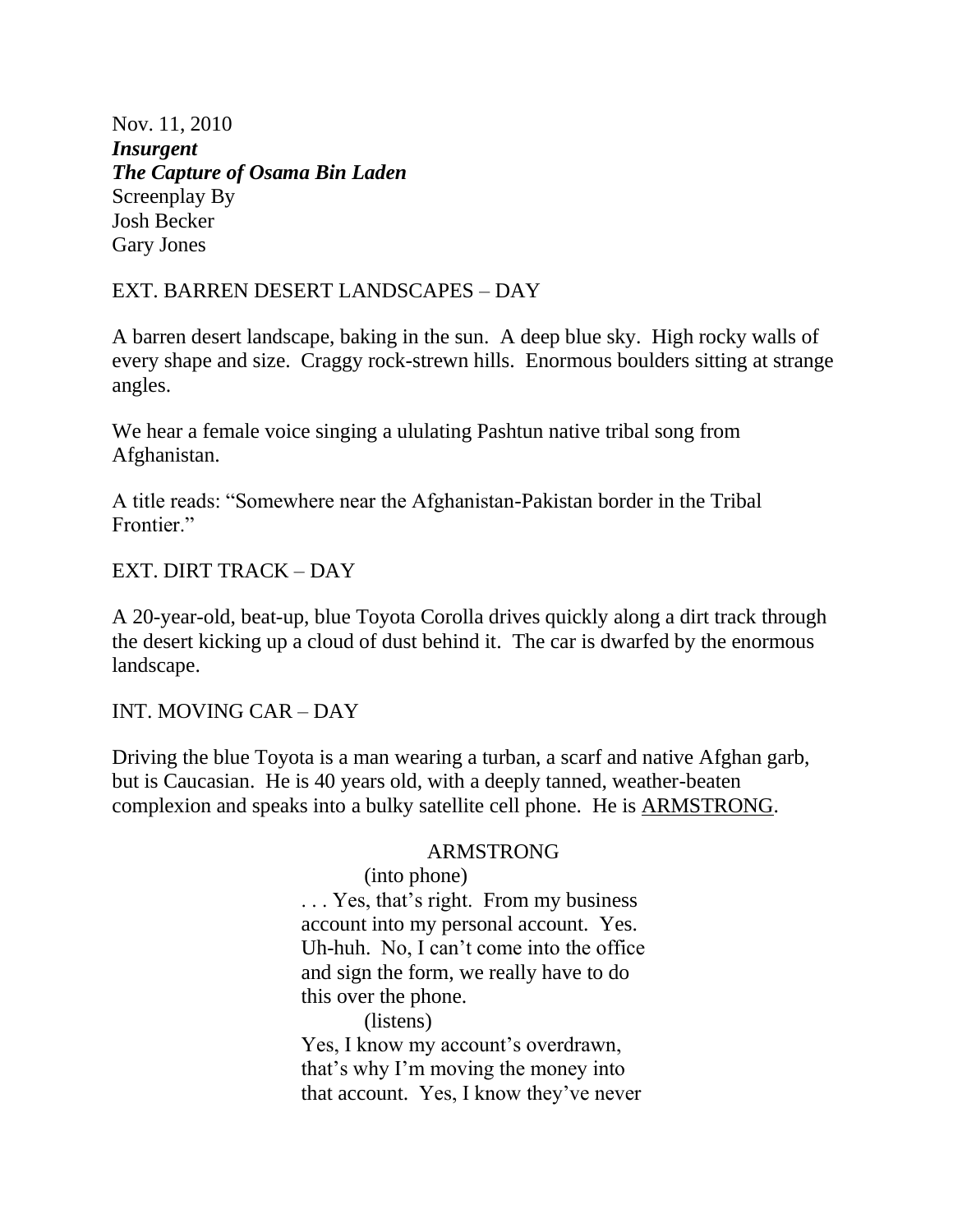Nov. 11, 2010
***Insurgent***
***The Capture of Osama Bin Laden***
Screenplay By
Josh Becker
Gary Jones

EXT. BARREN DESERT LANDSCAPES – DAY

A barren desert landscape, baking in the sun. A deep blue sky. High rocky walls of every shape and size. Craggy rock-strewn hills. Enormous boulders sitting at strange angles.

We hear a female voice singing a ululating Pashtun native tribal song from Afghanistan.

A title reads: "Somewhere near the Afghanistan-Pakistan border in the Tribal Frontier."

EXT. DIRT TRACK – DAY

A 20-year-old, beat-up, blue Toyota Corolla drives quickly along a dirt track through the desert kicking up a cloud of dust behind it. The car is dwarfed by the enormous landscape.

INT. MOVING CAR – DAY

Driving the blue Toyota is a man wearing a turban, a scarf and native Afghan garb, but is Caucasian. He is 40 years old, with a deeply tanned, weather-beaten complexion and speaks into a bulky satellite cell phone. He is <u>ARMSTRONG</u>.

ARMSTRONG
(into phone)
. . . Yes, that's right. From my business account into my personal account. Yes. Uh-huh. No, I can't come into the office and sign the form, we really have to do this over the phone.
(listens)
Yes, I know my account's overdrawn, that's why I'm moving the money into that account. Yes, I know they've never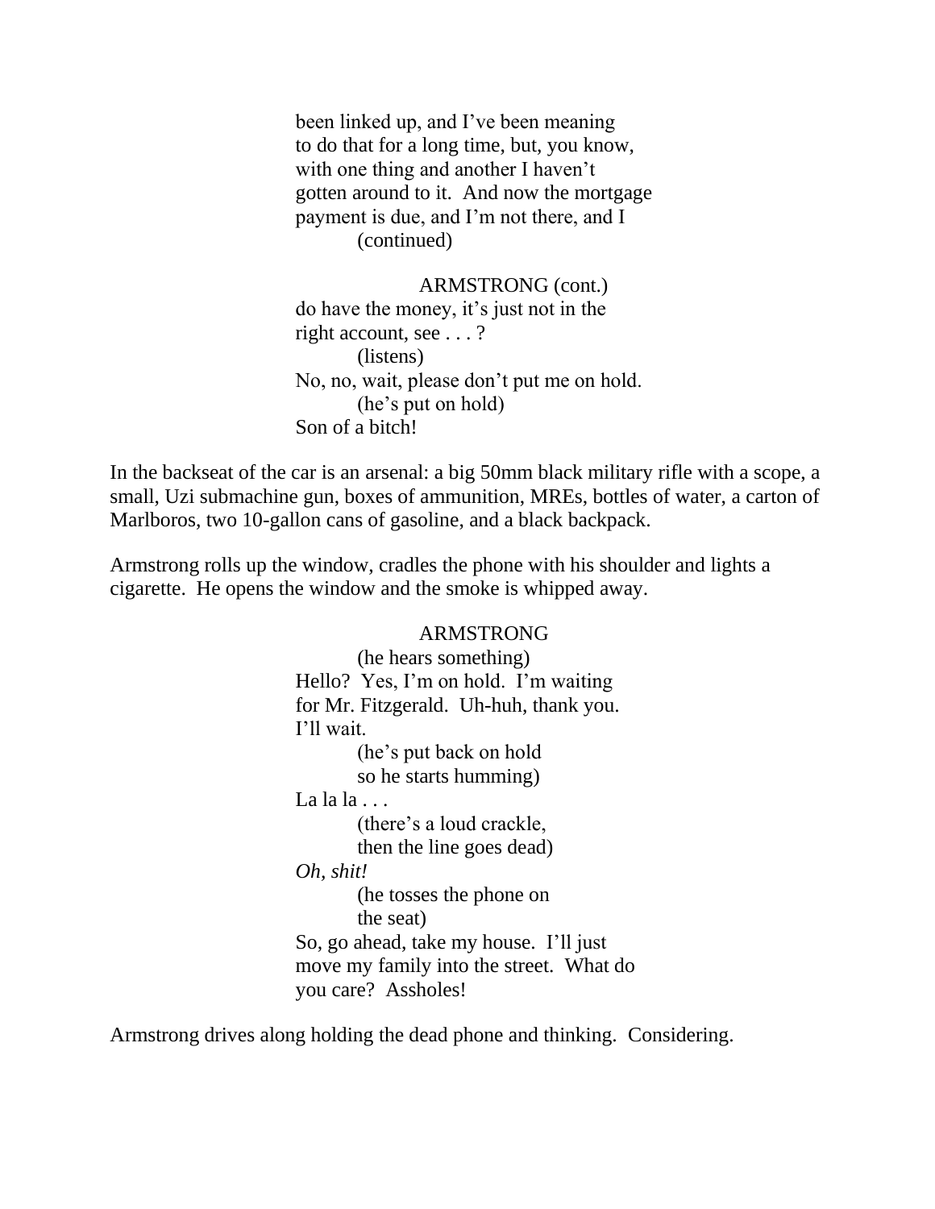been linked up, and I've been meaning
to do that for a long time, but, you know,
with one thing and another I haven't
gotten around to it. And now the mortgage
payment is due, and I'm not there, and I
(continued)

ARMSTRONG (cont.)
do have the money, it's just not in the
right account, see . . . ?
(listens)
No, no, wait, please don't put me on hold.
(he's put on hold)
Son of a bitch!

In the backseat of the car is an arsenal: a big 50mm black military rifle with a scope, a small, Uzi submachine gun, boxes of ammunition, MREs, bottles of water, a carton of Marlboros, two 10-gallon cans of gasoline, and a black backpack.

Armstrong rolls up the window, cradles the phone with his shoulder and lights a cigarette. He opens the window and the smoke is whipped away.

ARMSTRONG
(he hears something)
Hello? Yes, I'm on hold. I'm waiting
for Mr. Fitzgerald. Uh-huh, thank you.
I'll wait.
(he's put back on hold
so he starts humming)
La la la . . .
(there's a loud crackle,
then the line goes dead)
*Oh, shit!*
(he tosses the phone on
the seat)
So, go ahead, take my house. I'll just
move my family into the street. What do
you care? Assholes!

Armstrong drives along holding the dead phone and thinking. Considering.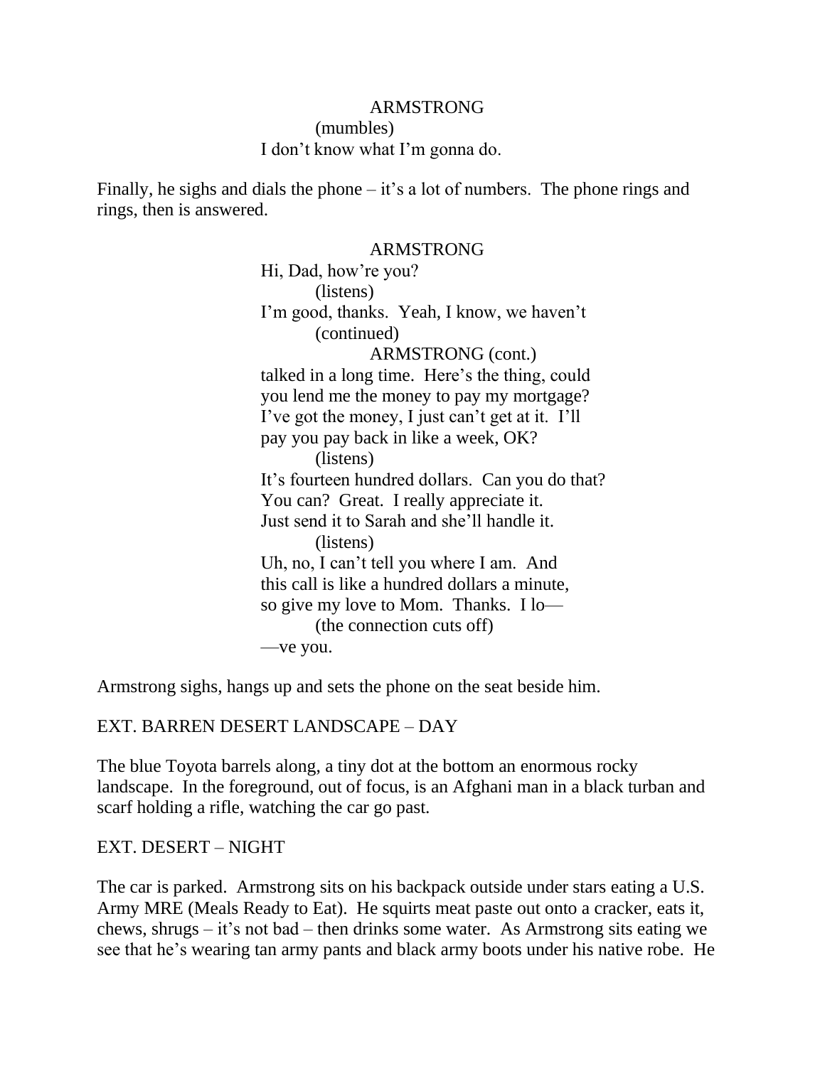ARMSTRONG
(mumbles)
I don't know what I'm gonna do.

Finally, he sighs and dials the phone – it's a lot of numbers. The phone rings and rings, then is answered.

ARMSTRONG
Hi, Dad, how're you?
(listens)
I'm good, thanks. Yeah, I know, we haven't
(continued)
ARMSTRONG (cont.)
talked in a long time. Here's the thing, could you lend me the money to pay my mortgage? I've got the money, I just can't get at it. I'll pay you pay back in like a week, OK?
(listens)
It's fourteen hundred dollars. Can you do that? You can? Great. I really appreciate it. Just send it to Sarah and she'll handle it.
(listens)
Uh, no, I can't tell you where I am. And this call is like a hundred dollars a minute, so give my love to Mom. Thanks. I lo—
(the connection cuts off)
—ve you.

Armstrong sighs, hangs up and sets the phone on the seat beside him.

EXT. BARREN DESERT LANDSCAPE – DAY

The blue Toyota barrels along, a tiny dot at the bottom an enormous rocky landscape. In the foreground, out of focus, is an Afghani man in a black turban and scarf holding a rifle, watching the car go past.

EXT. DESERT – NIGHT

The car is parked. Armstrong sits on his backpack outside under stars eating a U.S. Army MRE (Meals Ready to Eat). He squirts meat paste out onto a cracker, eats it, chews, shrugs – it's not bad – then drinks some water. As Armstrong sits eating we see that he's wearing tan army pants and black army boots under his native robe. He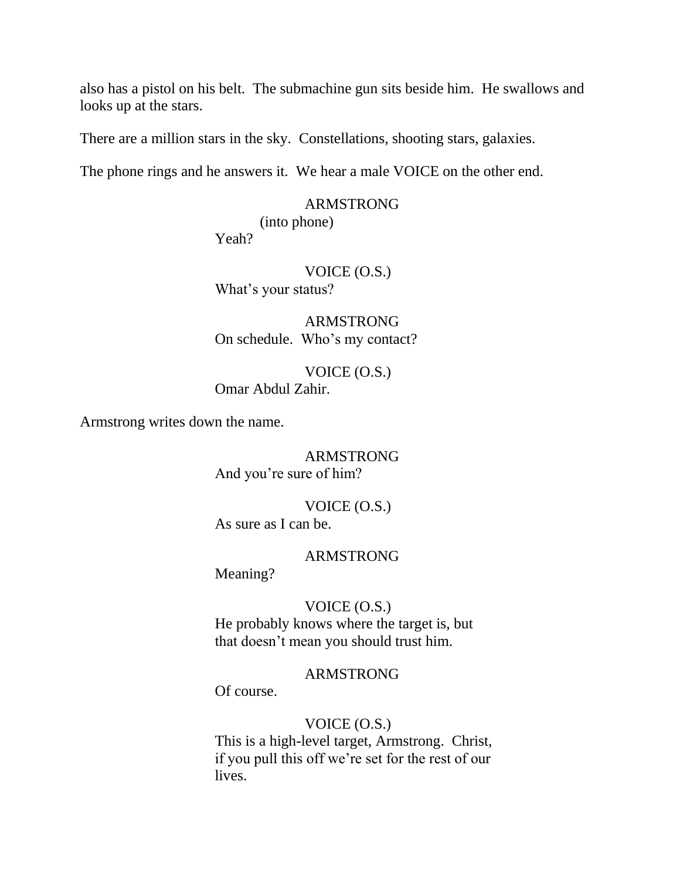also has a pistol on his belt. The submachine gun sits beside him. He swallows and looks up at the stars.

There are a million stars in the sky. Constellations, shooting stars, galaxies.

The phone rings and he answers it. We hear a male VOICE on the other end.

ARMSTRONG
(into phone)
Yeah?

VOICE (O.S.)
What's your status?

ARMSTRONG
On schedule. Who's my contact?

VOICE (O.S.)
Omar Abdul Zahir.

Armstrong writes down the name.

ARMSTRONG
And you're sure of him?

VOICE (O.S.)
As sure as I can be.

ARMSTRONG
Meaning?

VOICE (O.S.)
He probably knows where the target is, but that doesn't mean you should trust him.

ARMSTRONG
Of course.

VOICE (O.S.)
This is a high-level target, Armstrong. Christ, if you pull this off we're set for the rest of our lives.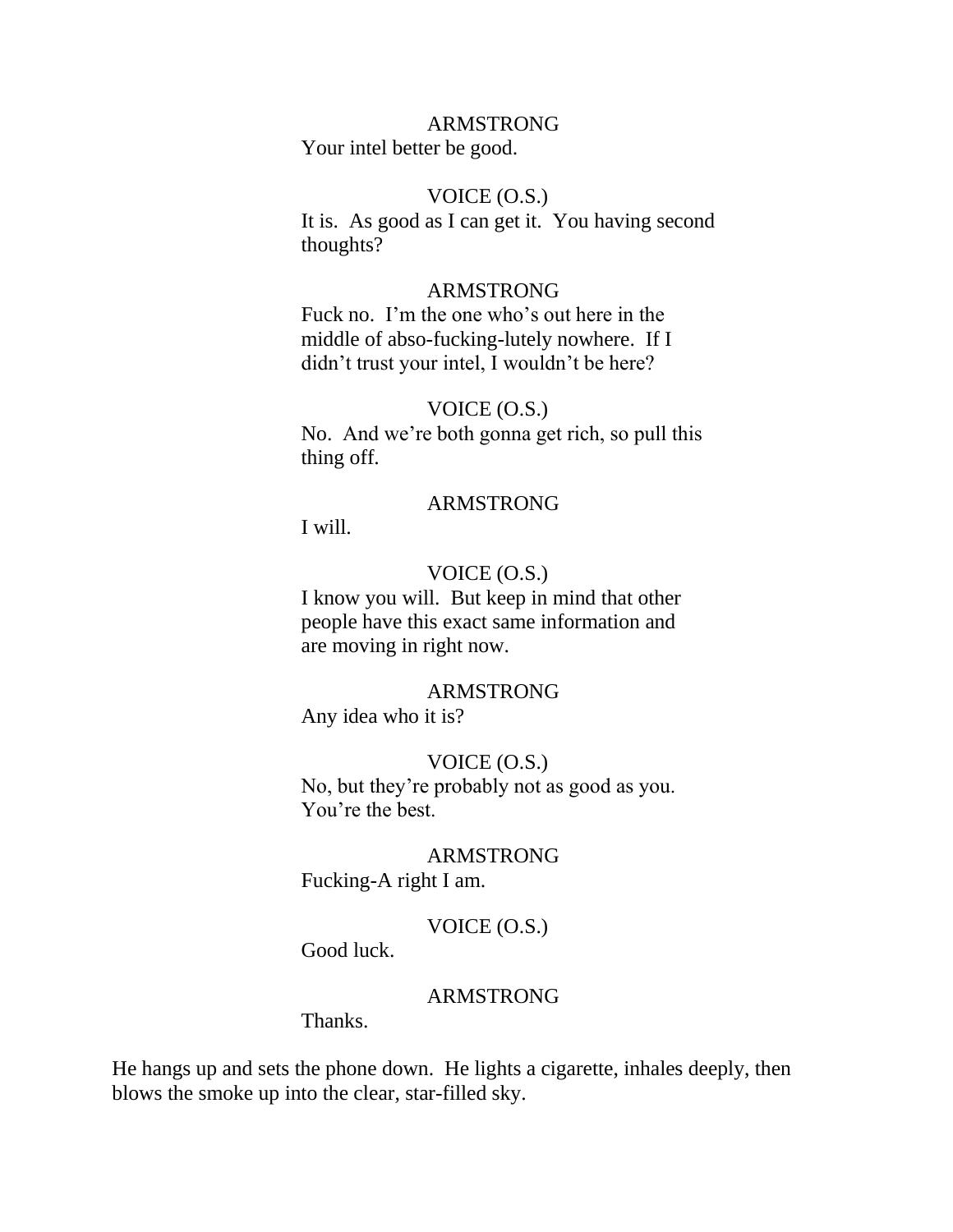ARMSTRONG
Your intel better be good.

VOICE (O.S.)
It is. As good as I can get it. You having second thoughts?

ARMSTRONG
Fuck no. I'm the one who's out here in the middle of abso-fucking-lutely nowhere. If I didn't trust your intel, I wouldn't be here?

VOICE (O.S.)
No. And we're both gonna get rich, so pull this thing off.

ARMSTRONG
I will.

VOICE (O.S.)
I know you will. But keep in mind that other people have this exact same information and are moving in right now.

ARMSTRONG
Any idea who it is?

VOICE (O.S.)
No, but they're probably not as good as you. You're the best.

ARMSTRONG
Fucking-A right I am.

VOICE (O.S.)
Good luck.

ARMSTRONG
Thanks.

He hangs up and sets the phone down. He lights a cigarette, inhales deeply, then blows the smoke up into the clear, star-filled sky.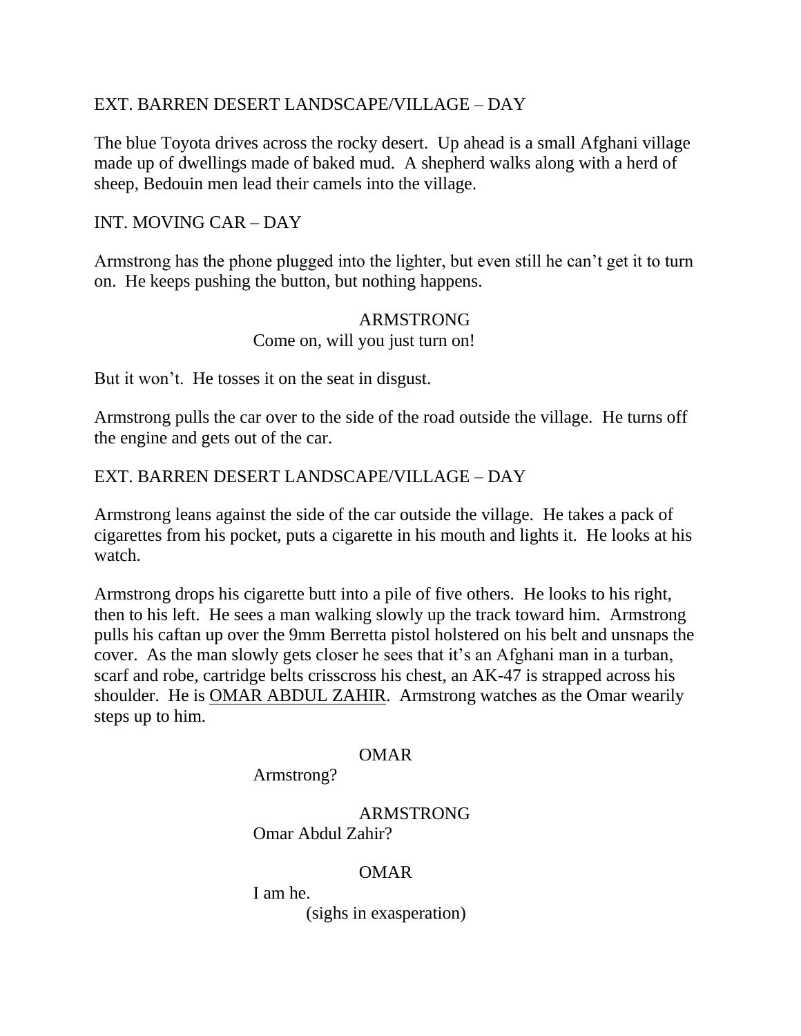EXT. BARREN DESERT LANDSCAPE/VILLAGE – DAY

The blue Toyota drives across the rocky desert. Up ahead is a small Afghani village made up of dwellings made of baked mud. A shepherd walks along with a herd of sheep, Bedouin men lead their camels into the village.

INT. MOVING CAR – DAY

Armstrong has the phone plugged into the lighter, but even still he can't get it to turn on. He keeps pushing the button, but nothing happens.

ARMSTRONG
Come on, will you just turn on!

But it won't. He tosses it on the seat in disgust.

Armstrong pulls the car over to the side of the road outside the village. He turns off the engine and gets out of the car.

EXT. BARREN DESERT LANDSCAPE/VILLAGE – DAY

Armstrong leans against the side of the car outside the village. He takes a pack of cigarettes from his pocket, puts a cigarette in his mouth and lights it. He looks at his watch.

Armstrong drops his cigarette butt into a pile of five others. He looks to his right, then to his left. He sees a man walking slowly up the track toward him. Armstrong pulls his caftan up over the 9mm Berretta pistol holstered on his belt and unsnaps the cover. As the man slowly gets closer he sees that it's an Afghani man in a turban, scarf and robe, cartridge belts crisscross his chest, an AK-47 is strapped across his shoulder. He is <u>OMAR ABDUL ZAHIR</u>. Armstrong watches as the Omar wearily steps up to him.

OMAR
Armstrong?

ARMSTRONG
Omar Abdul Zahir?

OMAR
I am he.
(sighs in exasperation)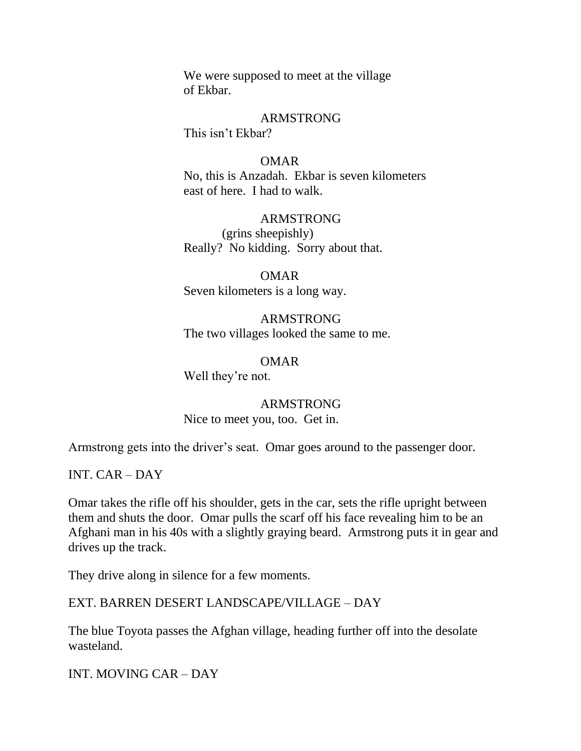We were supposed to meet at the village of Ekbar.

ARMSTRONG
This isn't Ekbar?

OMAR
No, this is Anzadah. Ekbar is seven kilometers east of here. I had to walk.

ARMSTRONG
(grins sheepishly)
Really? No kidding. Sorry about that.

OMAR
Seven kilometers is a long way.

ARMSTRONG
The two villages looked the same to me.

OMAR
Well they're not.

ARMSTRONG
Nice to meet you, too. Get in.

Armstrong gets into the driver's seat. Omar goes around to the passenger door.

INT. CAR – DAY

Omar takes the rifle off his shoulder, gets in the car, sets the rifle upright between them and shuts the door. Omar pulls the scarf off his face revealing him to be an Afghani man in his 40s with a slightly graying beard. Armstrong puts it in gear and drives up the track.

They drive along in silence for a few moments.

EXT. BARREN DESERT LANDSCAPE/VILLAGE – DAY

The blue Toyota passes the Afghan village, heading further off into the desolate wasteland.

INT. MOVING CAR – DAY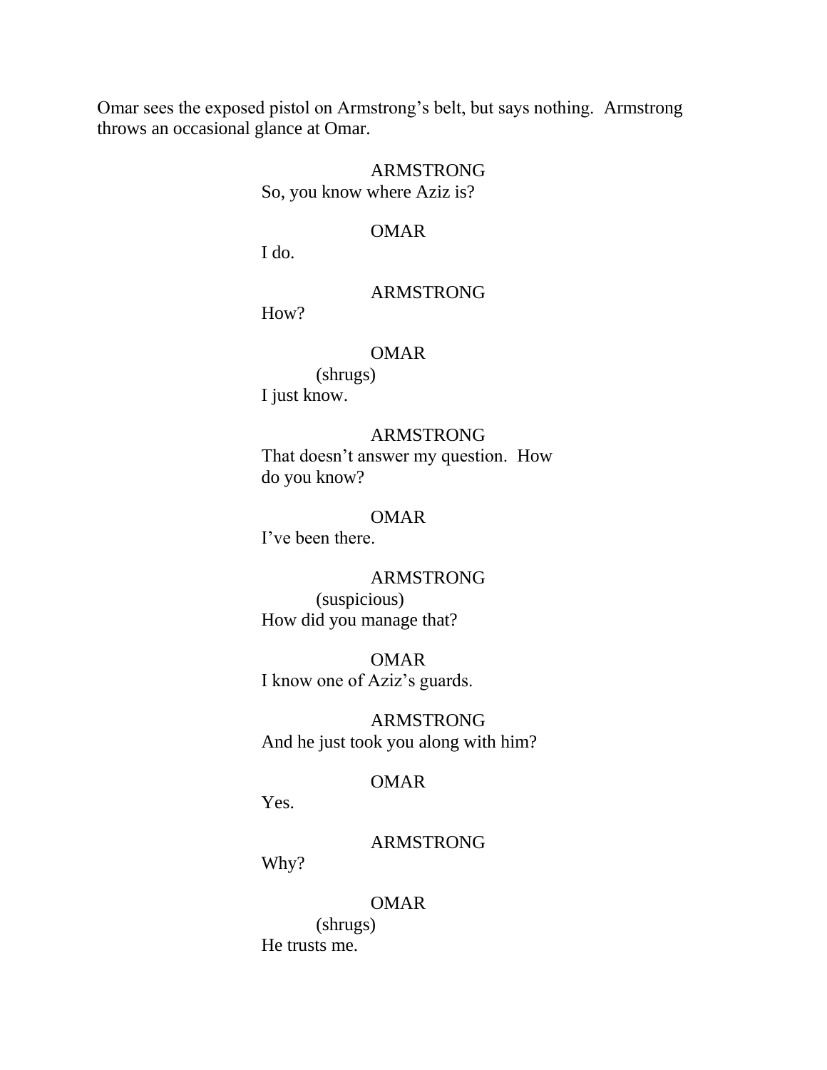Omar sees the exposed pistol on Armstrong's belt, but says nothing. Armstrong throws an occasional glance at Omar.

ARMSTRONG
So, you know where Aziz is?

OMAR
I do.

ARMSTRONG
How?

OMAR
(shrugs)
I just know.

ARMSTRONG
That doesn't answer my question. How do you know?

OMAR
I've been there.

ARMSTRONG
(suspicious)
How did you manage that?

OMAR
I know one of Aziz's guards.

ARMSTRONG
And he just took you along with him?

OMAR
Yes.

ARMSTRONG
Why?

OMAR
(shrugs)
He trusts me.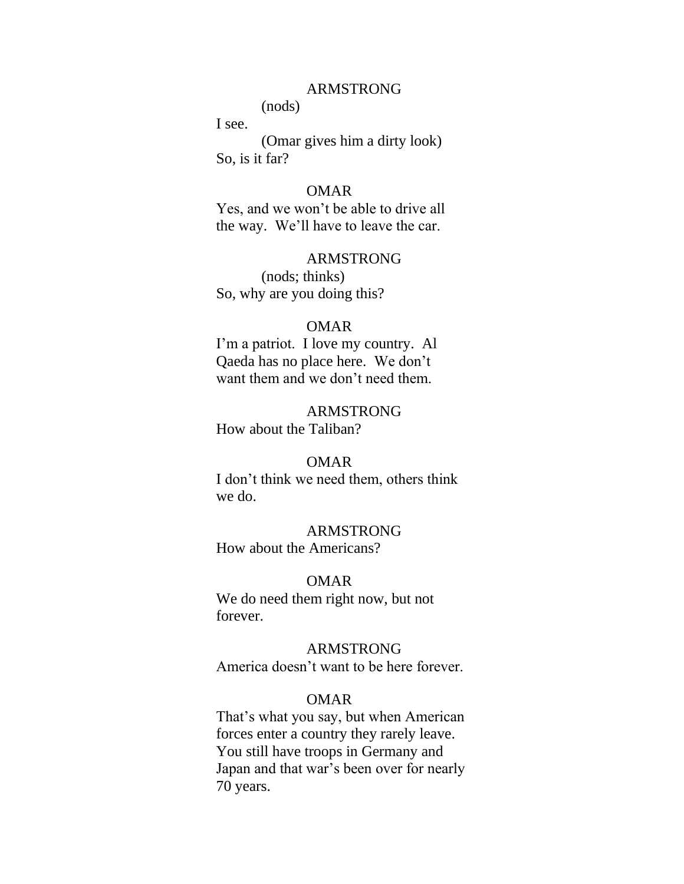ARMSTRONG

(nods)

I see.

(Omar gives him a dirty look)

So, is it far?

OMAR

Yes, and we won't be able to drive all the way. We'll have to leave the car.

ARMSTRONG

(nods; thinks)

So, why are you doing this?

OMAR

I'm a patriot. I love my country. Al Qaeda has no place here. We don't want them and we don't need them.

ARMSTRONG

How about the Taliban?

OMAR

I don't think we need them, others think we do.

ARMSTRONG

How about the Americans?

OMAR

We do need them right now, but not forever.

ARMSTRONG

America doesn't want to be here forever.

OMAR

That's what you say, but when American forces enter a country they rarely leave. You still have troops in Germany and Japan and that war's been over for nearly 70 years.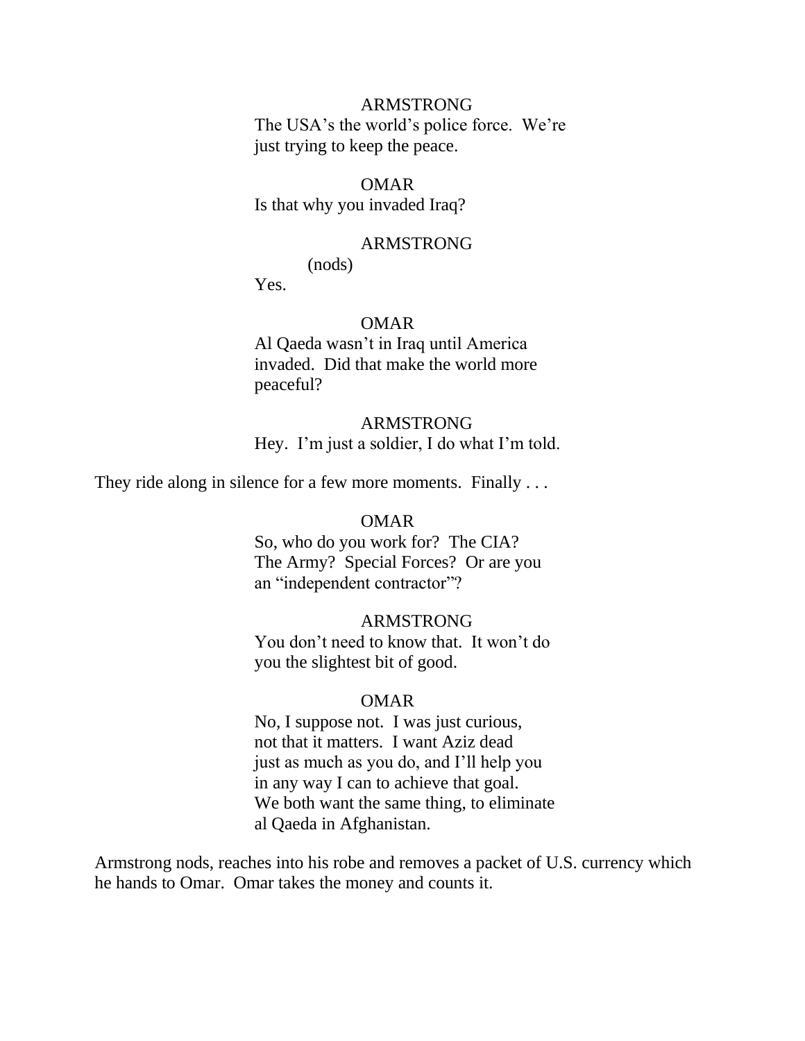ARMSTRONG

The USA's the world's police force. We're just trying to keep the peace.

OMAR

Is that why you invaded Iraq?

ARMSTRONG

(nods)

Yes.

OMAR

Al Qaeda wasn't in Iraq until America invaded. Did that make the world more peaceful?

ARMSTRONG

Hey. I'm just a soldier, I do what I'm told.

They ride along in silence for a few more moments. Finally . . .

OMAR

So, who do you work for? The CIA? The Army? Special Forces? Or are you an "independent contractor"?

ARMSTRONG

You don't need to know that. It won't do you the slightest bit of good.

OMAR

No, I suppose not. I was just curious, not that it matters. I want Aziz dead just as much as you do, and I'll help you in any way I can to achieve that goal. We both want the same thing, to eliminate al Qaeda in Afghanistan.

Armstrong nods, reaches into his robe and removes a packet of U.S. currency which he hands to Omar. Omar takes the money and counts it.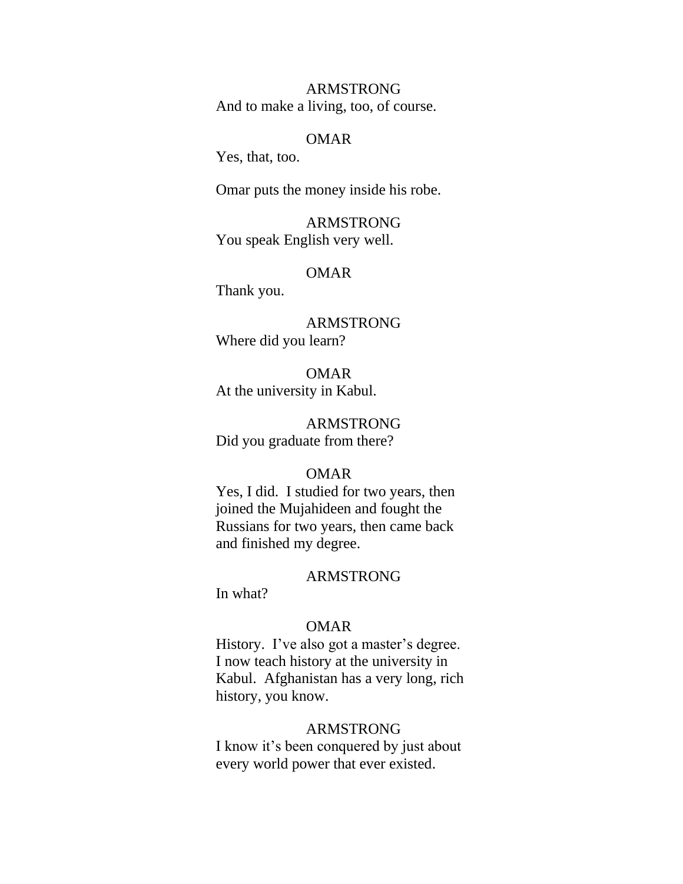ARMSTRONG
And to make a living, too, of course.

OMAR
Yes, that, too.

Omar puts the money inside his robe.

ARMSTRONG
You speak English very well.

OMAR
Thank you.

ARMSTRONG
Where did you learn?

OMAR
At the university in Kabul.

ARMSTRONG
Did you graduate from there?

OMAR
Yes, I did. I studied for two years, then joined the Mujahideen and fought the Russians for two years, then came back and finished my degree.

ARMSTRONG
In what?

OMAR
History. I've also got a master's degree. I now teach history at the university in Kabul. Afghanistan has a very long, rich history, you know.

ARMSTRONG
I know it's been conquered by just about every world power that ever existed.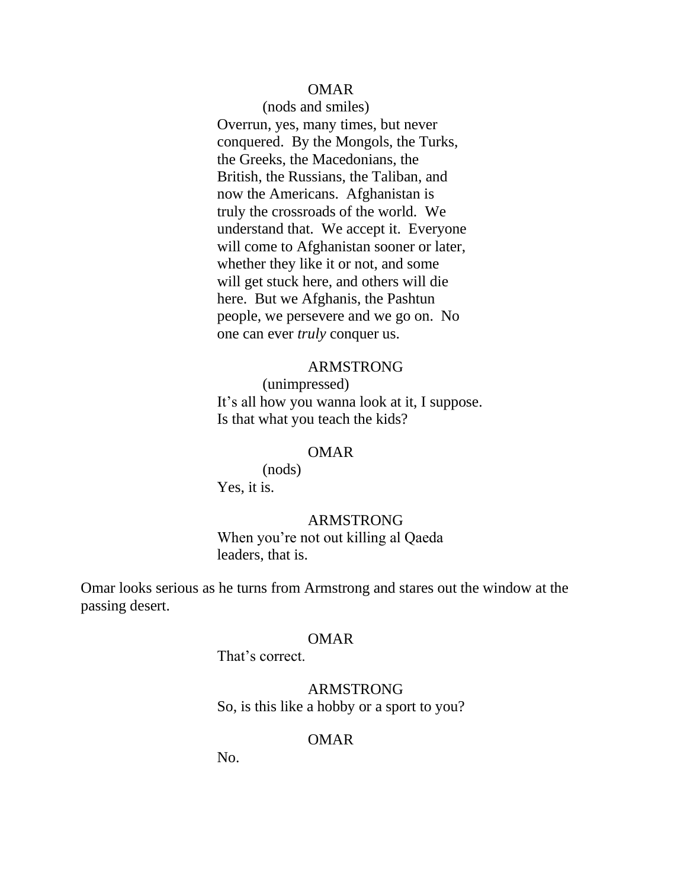OMAR

(nods and smiles)

Overrun, yes, many times, but never conquered. By the Mongols, the Turks, the Greeks, the Macedonians, the British, the Russians, the Taliban, and now the Americans. Afghanistan is truly the crossroads of the world. We understand that. We accept it. Everyone will come to Afghanistan sooner or later, whether they like it or not, and some will get stuck here, and others will die here. But we Afghanis, the Pashtun people, we persevere and we go on. No one can ever *truly* conquer us.

ARMSTRONG

(unimpressed)

It's all how you wanna look at it, I suppose. Is that what you teach the kids?

OMAR

(nods)

Yes, it is.

ARMSTRONG

When you're not out killing al Qaeda leaders, that is.

Omar looks serious as he turns from Armstrong and stares out the window at the passing desert.

OMAR

That's correct.

ARMSTRONG

So, is this like a hobby or a sport to you?

OMAR

No.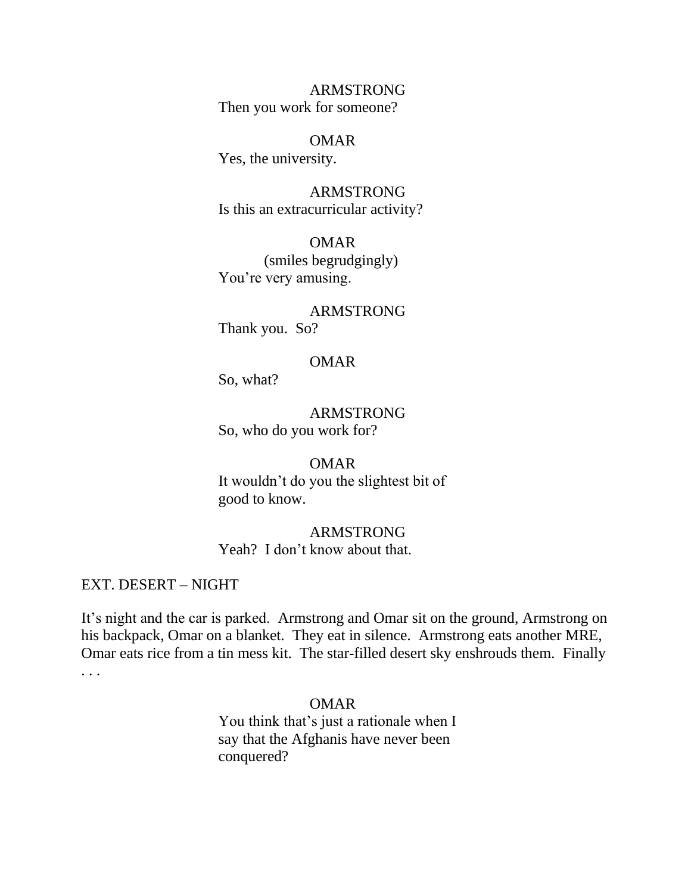ARMSTRONG
Then you work for someone?

OMAR
Yes, the university.

ARMSTRONG
Is this an extracurricular activity?

OMAR
(smiles begrudgingly)
You're very amusing.

ARMSTRONG
Thank you. So?

OMAR
So, what?

ARMSTRONG
So, who do you work for?

OMAR
It wouldn't do you the slightest bit of good to know.

ARMSTRONG
Yeah? I don't know about that.

EXT. DESERT – NIGHT

It's night and the car is parked. Armstrong and Omar sit on the ground, Armstrong on his backpack, Omar on a blanket. They eat in silence. Armstrong eats another MRE, Omar eats rice from a tin mess kit. The star-filled desert sky enshrouds them. Finally . . .

OMAR
You think that's just a rationale when I say that the Afghanis have never been conquered?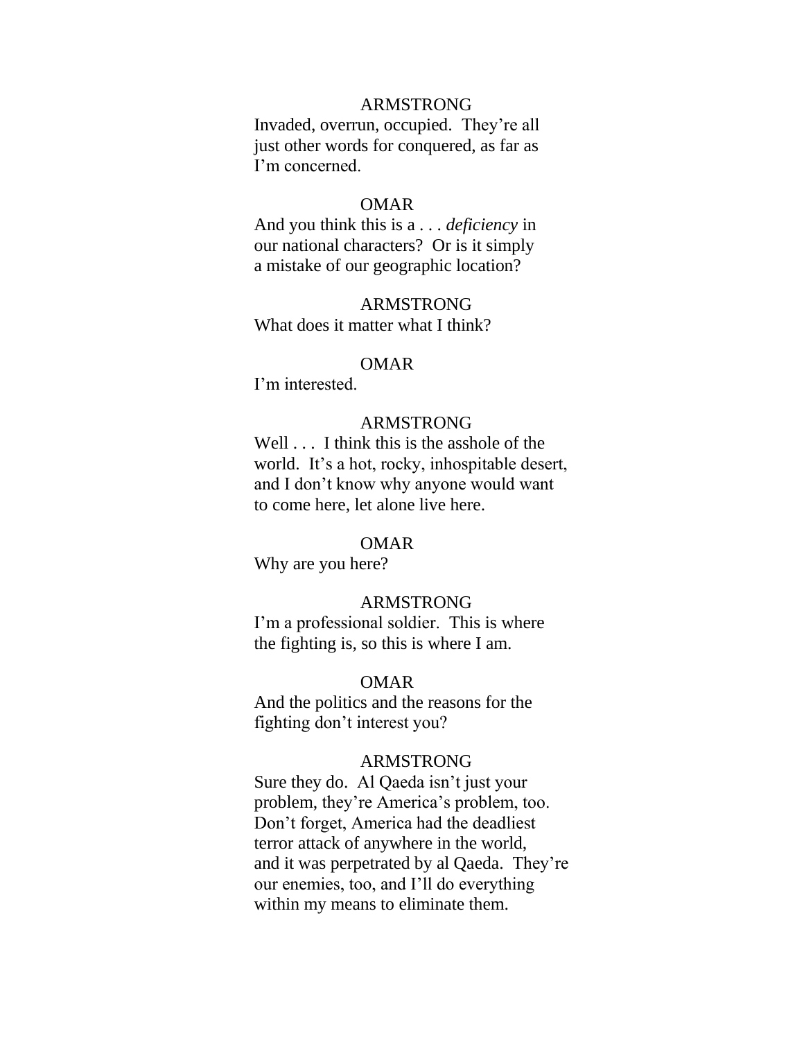ARMSTRONG

Invaded, overrun, occupied. They're all just other words for conquered, as far as I'm concerned.

OMAR

And you think this is a . . . *deficiency* in our national characters? Or is it simply a mistake of our geographic location?

ARMSTRONG

What does it matter what I think?

OMAR

I'm interested.

ARMSTRONG

Well . . . I think this is the asshole of the world. It's a hot, rocky, inhospitable desert, and I don't know why anyone would want to come here, let alone live here.

OMAR

Why are you here?

ARMSTRONG

I'm a professional soldier. This is where the fighting is, so this is where I am.

OMAR

And the politics and the reasons for the fighting don't interest you?

ARMSTRONG

Sure they do. Al Qaeda isn't just your problem, they're America's problem, too. Don't forget, America had the deadliest terror attack of anywhere in the world, and it was perpetrated by al Qaeda. They're our enemies, too, and I'll do everything within my means to eliminate them.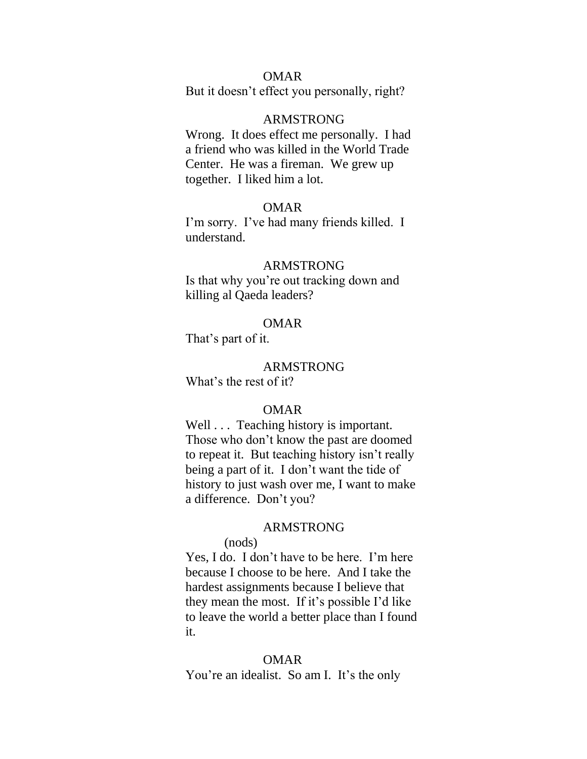OMAR

But it doesn’t effect you personally, right?

ARMSTRONG

Wrong. It does effect me personally. I had a friend who was killed in the World Trade Center. He was a fireman. We grew up together. I liked him a lot.

OMAR

I’m sorry. I’ve had many friends killed. I understand.

ARMSTRONG

Is that why you’re out tracking down and killing al Qaeda leaders?

OMAR

That’s part of it.

ARMSTRONG

What’s the rest of it?

OMAR

Well . . . Teaching history is important. Those who don’t know the past are doomed to repeat it. But teaching history isn’t really being a part of it. I don’t want the tide of history to just wash over me, I want to make a difference. Don’t you?

ARMSTRONG

(nods)

Yes, I do. I don’t have to be here. I’m here because I choose to be here. And I take the hardest assignments because I believe that they mean the most. If it’s possible I’d like to leave the world a better place than I found it.

OMAR

You’re an idealist. So am I. It’s the only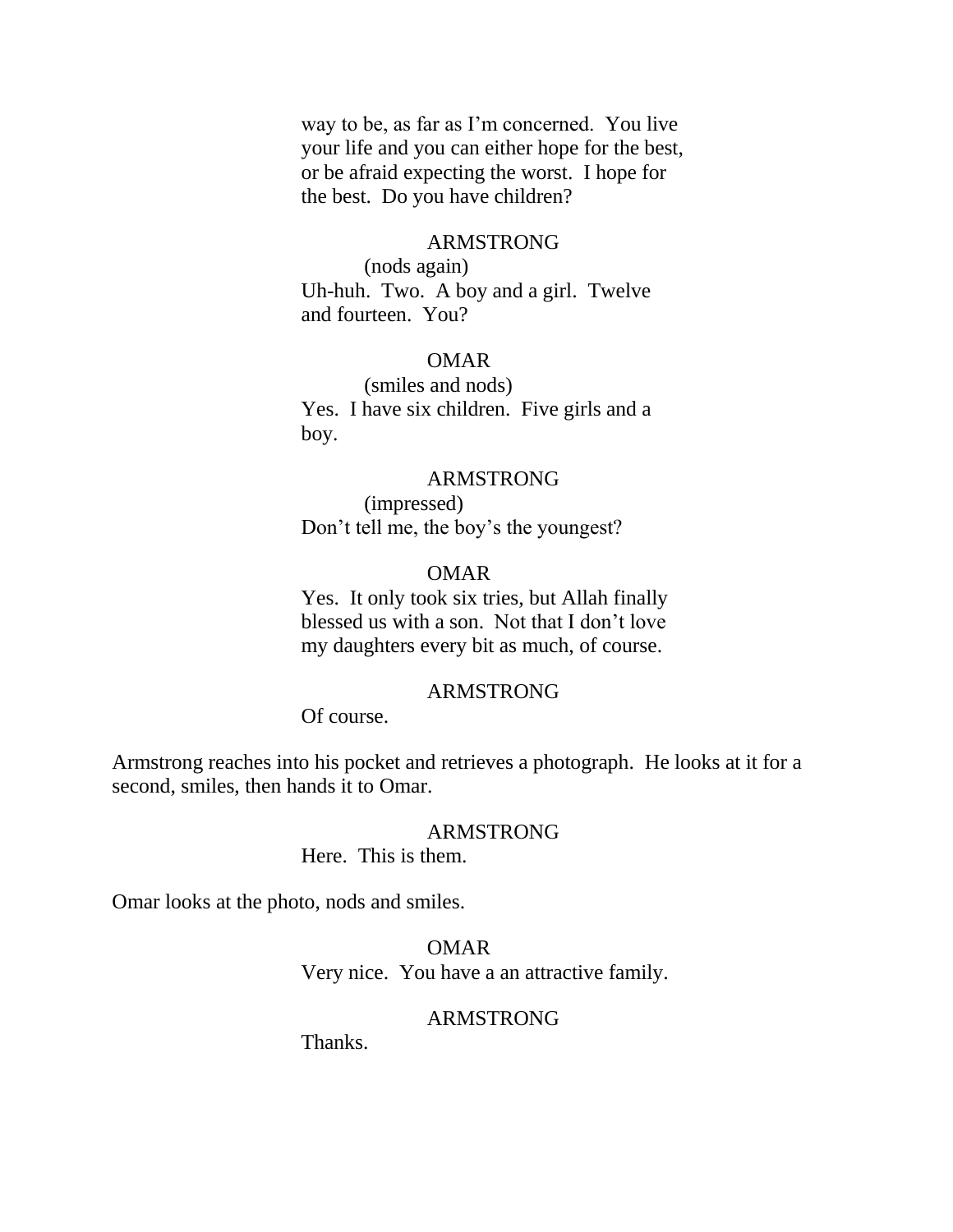way to be, as far as I'm concerned. You live your life and you can either hope for the best, or be afraid expecting the worst. I hope for the best. Do you have children?

ARMSTRONG

(nods again)

Uh-huh. Two. A boy and a girl. Twelve and fourteen. You?

OMAR

(smiles and nods)

Yes. I have six children. Five girls and a boy.

ARMSTRONG

(impressed)

Don't tell me, the boy's the youngest?

OMAR

Yes. It only took six tries, but Allah finally blessed us with a son. Not that I don't love my daughters every bit as much, of course.

ARMSTRONG

Of course.

Armstrong reaches into his pocket and retrieves a photograph. He looks at it for a second, smiles, then hands it to Omar.

ARMSTRONG

Here. This is them.

Omar looks at the photo, nods and smiles.

OMAR

Very nice. You have a an attractive family.

ARMSTRONG

Thanks.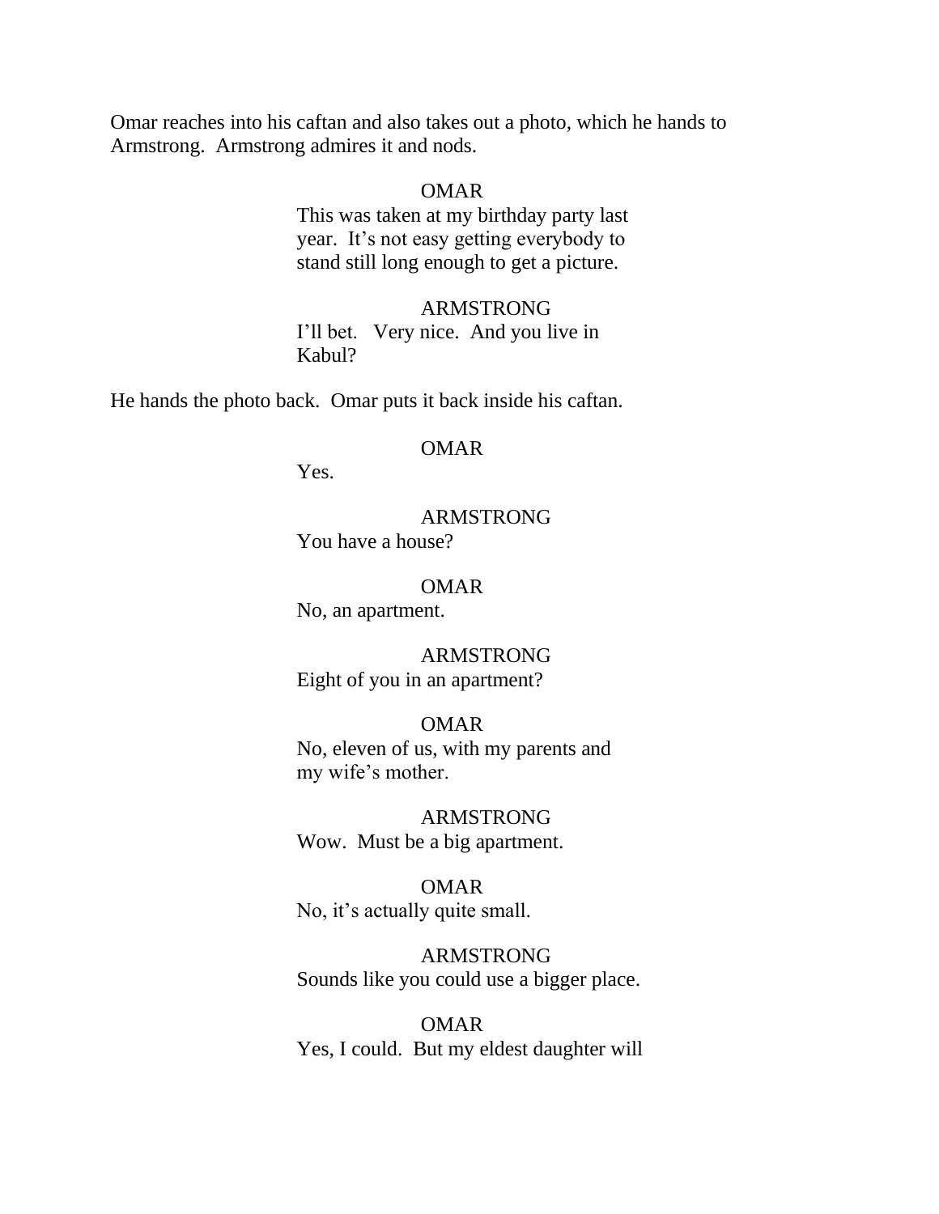Omar reaches into his caftan and also takes out a photo, which he hands to Armstrong. Armstrong admires it and nods.

OMAR
This was taken at my birthday party last year. It's not easy getting everybody to stand still long enough to get a picture.

ARMSTRONG
I'll bet. Very nice. And you live in Kabul?

He hands the photo back. Omar puts it back inside his caftan.

OMAR
Yes.

ARMSTRONG
You have a house?

OMAR
No, an apartment.

ARMSTRONG
Eight of you in an apartment?

OMAR
No, eleven of us, with my parents and my wife's mother.

ARMSTRONG
Wow. Must be a big apartment.

OMAR
No, it's actually quite small.

ARMSTRONG
Sounds like you could use a bigger place.

OMAR
Yes, I could. But my eldest daughter will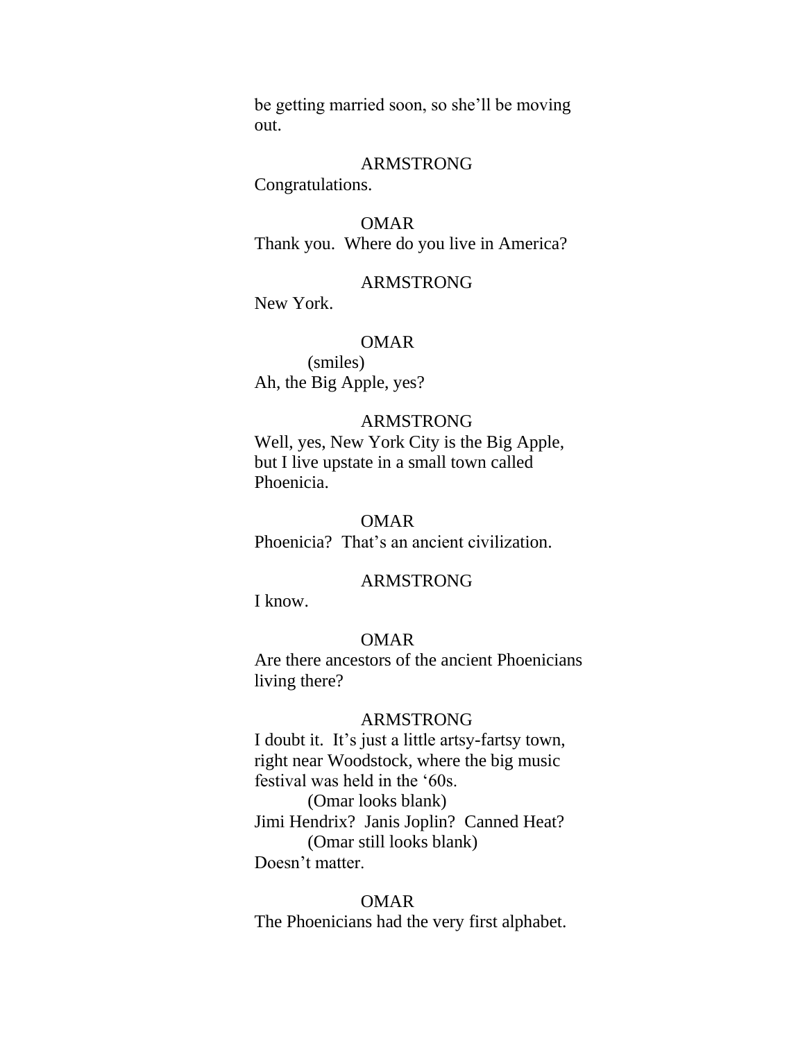be getting married soon, so she'll be moving out.

ARMSTRONG

Congratulations.

OMAR

Thank you. Where do you live in America?

ARMSTRONG

New York.

OMAR

(smiles)

Ah, the Big Apple, yes?

ARMSTRONG

Well, yes, New York City is the Big Apple, but I live upstate in a small town called Phoenicia.

OMAR

Phoenicia? That's an ancient civilization.

ARMSTRONG

I know.

OMAR

Are there ancestors of the ancient Phoenicians living there?

ARMSTRONG

I doubt it. It's just a little artsy-fartsy town, right near Woodstock, where the big music festival was held in the '60s.

(Omar looks blank)

Jimi Hendrix? Janis Joplin? Canned Heat?

(Omar still looks blank)

Doesn't matter.

OMAR

The Phoenicians had the very first alphabet.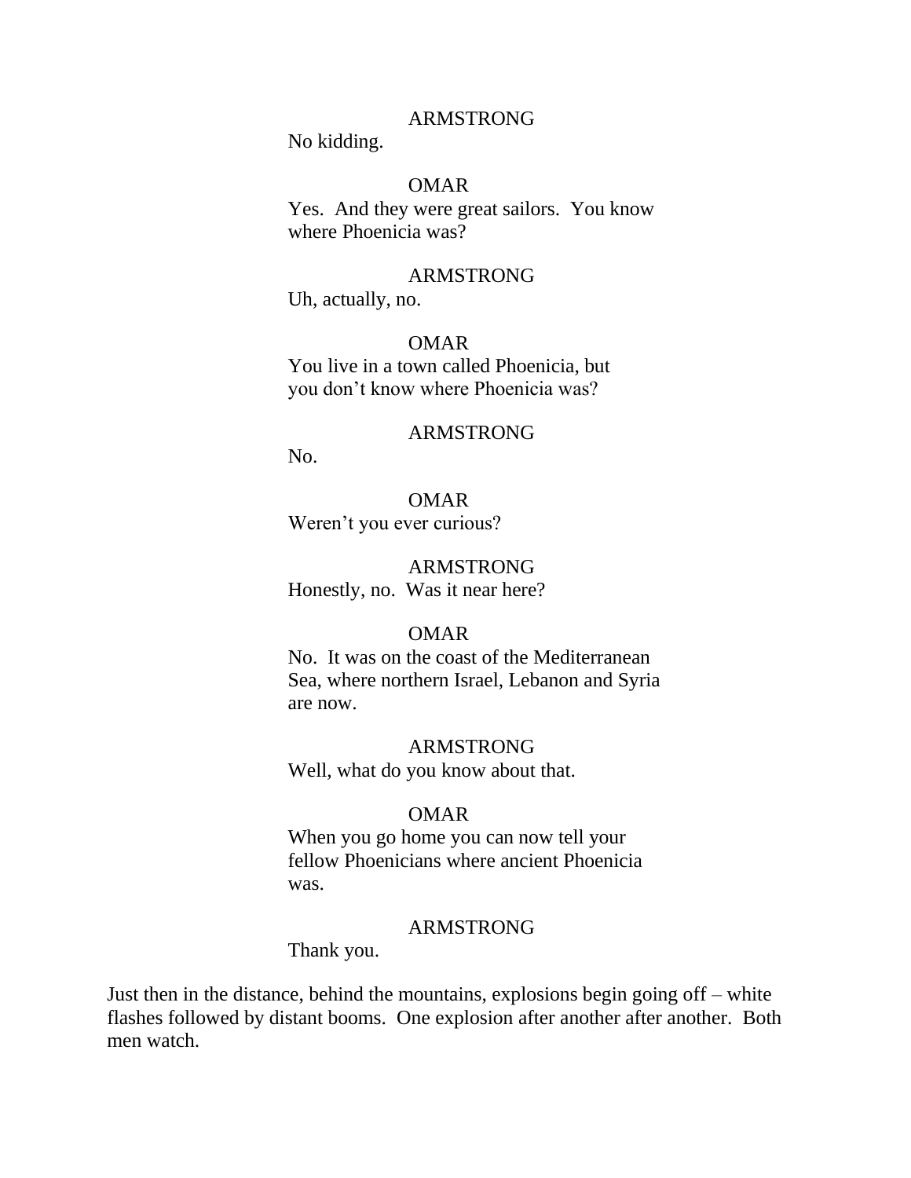ARMSTRONG
No kidding.

OMAR
Yes. And they were great sailors. You know where Phoenicia was?

ARMSTRONG
Uh, actually, no.

OMAR
You live in a town called Phoenicia, but you don't know where Phoenicia was?

ARMSTRONG
No.

OMAR
Weren't you ever curious?

ARMSTRONG
Honestly, no. Was it near here?

OMAR
No. It was on the coast of the Mediterranean Sea, where northern Israel, Lebanon and Syria are now.

ARMSTRONG
Well, what do you know about that.

OMAR
When you go home you can now tell your fellow Phoenicians where ancient Phoenicia was.

ARMSTRONG
Thank you.

Just then in the distance, behind the mountains, explosions begin going off – white flashes followed by distant booms. One explosion after another after another. Both men watch.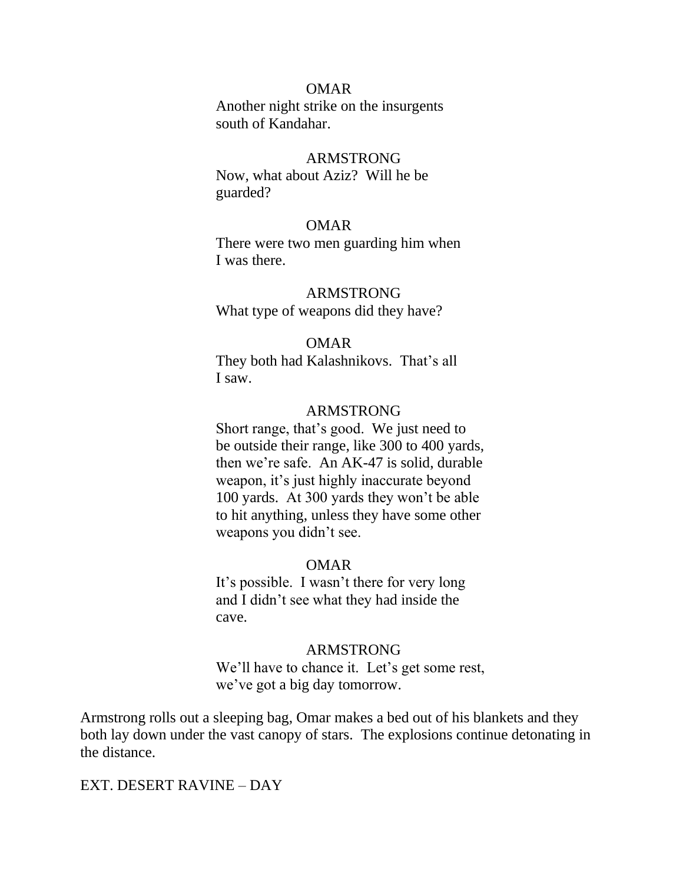OMAR

Another night strike on the insurgents south of Kandahar.

ARMSTRONG

Now, what about Aziz? Will he be guarded?

OMAR

There were two men guarding him when I was there.

ARMSTRONG

What type of weapons did they have?

OMAR

They both had Kalashnikovs. That's all I saw.

ARMSTRONG

Short range, that's good. We just need to be outside their range, like 300 to 400 yards, then we're safe. An AK-47 is solid, durable weapon, it's just highly inaccurate beyond 100 yards. At 300 yards they won't be able to hit anything, unless they have some other weapons you didn't see.

OMAR

It's possible. I wasn't there for very long and I didn't see what they had inside the cave.

ARMSTRONG

We'll have to chance it. Let's get some rest, we've got a big day tomorrow.

Armstrong rolls out a sleeping bag, Omar makes a bed out of his blankets and they both lay down under the vast canopy of stars. The explosions continue detonating in the distance.

EXT. DESERT RAVINE – DAY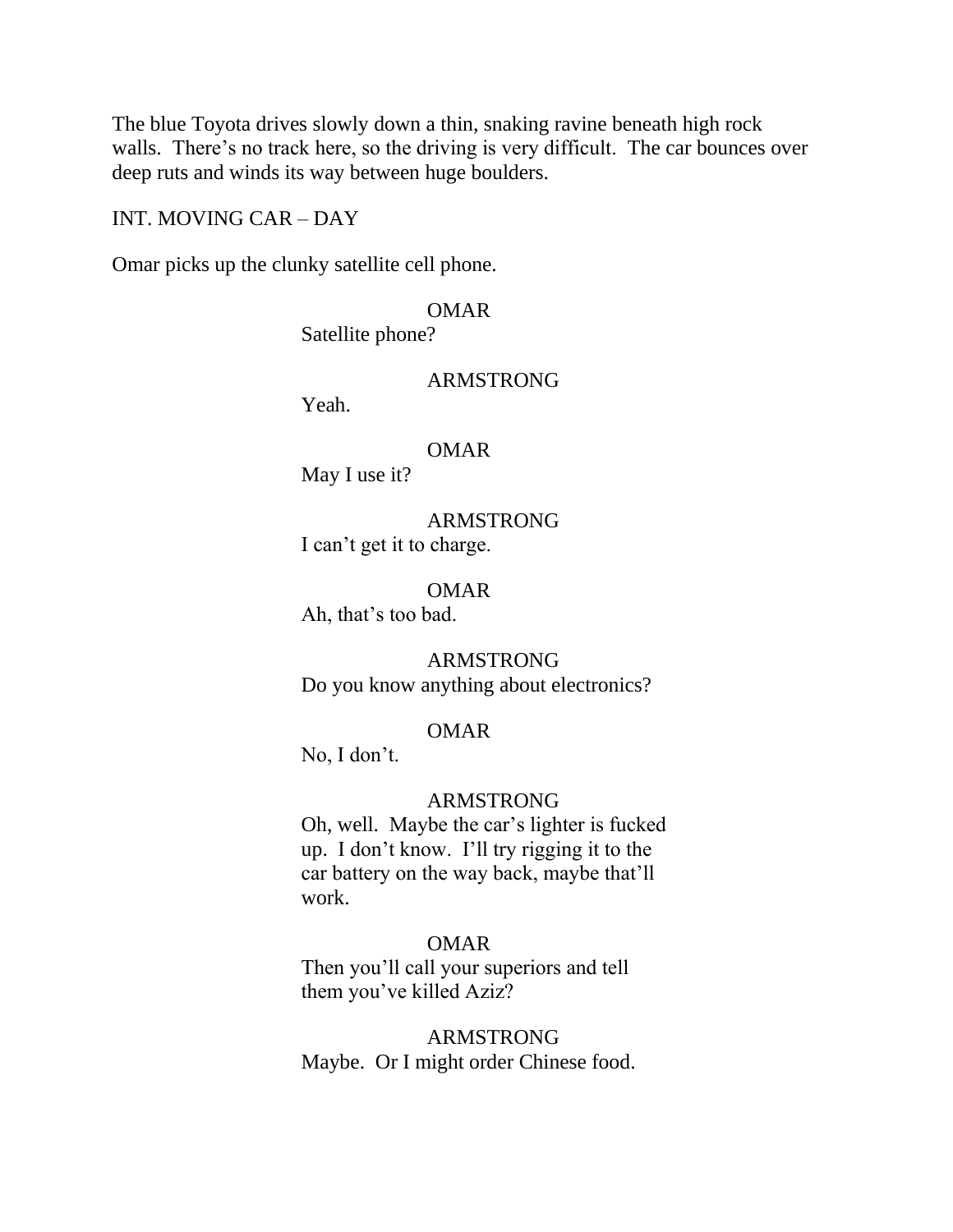The blue Toyota drives slowly down a thin, snaking ravine beneath high rock walls. There's no track here, so the driving is very difficult. The car bounces over deep ruts and winds its way between huge boulders.

INT. MOVING CAR – DAY

Omar picks up the clunky satellite cell phone.

OMAR
Satellite phone?

ARMSTRONG
Yeah.

OMAR
May I use it?

ARMSTRONG
I can't get it to charge.

OMAR
Ah, that's too bad.

ARMSTRONG
Do you know anything about electronics?

OMAR
No, I don't.

ARMSTRONG
Oh, well. Maybe the car's lighter is fucked up. I don't know. I'll try rigging it to the car battery on the way back, maybe that'll work.

OMAR
Then you'll call your superiors and tell them you've killed Aziz?

ARMSTRONG
Maybe. Or I might order Chinese food.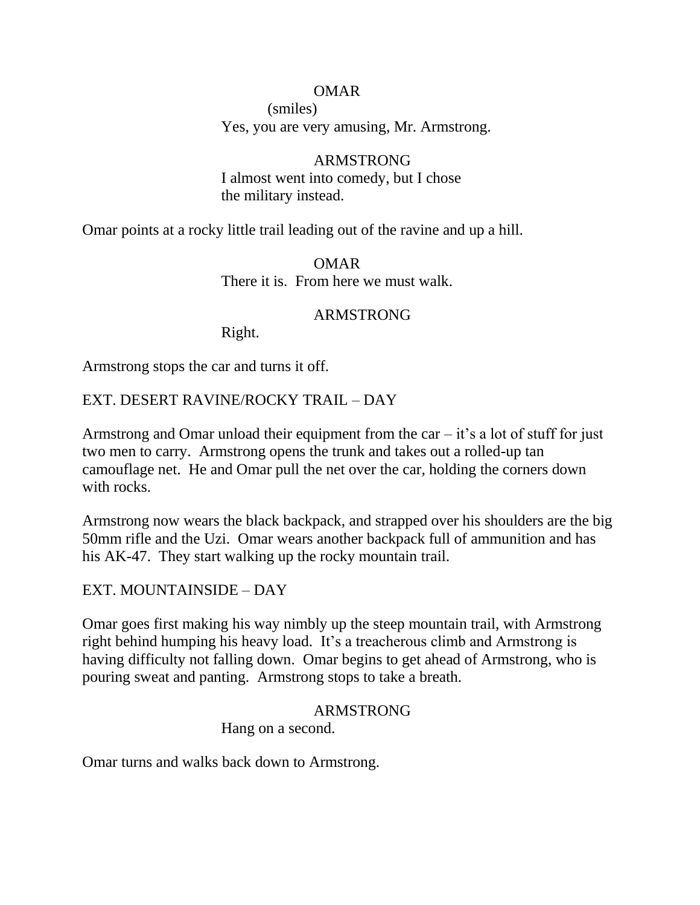OMAR

(smiles)

Yes, you are very amusing, Mr. Armstrong.

ARMSTRONG

I almost went into comedy, but I chose the military instead.

Omar points at a rocky little trail leading out of the ravine and up a hill.

OMAR

There it is.  From here we must walk.

ARMSTRONG

Right.

Armstrong stops the car and turns it off.

EXT. DESERT RAVINE/ROCKY TRAIL – DAY

Armstrong and Omar unload their equipment from the car – it's a lot of stuff for just two men to carry.  Armstrong opens the trunk and takes out a rolled-up tan camouflage net.  He and Omar pull the net over the car, holding the corners down with rocks.

Armstrong now wears the black backpack, and strapped over his shoulders are the big 50mm rifle and the Uzi.  Omar wears another backpack full of ammunition and has his AK-47.  They start walking up the rocky mountain trail.

EXT. MOUNTAINSIDE – DAY

Omar goes first making his way nimbly up the steep mountain trail, with Armstrong right behind humping his heavy load.  It's a treacherous climb and Armstrong is having difficulty not falling down.  Omar begins to get ahead of Armstrong, who is pouring sweat and panting.  Armstrong stops to take a breath.

ARMSTRONG

Hang on a second.

Omar turns and walks back down to Armstrong.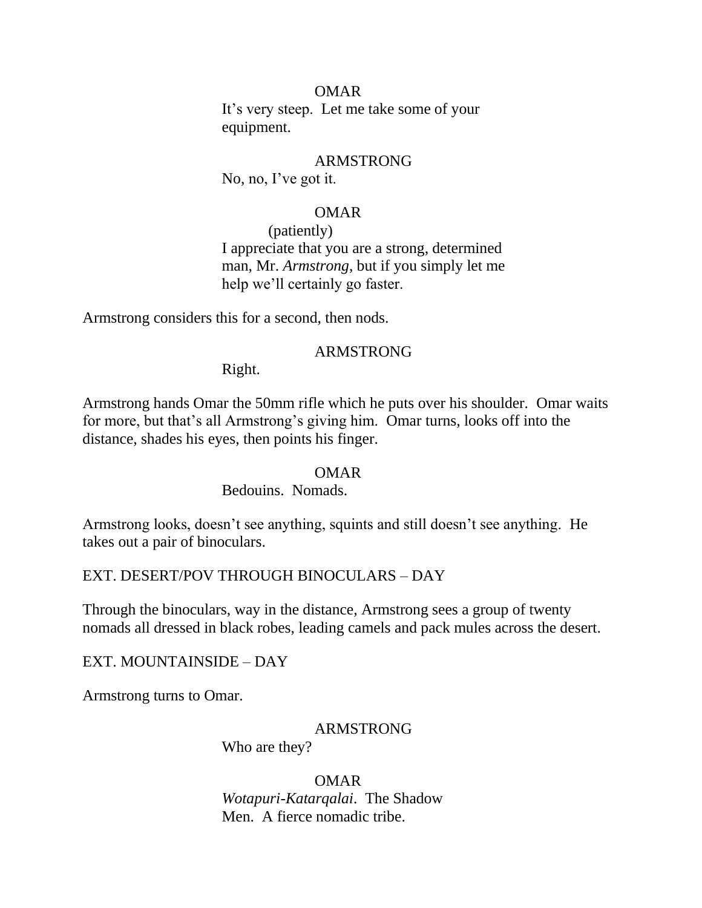OMAR
It's very steep.  Let me take some of your equipment.

ARMSTRONG
No, no, I've got it.

OMAR
(patiently)
I appreciate that you are a strong, determined man, Mr. *Armstrong*, but if you simply let me help we'll certainly go faster.

Armstrong considers this for a second, then nods.

ARMSTRONG
Right.

Armstrong hands Omar the 50mm rifle which he puts over his shoulder.  Omar waits for more, but that's all Armstrong's giving him.  Omar turns, looks off into the distance, shades his eyes, then points his finger.

OMAR
Bedouins.  Nomads.

Armstrong looks, doesn't see anything, squints and still doesn't see anything.  He takes out a pair of binoculars.

EXT. DESERT/POV THROUGH BINOCULARS – DAY

Through the binoculars, way in the distance, Armstrong sees a group of twenty nomads all dressed in black robes, leading camels and pack mules across the desert.

EXT. MOUNTAINSIDE – DAY

Armstrong turns to Omar.

ARMSTRONG
Who are they?

OMAR
*Wotapuri-Katarqalai*.  The Shadow Men.  A fierce nomadic tribe.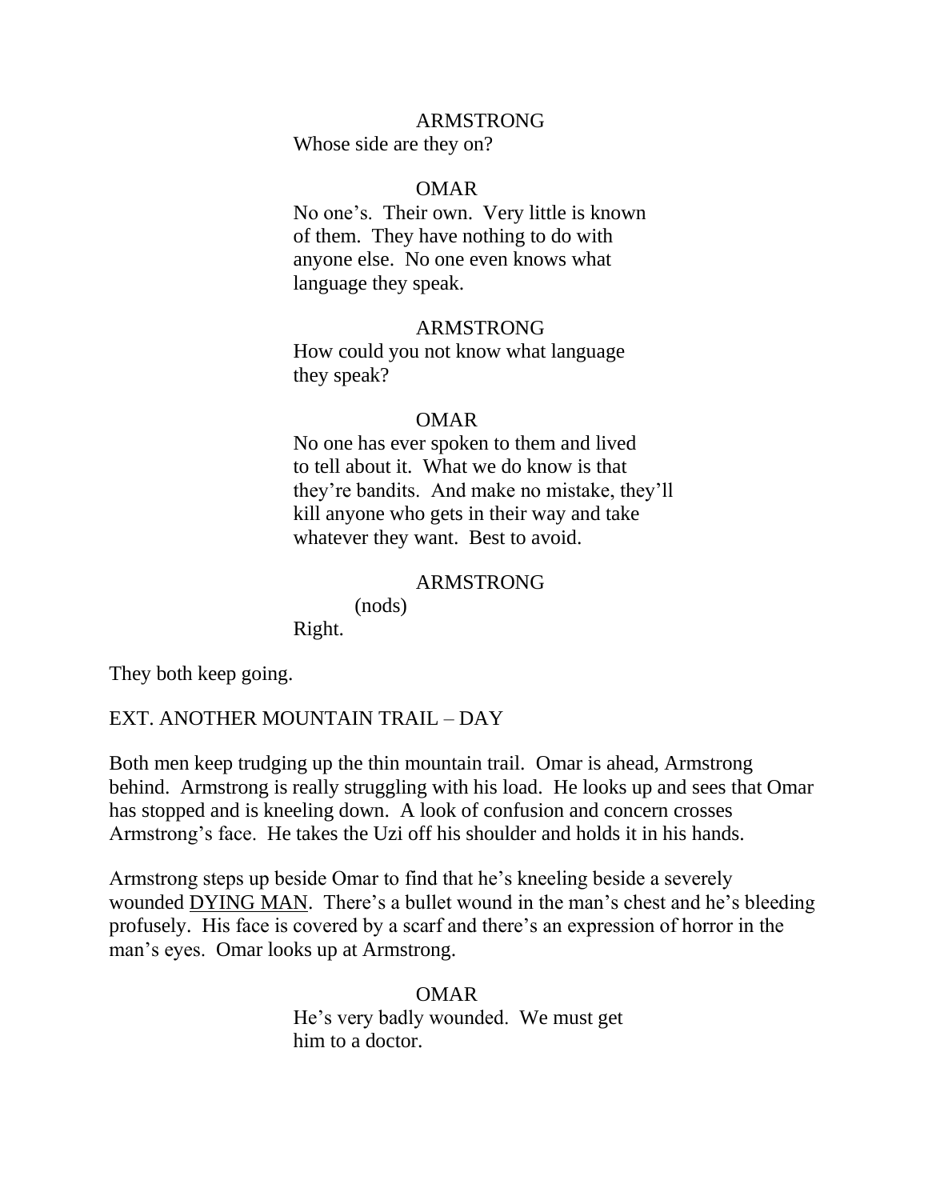ARMSTRONG
Whose side are they on?

OMAR
No one's. Their own. Very little is known of them. They have nothing to do with anyone else. No one even knows what language they speak.

ARMSTRONG
How could you not know what language they speak?

OMAR
No one has ever spoken to them and lived to tell about it. What we do know is that they're bandits. And make no mistake, they'll kill anyone who gets in their way and take whatever they want. Best to avoid.

ARMSTRONG
(nods)
Right.

They both keep going.

EXT. ANOTHER MOUNTAIN TRAIL – DAY

Both men keep trudging up the thin mountain trail. Omar is ahead, Armstrong behind. Armstrong is really struggling with his load. He looks up and sees that Omar has stopped and is kneeling down. A look of confusion and concern crosses Armstrong's face. He takes the Uzi off his shoulder and holds it in his hands.

Armstrong steps up beside Omar to find that he's kneeling beside a severely wounded DYING MAN. There's a bullet wound in the man's chest and he's bleeding profusely. His face is covered by a scarf and there's an expression of horror in the man's eyes. Omar looks up at Armstrong.

OMAR
He's very badly wounded. We must get him to a doctor.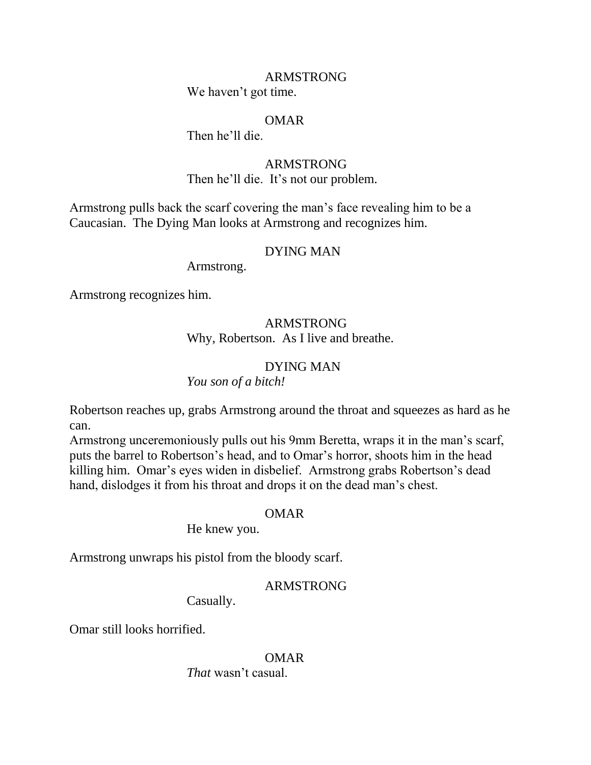ARMSTRONG

We haven't got time.

OMAR

Then he'll die.

ARMSTRONG

Then he'll die. It's not our problem.

Armstrong pulls back the scarf covering the man's face revealing him to be a Caucasian. The Dying Man looks at Armstrong and recognizes him.

DYING MAN

Armstrong.

Armstrong recognizes him.

ARMSTRONG

Why, Robertson. As I live and breathe.

DYING MAN

*You son of a bitch!*

Robertson reaches up, grabs Armstrong around the throat and squeezes as hard as he can.
Armstrong unceremoniously pulls out his 9mm Beretta, wraps it in the man's scarf, puts the barrel to Robertson's head, and to Omar's horror, shoots him in the head killing him. Omar's eyes widen in disbelief. Armstrong grabs Robertson's dead hand, dislodges it from his throat and drops it on the dead man's chest.

OMAR

He knew you.

Armstrong unwraps his pistol from the bloody scarf.

ARMSTRONG

Casually.

Omar still looks horrified.

OMAR

*That* wasn't casual.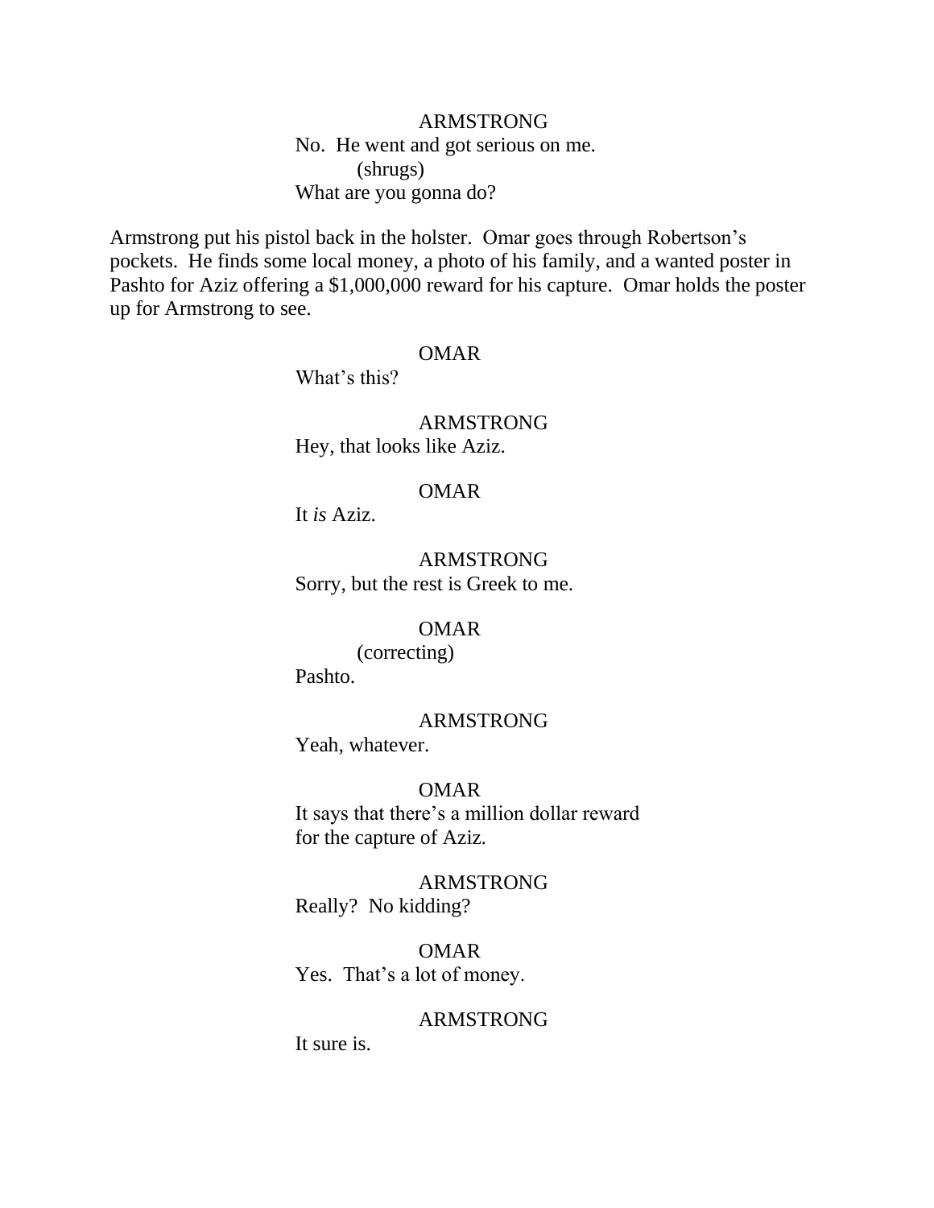ARMSTRONG

No. He went and got serious on me.

(shrugs)

What are you gonna do?

Armstrong put his pistol back in the holster. Omar goes through Robertson's pockets. He finds some local money, a photo of his family, and a wanted poster in Pashto for Aziz offering a $1,000,000 reward for his capture. Omar holds the poster up for Armstrong to see.

OMAR

What's this?

ARMSTRONG

Hey, that looks like Aziz.

OMAR

It *is* Aziz.

ARMSTRONG

Sorry, but the rest is Greek to me.

OMAR

(correcting)

Pashto.

ARMSTRONG

Yeah, whatever.

OMAR

It says that there's a million dollar reward for the capture of Aziz.

ARMSTRONG

Really? No kidding?

OMAR

Yes. That's a lot of money.

ARMSTRONG

It sure is.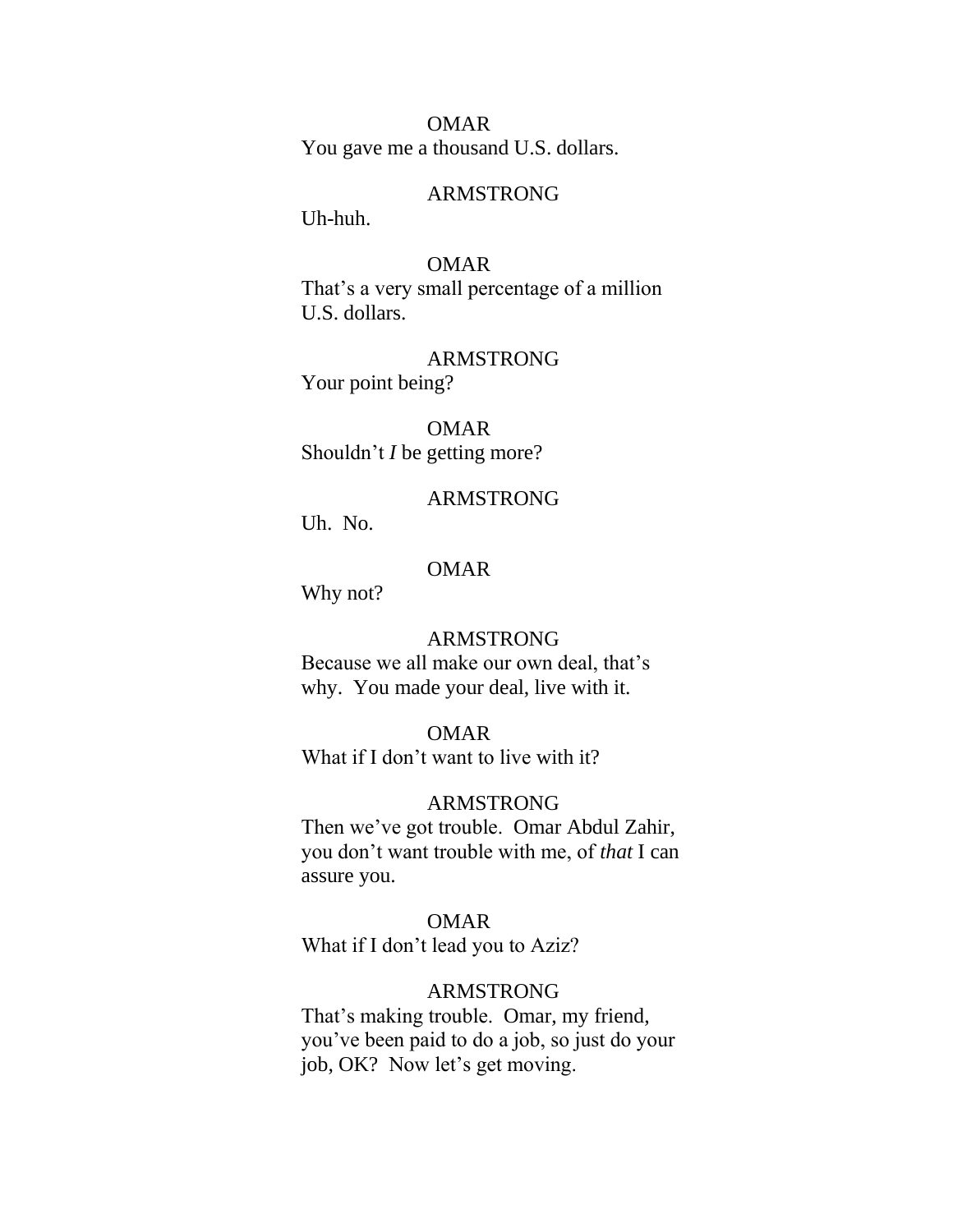OMAR

You gave me a thousand U.S. dollars.

ARMSTRONG

Uh-huh.

OMAR

That's a very small percentage of a million U.S. dollars.

ARMSTRONG

Your point being?

OMAR

Shouldn't *I* be getting more?

ARMSTRONG

Uh.  No.

OMAR

Why not?

ARMSTRONG

Because we all make our own deal, that's why.  You made your deal, live with it.

OMAR

What if I don't want to live with it?

ARMSTRONG

Then we've got trouble.  Omar Abdul Zahir, you don't want trouble with me, of *that* I can assure you.

OMAR

What if I don't lead you to Aziz?

ARMSTRONG

That's making trouble.  Omar, my friend, you've been paid to do a job, so just do your job, OK?  Now let's get moving.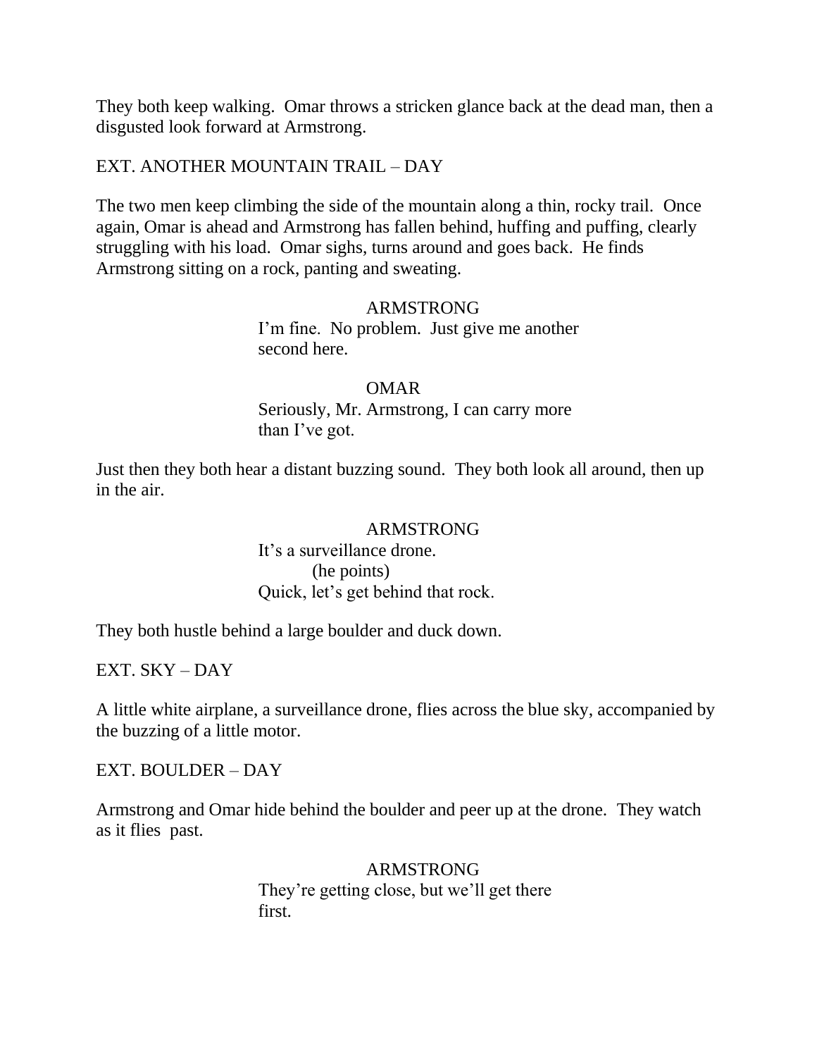They both keep walking. Omar throws a stricken glance back at the dead man, then a disgusted look forward at Armstrong.

EXT. ANOTHER MOUNTAIN TRAIL – DAY

The two men keep climbing the side of the mountain along a thin, rocky trail. Once again, Omar is ahead and Armstrong has fallen behind, huffing and puffing, clearly struggling with his load. Omar sighs, turns around and goes back. He finds Armstrong sitting on a rock, panting and sweating.

ARMSTRONG
I'm fine. No problem. Just give me another second here.

OMAR
Seriously, Mr. Armstrong, I can carry more than I've got.

Just then they both hear a distant buzzing sound. They both look all around, then up in the air.

ARMSTRONG
It's a surveillance drone.
(he points)
Quick, let's get behind that rock.

They both hustle behind a large boulder and duck down.

EXT. SKY – DAY

A little white airplane, a surveillance drone, flies across the blue sky, accompanied by the buzzing of a little motor.

EXT. BOULDER – DAY

Armstrong and Omar hide behind the boulder and peer up at the drone. They watch as it flies past.

ARMSTRONG
They're getting close, but we'll get there first.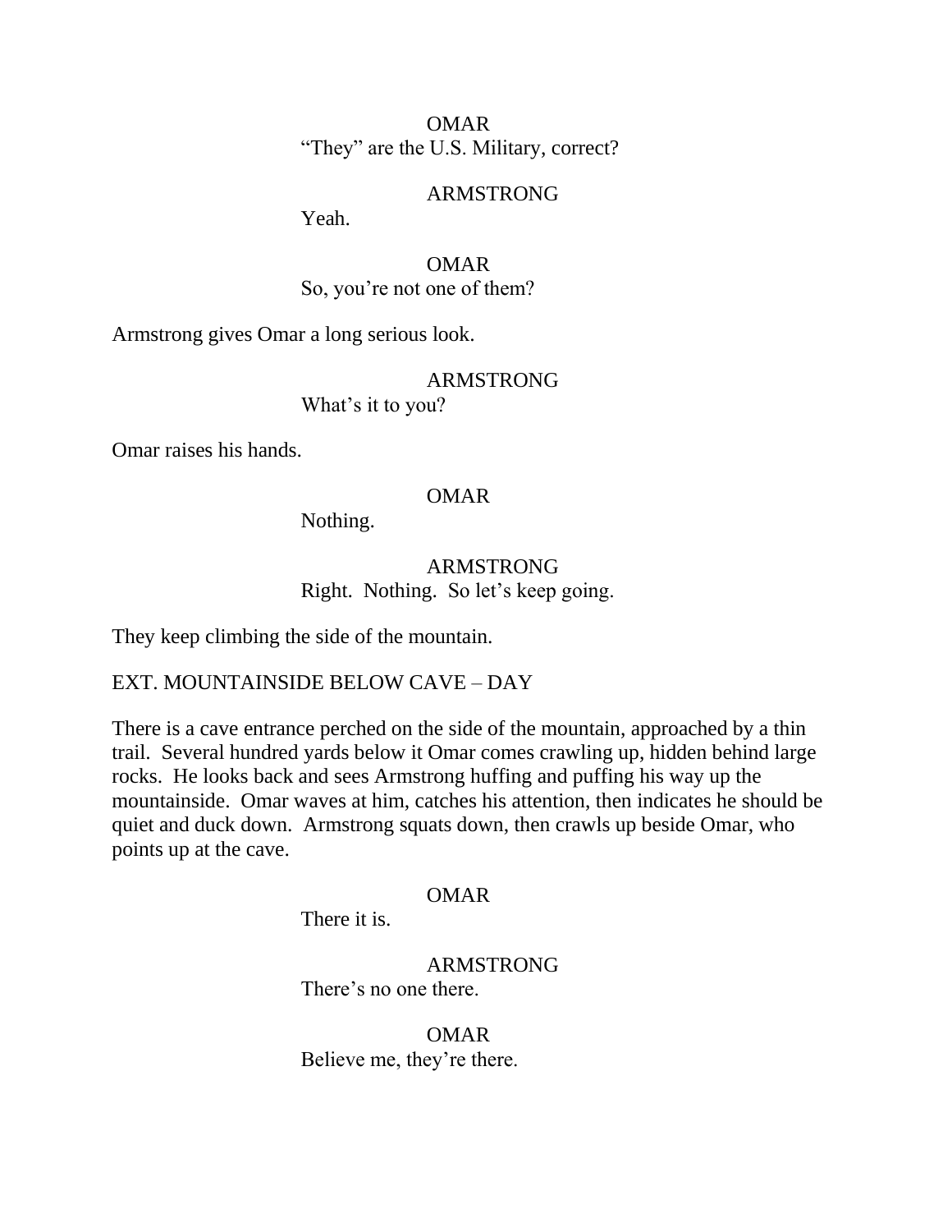OMAR
“They” are the U.S. Military, correct?

ARMSTRONG
Yeah.

OMAR
So, you’re not one of them?

Armstrong gives Omar a long serious look.

ARMSTRONG
What’s it to you?

Omar raises his hands.

OMAR
Nothing.

ARMSTRONG
Right. Nothing. So let’s keep going.

They keep climbing the side of the mountain.

EXT. MOUNTAINSIDE BELOW CAVE – DAY

There is a cave entrance perched on the side of the mountain, approached by a thin trail. Several hundred yards below it Omar comes crawling up, hidden behind large rocks. He looks back and sees Armstrong huffing and puffing his way up the mountainside. Omar waves at him, catches his attention, then indicates he should be quiet and duck down. Armstrong squats down, then crawls up beside Omar, who points up at the cave.

OMAR
There it is.

ARMSTRONG
There’s no one there.

OMAR
Believe me, they’re there.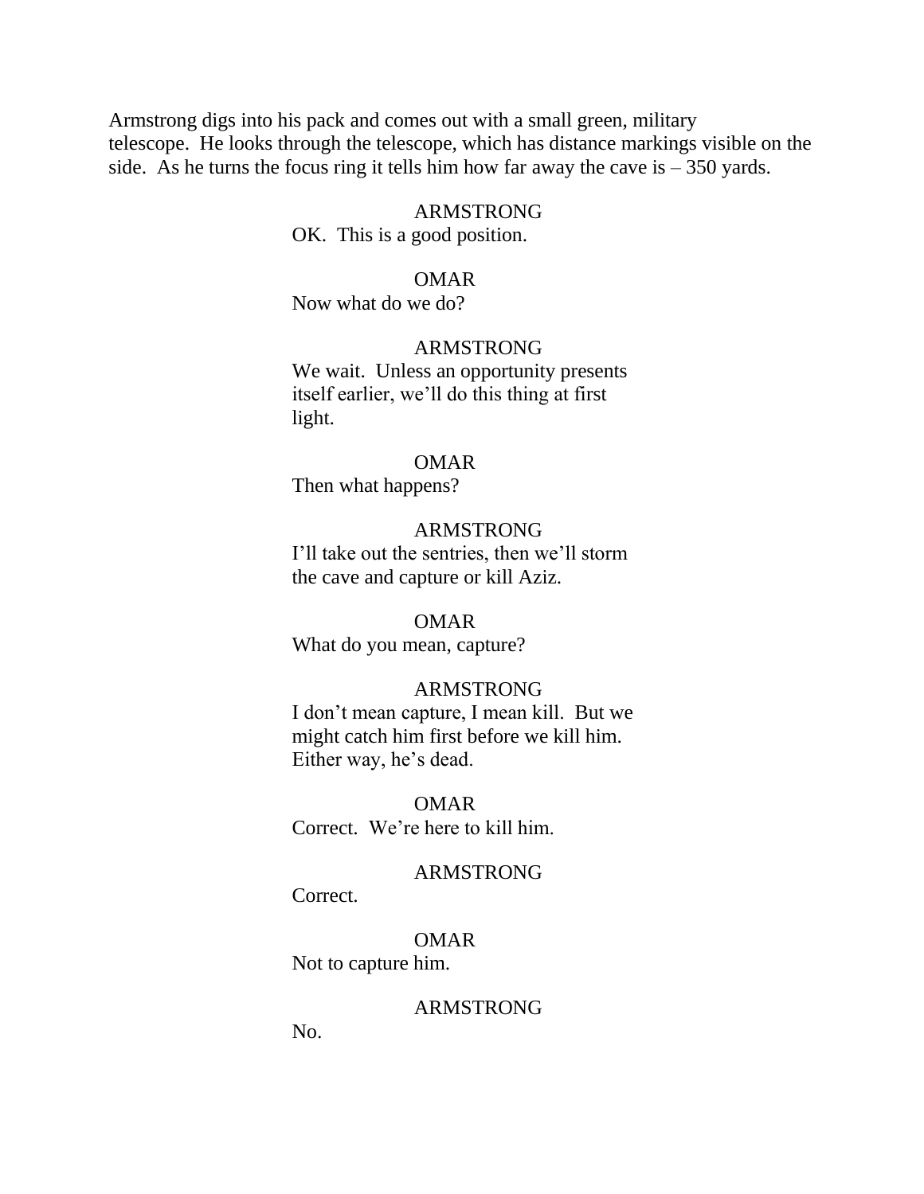Armstrong digs into his pack and comes out with a small green, military telescope. He looks through the telescope, which has distance markings visible on the side. As he turns the focus ring it tells him how far away the cave is – 350 yards.

ARMSTRONG
OK. This is a good position.

OMAR
Now what do we do?

ARMSTRONG
We wait. Unless an opportunity presents itself earlier, we'll do this thing at first light.

OMAR
Then what happens?

ARMSTRONG
I'll take out the sentries, then we'll storm the cave and capture or kill Aziz.

OMAR
What do you mean, capture?

ARMSTRONG
I don't mean capture, I mean kill. But we might catch him first before we kill him. Either way, he's dead.

OMAR
Correct. We're here to kill him.

ARMSTRONG
Correct.

OMAR
Not to capture him.

ARMSTRONG
No.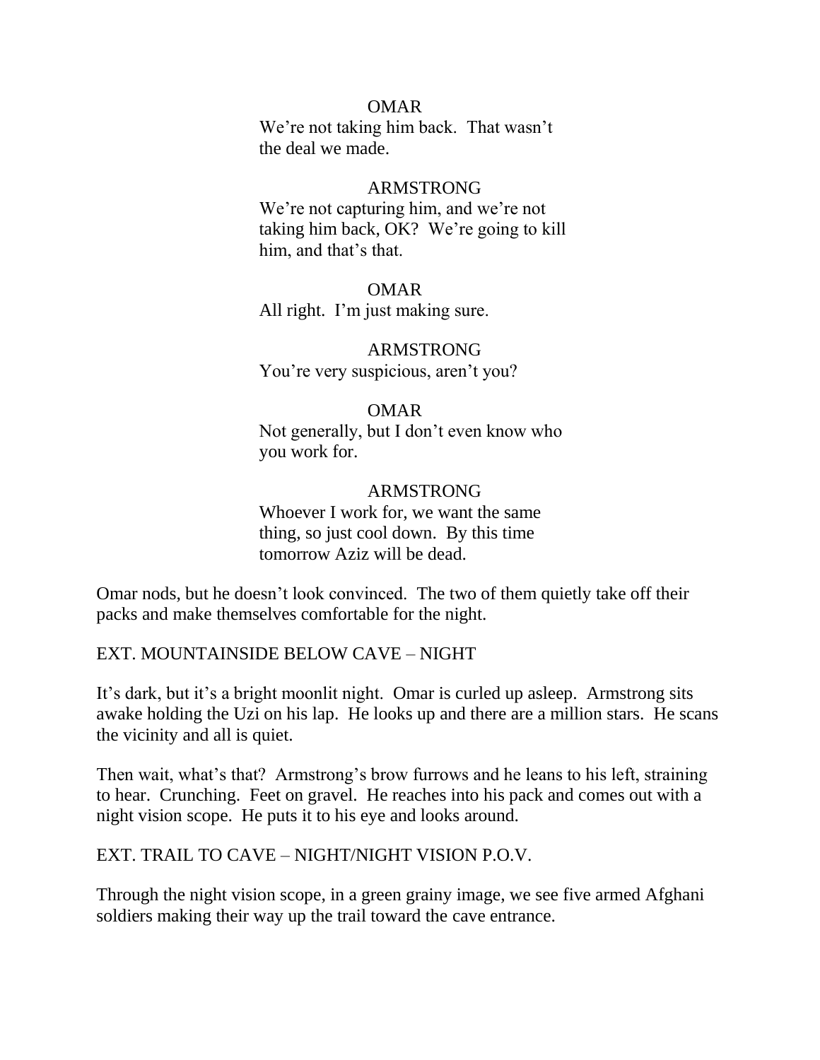OMAR

We're not taking him back. That wasn't the deal we made.

ARMSTRONG

We're not capturing him, and we're not taking him back, OK? We're going to kill him, and that's that.

OMAR

All right. I'm just making sure.

ARMSTRONG

You're very suspicious, aren't you?

OMAR

Not generally, but I don't even know who you work for.

ARMSTRONG

Whoever I work for, we want the same thing, so just cool down. By this time tomorrow Aziz will be dead.

Omar nods, but he doesn't look convinced. The two of them quietly take off their packs and make themselves comfortable for the night.

EXT. MOUNTAINSIDE BELOW CAVE – NIGHT

It's dark, but it's a bright moonlit night. Omar is curled up asleep. Armstrong sits awake holding the Uzi on his lap. He looks up and there are a million stars. He scans the vicinity and all is quiet.

Then wait, what's that? Armstrong's brow furrows and he leans to his left, straining to hear. Crunching. Feet on gravel. He reaches into his pack and comes out with a night vision scope. He puts it to his eye and looks around.

EXT. TRAIL TO CAVE – NIGHT/NIGHT VISION P.O.V.

Through the night vision scope, in a green grainy image, we see five armed Afghani soldiers making their way up the trail toward the cave entrance.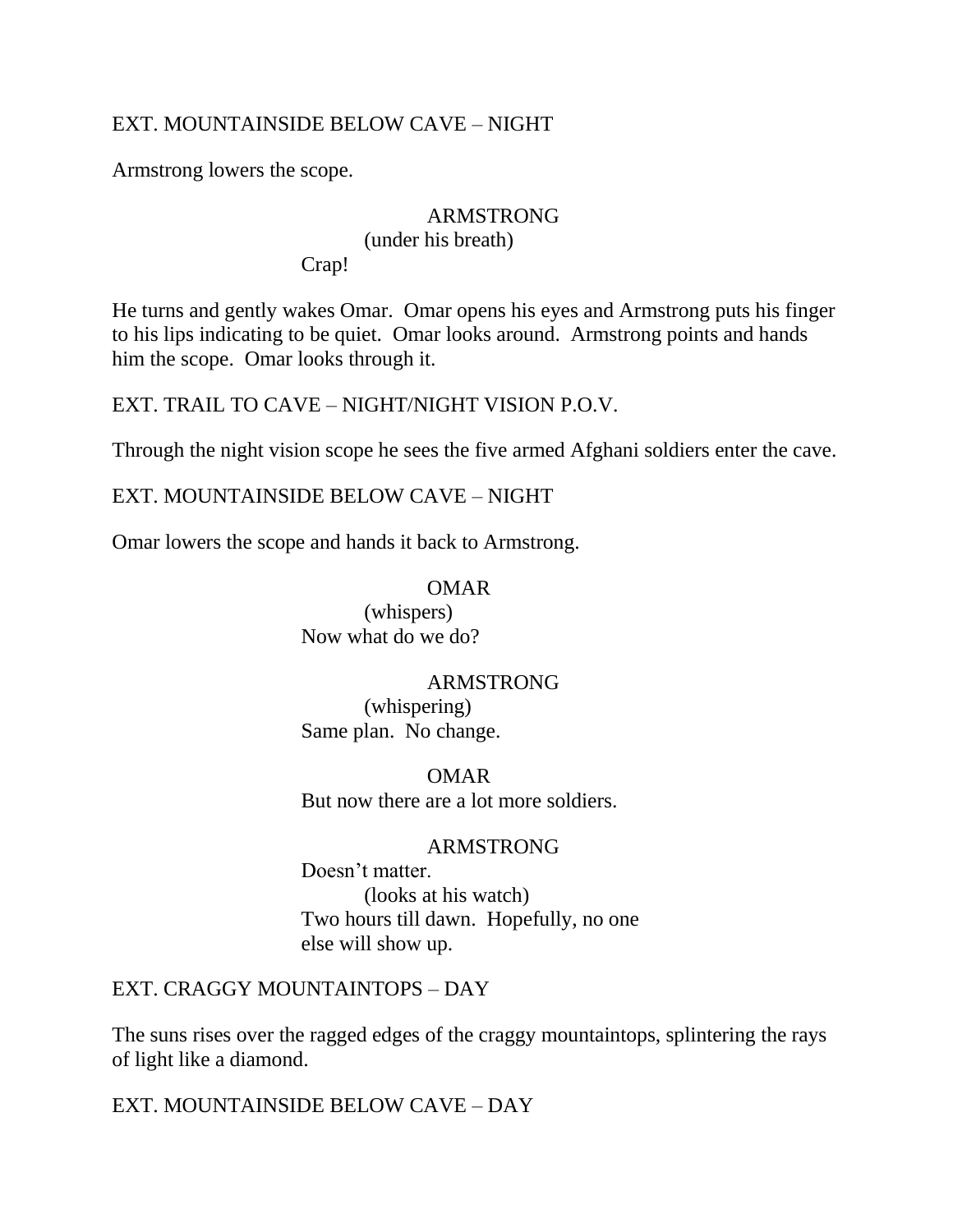EXT. MOUNTAINSIDE BELOW CAVE – NIGHT

Armstrong lowers the scope.

ARMSTRONG
(under his breath)
Crap!

He turns and gently wakes Omar. Omar opens his eyes and Armstrong puts his finger to his lips indicating to be quiet. Omar looks around. Armstrong points and hands him the scope. Omar looks through it.

EXT. TRAIL TO CAVE – NIGHT/NIGHT VISION P.O.V.

Through the night vision scope he sees the five armed Afghani soldiers enter the cave.

EXT. MOUNTAINSIDE BELOW CAVE – NIGHT

Omar lowers the scope and hands it back to Armstrong.

OMAR
(whispers)
Now what do we do?

ARMSTRONG
(whispering)
Same plan. No change.

OMAR
But now there are a lot more soldiers.

ARMSTRONG
Doesn't matter.
(looks at his watch)
Two hours till dawn. Hopefully, no one else will show up.

EXT. CRAGGY MOUNTAINTOPS – DAY

The suns rises over the ragged edges of the craggy mountaintops, splintering the rays of light like a diamond.

EXT. MOUNTAINSIDE BELOW CAVE – DAY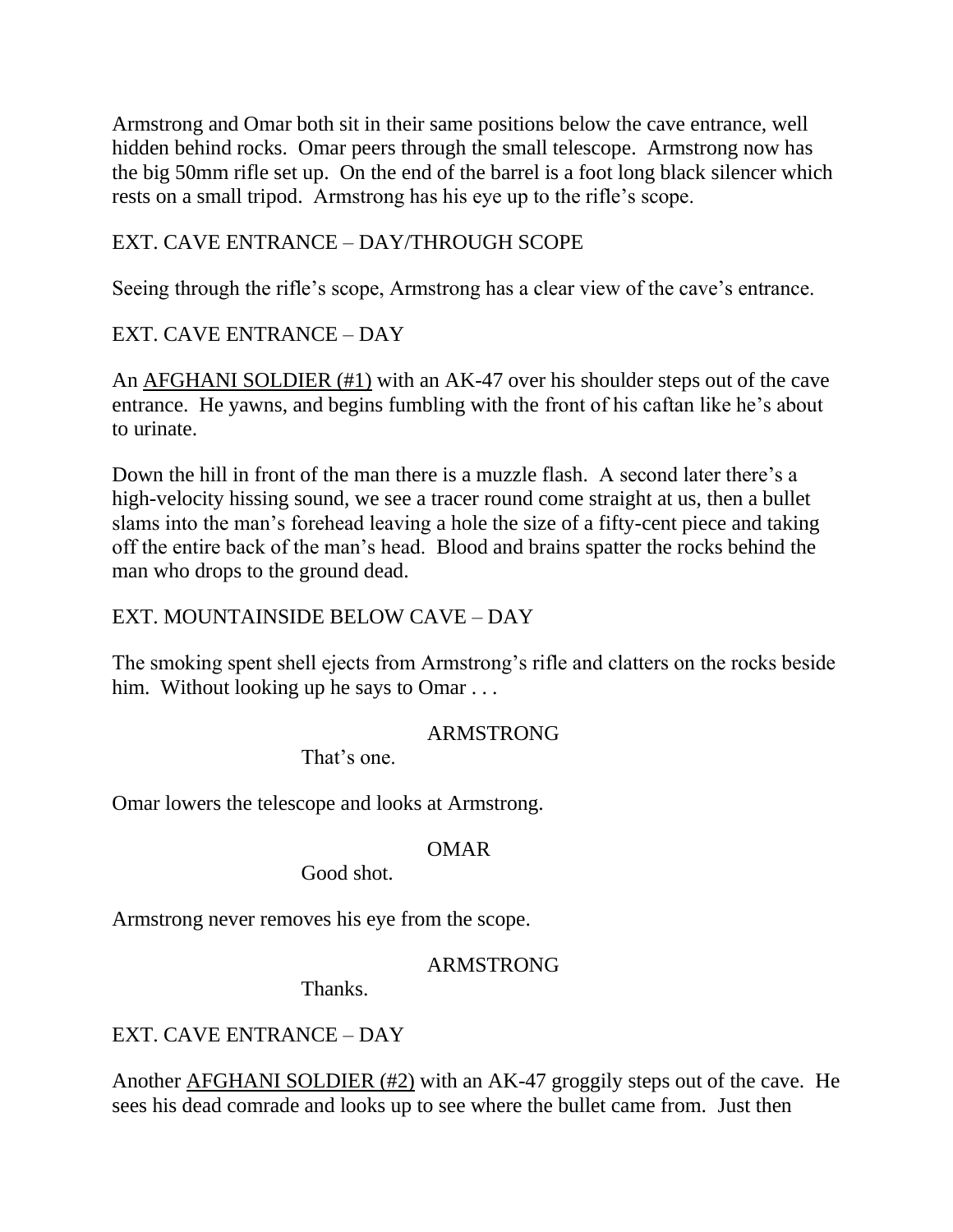Armstrong and Omar both sit in their same positions below the cave entrance, well hidden behind rocks. Omar peers through the small telescope. Armstrong now has the big 50mm rifle set up. On the end of the barrel is a foot long black silencer which rests on a small tripod. Armstrong has his eye up to the rifle's scope.

EXT. CAVE ENTRANCE – DAY/THROUGH SCOPE

Seeing through the rifle's scope, Armstrong has a clear view of the cave's entrance.

EXT. CAVE ENTRANCE – DAY

An AFGHANI SOLDIER (#1) with an AK-47 over his shoulder steps out of the cave entrance. He yawns, and begins fumbling with the front of his caftan like he's about to urinate.

Down the hill in front of the man there is a muzzle flash. A second later there's a high-velocity hissing sound, we see a tracer round come straight at us, then a bullet slams into the man's forehead leaving a hole the size of a fifty-cent piece and taking off the entire back of the man's head. Blood and brains spatter the rocks behind the man who drops to the ground dead.

EXT. MOUNTAINSIDE BELOW CAVE – DAY

The smoking spent shell ejects from Armstrong's rifle and clatters on the rocks beside him. Without looking up he says to Omar . . .

ARMSTRONG

That's one.

Omar lowers the telescope and looks at Armstrong.

OMAR

Good shot.

Armstrong never removes his eye from the scope.

ARMSTRONG

Thanks.

EXT. CAVE ENTRANCE – DAY

Another AFGHANI SOLDIER (#2) with an AK-47 groggily steps out of the cave. He sees his dead comrade and looks up to see where the bullet came from. Just then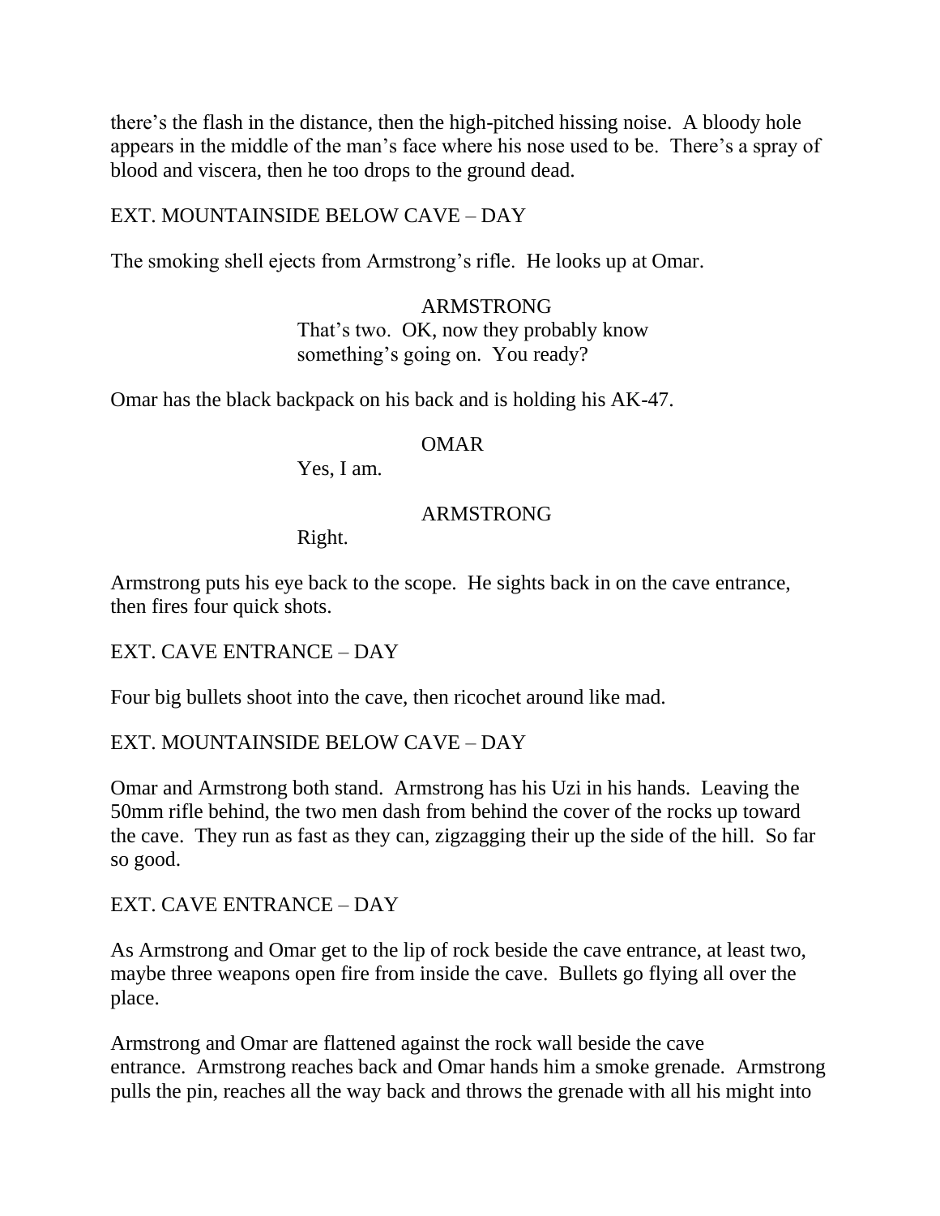there's the flash in the distance, then the high-pitched hissing noise. A bloody hole appears in the middle of the man's face where his nose used to be. There's a spray of blood and viscera, then he too drops to the ground dead.

EXT. MOUNTAINSIDE BELOW CAVE – DAY

The smoking shell ejects from Armstrong's rifle. He looks up at Omar.

ARMSTRONG
That's two. OK, now they probably know something's going on. You ready?

Omar has the black backpack on his back and is holding his AK-47.

OMAR
Yes, I am.

ARMSTRONG
Right.

Armstrong puts his eye back to the scope. He sights back in on the cave entrance, then fires four quick shots.

EXT. CAVE ENTRANCE – DAY

Four big bullets shoot into the cave, then ricochet around like mad.

EXT. MOUNTAINSIDE BELOW CAVE – DAY

Omar and Armstrong both stand. Armstrong has his Uzi in his hands. Leaving the 50mm rifle behind, the two men dash from behind the cover of the rocks up toward the cave. They run as fast as they can, zigzagging their up the side of the hill. So far so good.

EXT. CAVE ENTRANCE – DAY

As Armstrong and Omar get to the lip of rock beside the cave entrance, at least two, maybe three weapons open fire from inside the cave. Bullets go flying all over the place.

Armstrong and Omar are flattened against the rock wall beside the cave entrance. Armstrong reaches back and Omar hands him a smoke grenade. Armstrong pulls the pin, reaches all the way back and throws the grenade with all his might into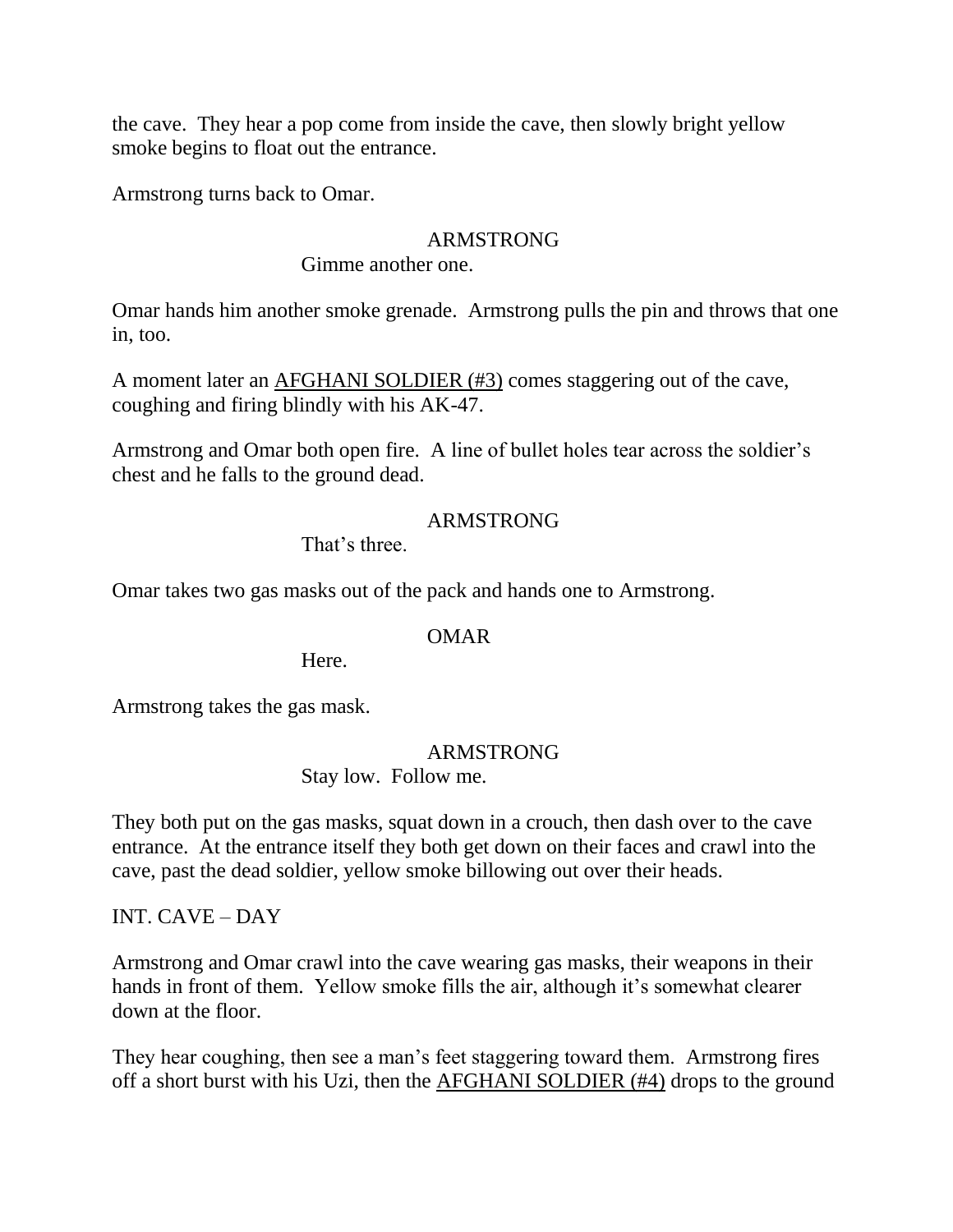the cave. They hear a pop come from inside the cave, then slowly bright yellow smoke begins to float out the entrance.

Armstrong turns back to Omar.

ARMSTRONG

Gimme another one.

Omar hands him another smoke grenade. Armstrong pulls the pin and throws that one in, too.

A moment later an AFGHANI SOLDIER (#3) comes staggering out of the cave, coughing and firing blindly with his AK-47.

Armstrong and Omar both open fire. A line of bullet holes tear across the soldier's chest and he falls to the ground dead.

ARMSTRONG

That's three.

Omar takes two gas masks out of the pack and hands one to Armstrong.

OMAR

Here.

Armstrong takes the gas mask.

ARMSTRONG

Stay low. Follow me.

They both put on the gas masks, squat down in a crouch, then dash over to the cave entrance. At the entrance itself they both get down on their faces and crawl into the cave, past the dead soldier, yellow smoke billowing out over their heads.

INT. CAVE – DAY

Armstrong and Omar crawl into the cave wearing gas masks, their weapons in their hands in front of them. Yellow smoke fills the air, although it's somewhat clearer down at the floor.

They hear coughing, then see a man's feet staggering toward them. Armstrong fires off a short burst with his Uzi, then the AFGHANI SOLDIER (#4) drops to the ground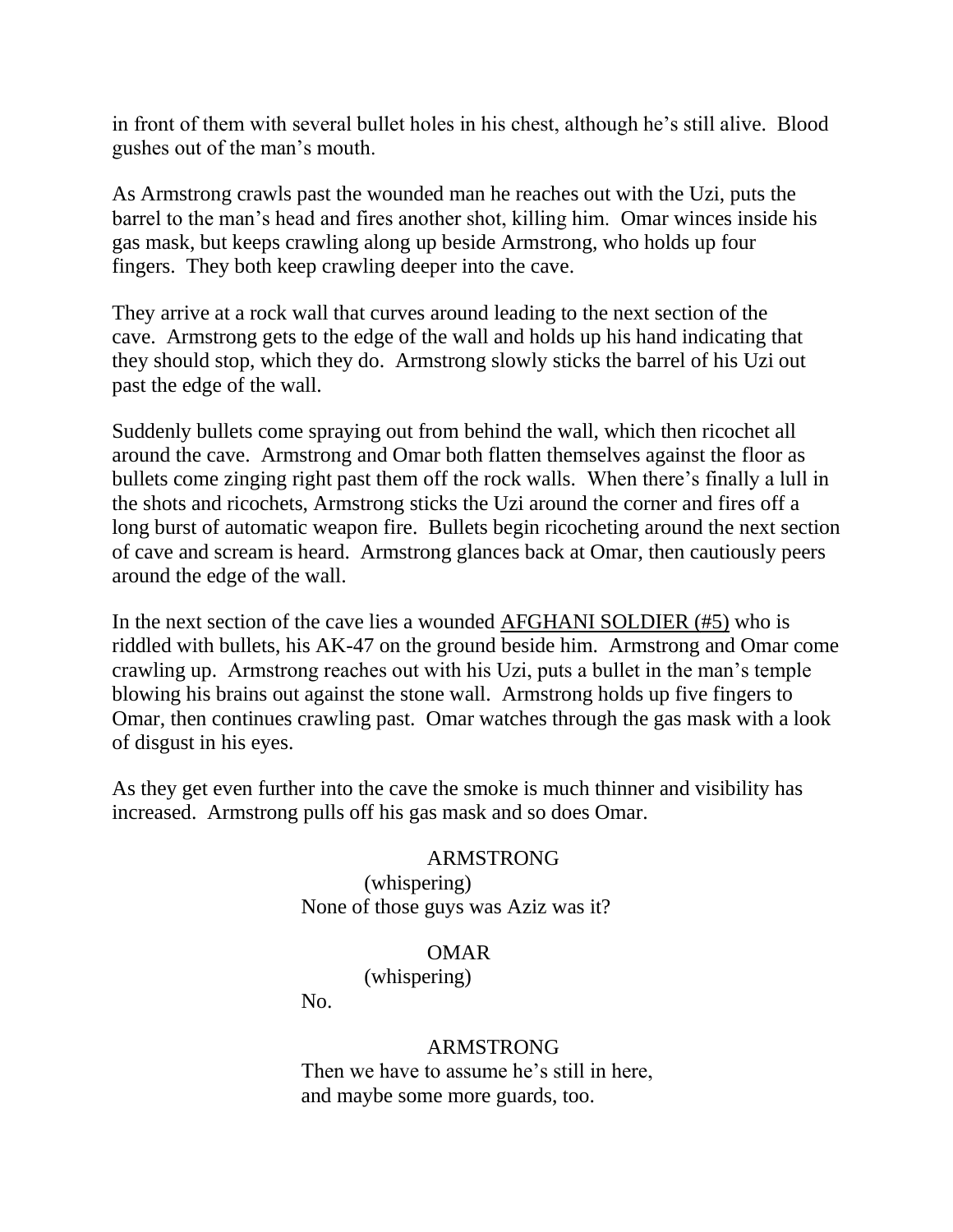in front of them with several bullet holes in his chest, although he's still alive. Blood gushes out of the man's mouth.

As Armstrong crawls past the wounded man he reaches out with the Uzi, puts the barrel to the man's head and fires another shot, killing him. Omar winces inside his gas mask, but keeps crawling along up beside Armstrong, who holds up four fingers. They both keep crawling deeper into the cave.

They arrive at a rock wall that curves around leading to the next section of the cave. Armstrong gets to the edge of the wall and holds up his hand indicating that they should stop, which they do. Armstrong slowly sticks the barrel of his Uzi out past the edge of the wall.

Suddenly bullets come spraying out from behind the wall, which then ricochet all around the cave. Armstrong and Omar both flatten themselves against the floor as bullets come zinging right past them off the rock walls. When there's finally a lull in the shots and ricochets, Armstrong sticks the Uzi around the corner and fires off a long burst of automatic weapon fire. Bullets begin ricocheting around the next section of cave and scream is heard. Armstrong glances back at Omar, then cautiously peers around the edge of the wall.

In the next section of the cave lies a wounded <u>AFGHANI SOLDIER (#5)</u> who is riddled with bullets, his AK-47 on the ground beside him. Armstrong and Omar come crawling up. Armstrong reaches out with his Uzi, puts a bullet in the man's temple blowing his brains out against the stone wall. Armstrong holds up five fingers to Omar, then continues crawling past. Omar watches through the gas mask with a look of disgust in his eyes.

As they get even further into the cave the smoke is much thinner and visibility has increased. Armstrong pulls off his gas mask and so does Omar.

ARMSTRONG
(whispering)
None of those guys was Aziz was it?

OMAR
(whispering)
No.

ARMSTRONG
Then we have to assume he's still in here, and maybe some more guards, too.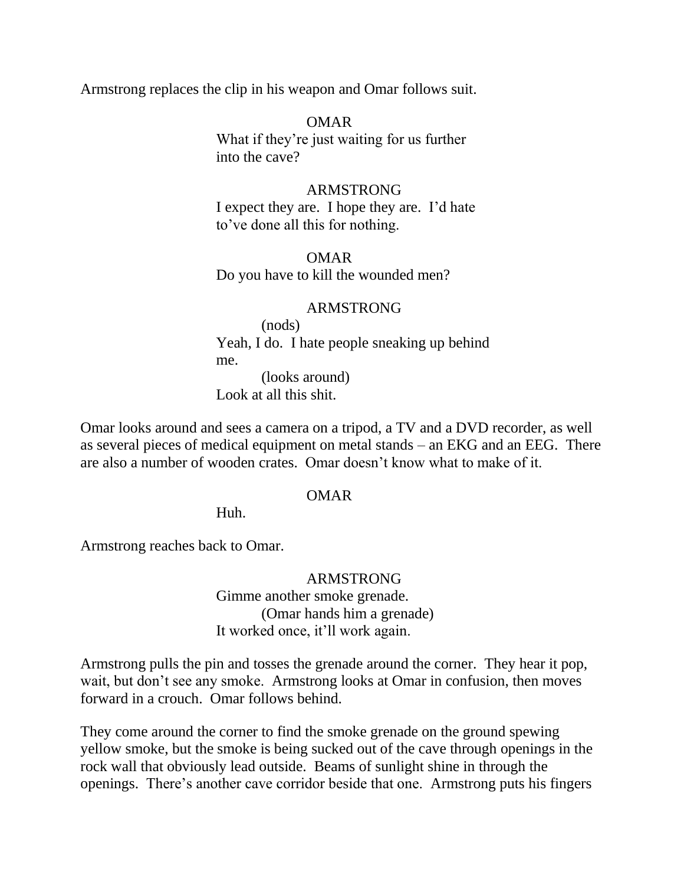Armstrong replaces the clip in his weapon and Omar follows suit.

OMAR
What if they're just waiting for us further into the cave?

ARMSTRONG
I expect they are. I hope they are. I'd hate to've done all this for nothing.

OMAR
Do you have to kill the wounded men?

ARMSTRONG
(nods)
Yeah, I do. I hate people sneaking up behind me.
(looks around)
Look at all this shit.

Omar looks around and sees a camera on a tripod, a TV and a DVD recorder, as well as several pieces of medical equipment on metal stands – an EKG and an EEG. There are also a number of wooden crates. Omar doesn't know what to make of it.

OMAR
Huh.

Armstrong reaches back to Omar.

ARMSTRONG
Gimme another smoke grenade.
(Omar hands him a grenade)
It worked once, it'll work again.

Armstrong pulls the pin and tosses the grenade around the corner. They hear it pop, wait, but don't see any smoke. Armstrong looks at Omar in confusion, then moves forward in a crouch. Omar follows behind.

They come around the corner to find the smoke grenade on the ground spewing yellow smoke, but the smoke is being sucked out of the cave through openings in the rock wall that obviously lead outside. Beams of sunlight shine in through the openings. There's another cave corridor beside that one. Armstrong puts his fingers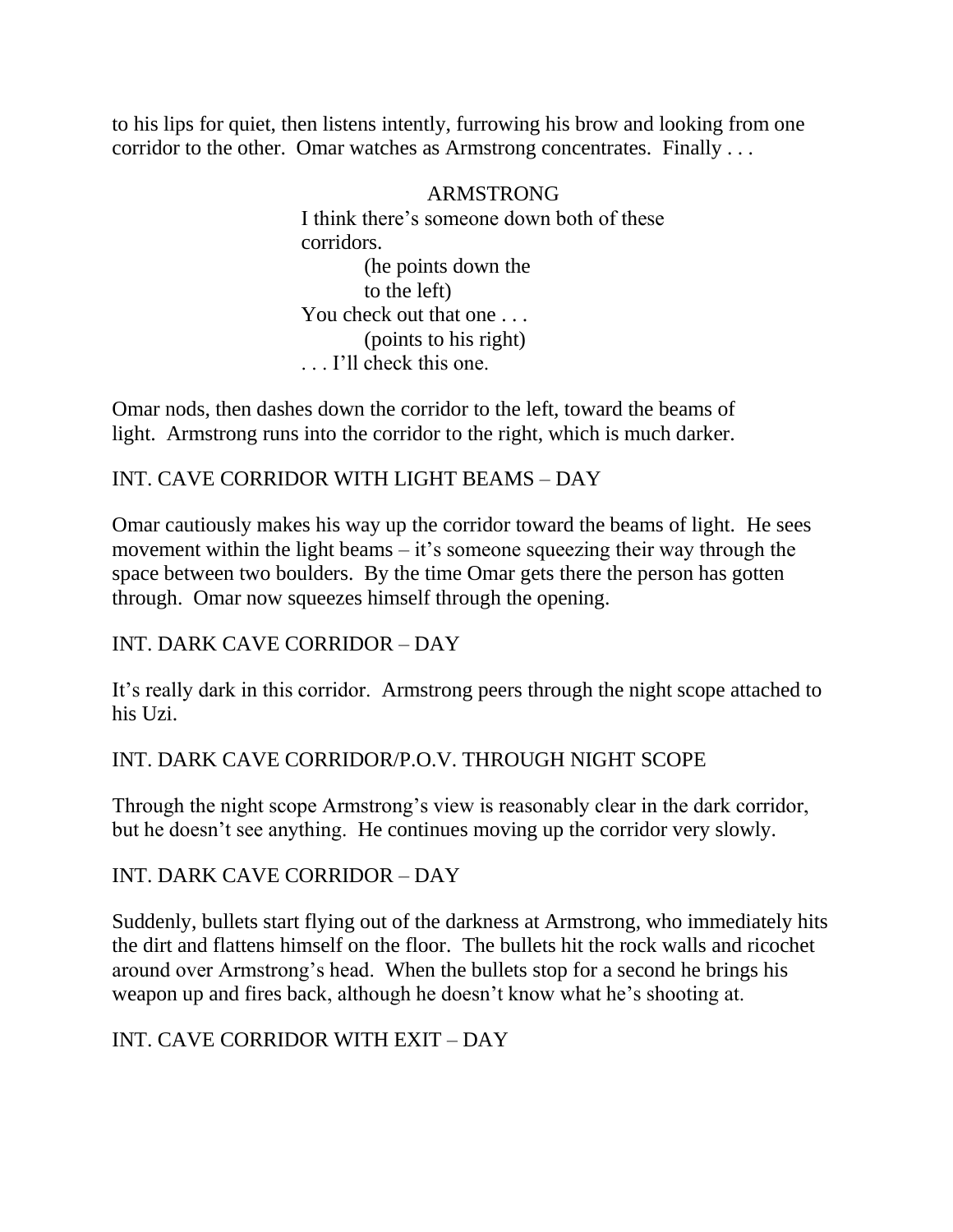to his lips for quiet, then listens intently, furrowing his brow and looking from one corridor to the other. Omar watches as Armstrong concentrates. Finally . . .

ARMSTRONG

I think there's someone down both of these corridors.

(he points down the to the left)

You check out that one . . .

(points to his right)

. . . I'll check this one.

Omar nods, then dashes down the corridor to the left, toward the beams of light. Armstrong runs into the corridor to the right, which is much darker.

INT. CAVE CORRIDOR WITH LIGHT BEAMS – DAY

Omar cautiously makes his way up the corridor toward the beams of light. He sees movement within the light beams – it's someone squeezing their way through the space between two boulders. By the time Omar gets there the person has gotten through. Omar now squeezes himself through the opening.

INT. DARK CAVE CORRIDOR – DAY

It's really dark in this corridor. Armstrong peers through the night scope attached to his Uzi.

INT. DARK CAVE CORRIDOR/P.O.V. THROUGH NIGHT SCOPE

Through the night scope Armstrong's view is reasonably clear in the dark corridor, but he doesn't see anything. He continues moving up the corridor very slowly.

INT. DARK CAVE CORRIDOR – DAY

Suddenly, bullets start flying out of the darkness at Armstrong, who immediately hits the dirt and flattens himself on the floor. The bullets hit the rock walls and ricochet around over Armstrong's head. When the bullets stop for a second he brings his weapon up and fires back, although he doesn't know what he's shooting at.

INT. CAVE CORRIDOR WITH EXIT – DAY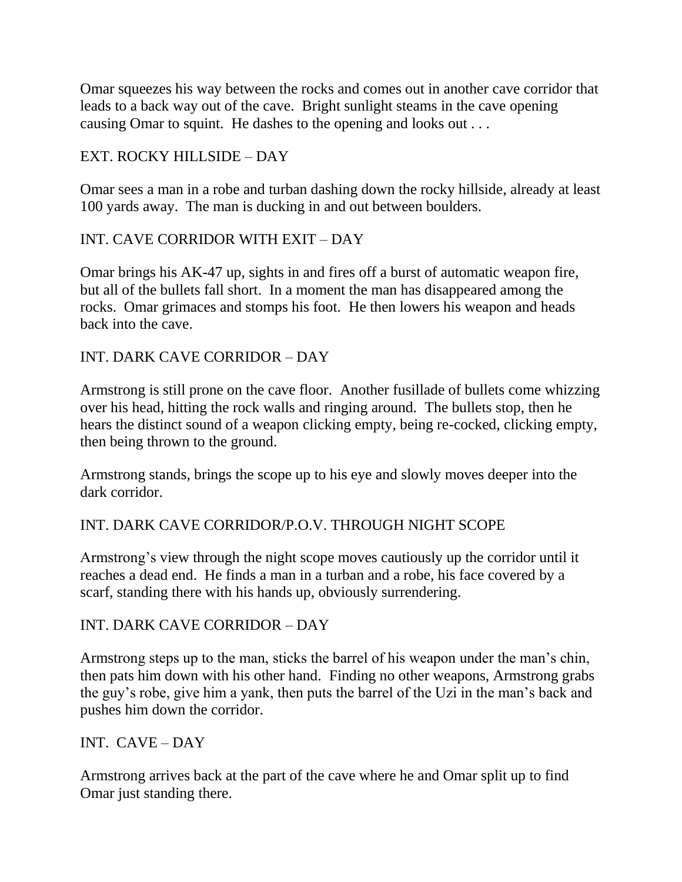Omar squeezes his way between the rocks and comes out in another cave corridor that leads to a back way out of the cave. Bright sunlight steams in the cave opening causing Omar to squint. He dashes to the opening and looks out . . .

EXT. ROCKY HILLSIDE – DAY

Omar sees a man in a robe and turban dashing down the rocky hillside, already at least 100 yards away. The man is ducking in and out between boulders.

INT. CAVE CORRIDOR WITH EXIT – DAY

Omar brings his AK-47 up, sights in and fires off a burst of automatic weapon fire, but all of the bullets fall short. In a moment the man has disappeared among the rocks. Omar grimaces and stomps his foot. He then lowers his weapon and heads back into the cave.

INT. DARK CAVE CORRIDOR – DAY

Armstrong is still prone on the cave floor. Another fusillade of bullets come whizzing over his head, hitting the rock walls and ringing around. The bullets stop, then he hears the distinct sound of a weapon clicking empty, being re-cocked, clicking empty, then being thrown to the ground.

Armstrong stands, brings the scope up to his eye and slowly moves deeper into the dark corridor.

INT. DARK CAVE CORRIDOR/P.O.V. THROUGH NIGHT SCOPE

Armstrong's view through the night scope moves cautiously up the corridor until it reaches a dead end. He finds a man in a turban and a robe, his face covered by a scarf, standing there with his hands up, obviously surrendering.

INT. DARK CAVE CORRIDOR – DAY

Armstrong steps up to the man, sticks the barrel of his weapon under the man's chin, then pats him down with his other hand. Finding no other weapons, Armstrong grabs the guy's robe, give him a yank, then puts the barrel of the Uzi in the man's back and pushes him down the corridor.

INT. CAVE – DAY

Armstrong arrives back at the part of the cave where he and Omar split up to find Omar just standing there.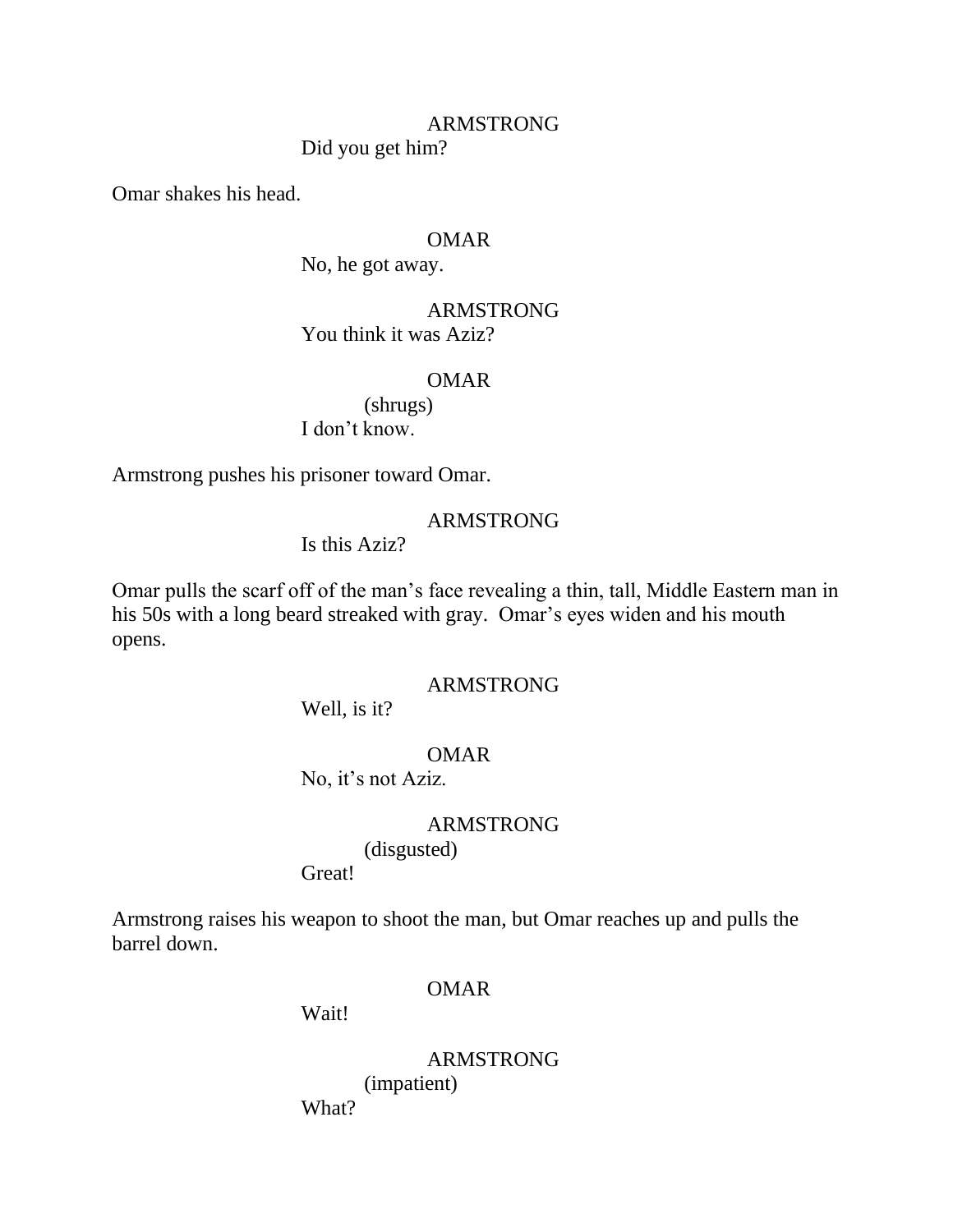ARMSTRONG

Did you get him?

Omar shakes his head.

OMAR

No, he got away.

ARMSTRONG

You think it was Aziz?

OMAR

(shrugs)

I don't know.

Armstrong pushes his prisoner toward Omar.

ARMSTRONG

Is this Aziz?

Omar pulls the scarf off of the man's face revealing a thin, tall, Middle Eastern man in his 50s with a long beard streaked with gray. Omar's eyes widen and his mouth opens.

ARMSTRONG

Well, is it?

OMAR

No, it's not Aziz.

ARMSTRONG

(disgusted)

Great!

Armstrong raises his weapon to shoot the man, but Omar reaches up and pulls the barrel down.

OMAR

Wait!

ARMSTRONG

(impatient)

What?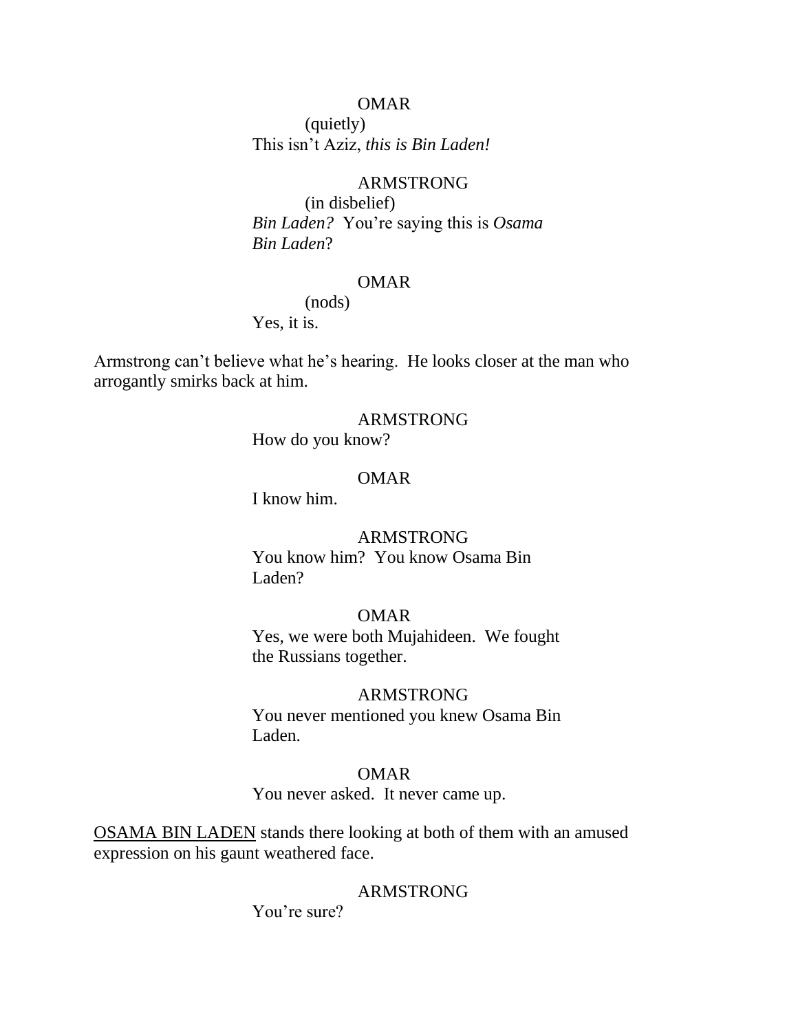OMAR

(quietly)

This isn't Aziz, *this is Bin Laden!*

ARMSTRONG

(in disbelief)

*Bin Laden?* You're saying this is *Osama Bin Laden*?

OMAR

(nods)

Yes, it is.

Armstrong can't believe what he's hearing. He looks closer at the man who arrogantly smirks back at him.

ARMSTRONG

How do you know?

OMAR

I know him.

ARMSTRONG

You know him? You know Osama Bin Laden?

OMAR

Yes, we were both Mujahideen. We fought the Russians together.

ARMSTRONG

You never mentioned you knew Osama Bin Laden.

OMAR

You never asked. It never came up.

<u>OSAMA BIN LADEN</u> stands there looking at both of them with an amused expression on his gaunt weathered face.

ARMSTRONG

You're sure?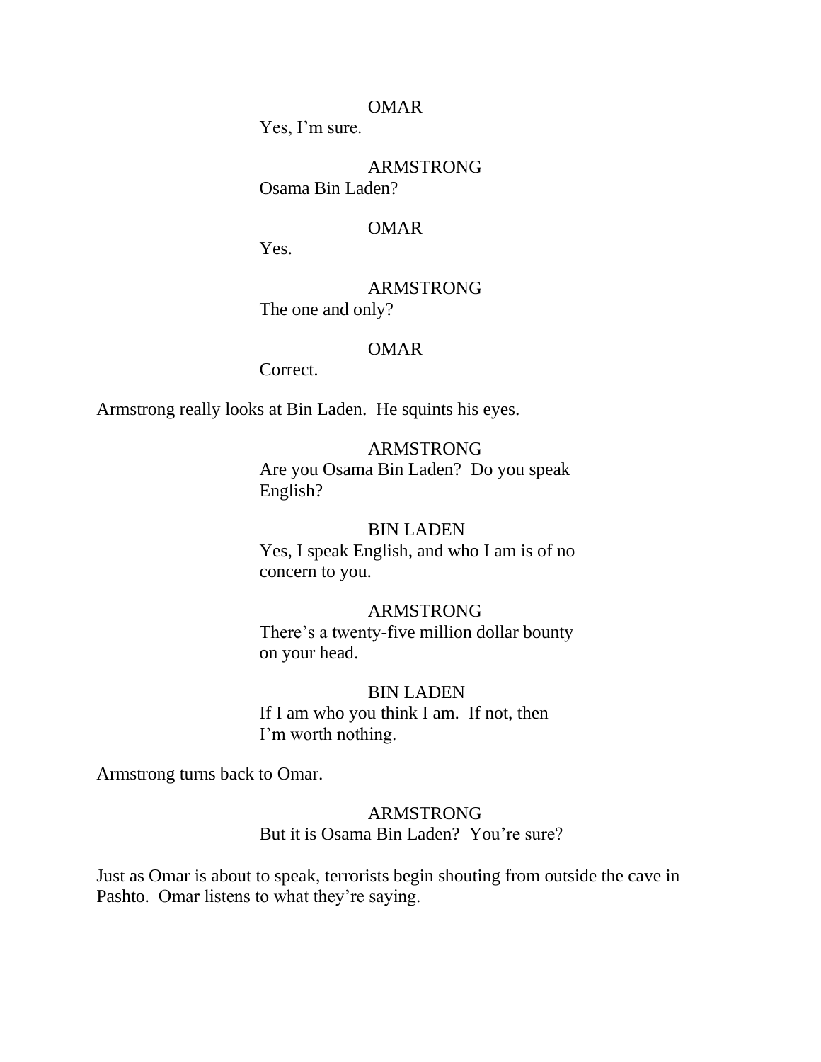OMAR

Yes, I'm sure.

ARMSTRONG

Osama Bin Laden?

OMAR

Yes.

ARMSTRONG

The one and only?

OMAR

Correct.

Armstrong really looks at Bin Laden. He squints his eyes.

ARMSTRONG

Are you Osama Bin Laden? Do you speak English?

BIN LADEN

Yes, I speak English, and who I am is of no concern to you.

ARMSTRONG

There's a twenty-five million dollar bounty on your head.

BIN LADEN

If I am who you think I am. If not, then I'm worth nothing.

Armstrong turns back to Omar.

ARMSTRONG

But it is Osama Bin Laden? You're sure?

Just as Omar is about to speak, terrorists begin shouting from outside the cave in Pashto. Omar listens to what they're saying.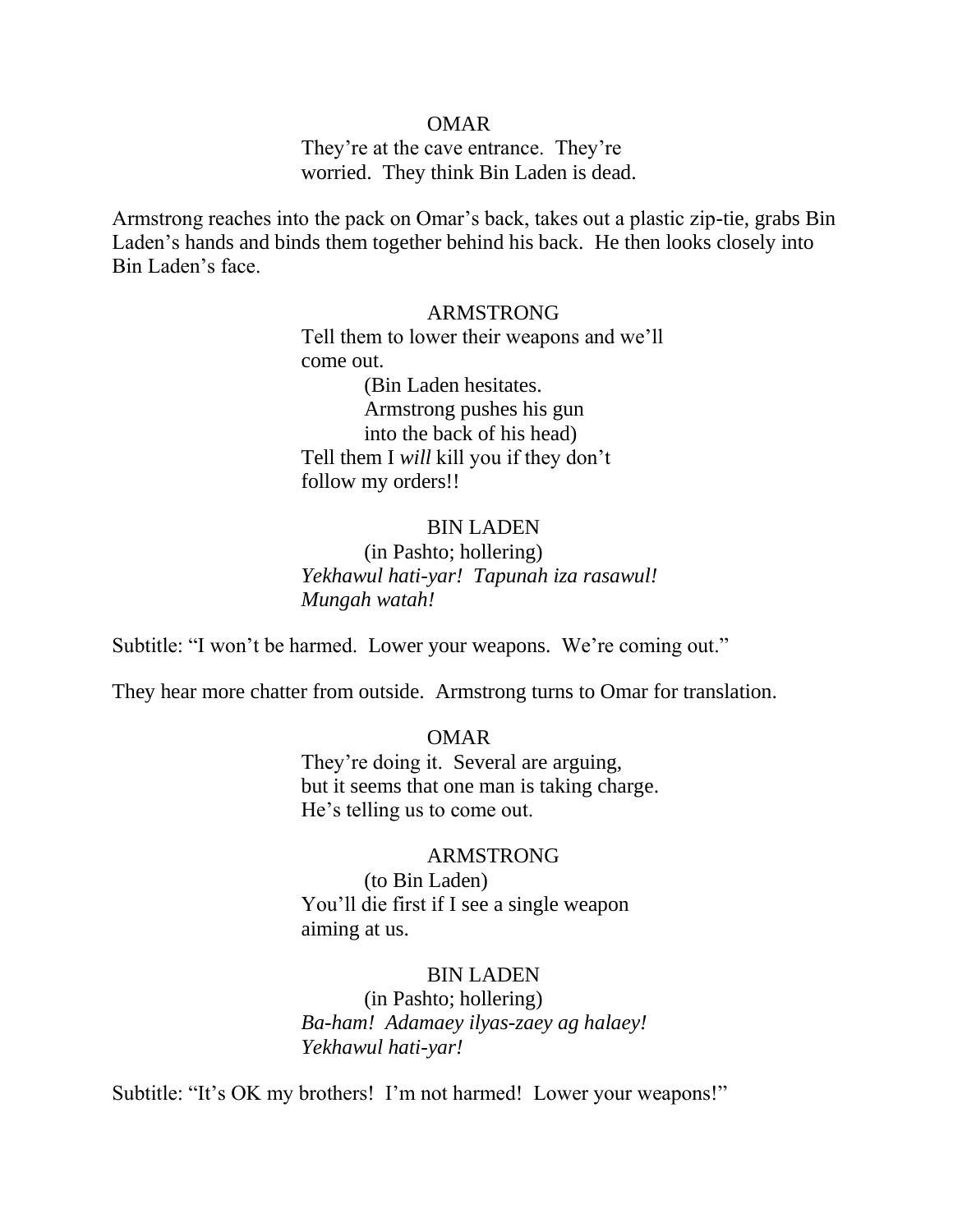OMAR

They're at the cave entrance. They're worried. They think Bin Laden is dead.

Armstrong reaches into the pack on Omar's back, takes out a plastic zip-tie, grabs Bin Laden's hands and binds them together behind his back. He then looks closely into Bin Laden's face.

ARMSTRONG

Tell them to lower their weapons and we'll come out.

(Bin Laden hesitates. Armstrong pushes his gun into the back of his head)

Tell them I *will* kill you if they don't follow my orders!!

BIN LADEN

(in Pashto; hollering)

*Yekhawul hati-yar! Tapunah iza rasawul! Mungah watah!*

Subtitle: "I won't be harmed. Lower your weapons. We're coming out."

They hear more chatter from outside. Armstrong turns to Omar for translation.

OMAR

They're doing it. Several are arguing, but it seems that one man is taking charge. He's telling us to come out.

ARMSTRONG

(to Bin Laden)

You'll die first if I see a single weapon aiming at us.

BIN LADEN

(in Pashto; hollering)

*Ba-ham! Adamaey ilyas-zaey ag halaey! Yekhawul hati-yar!*

Subtitle: "It's OK my brothers! I'm not harmed! Lower your weapons!"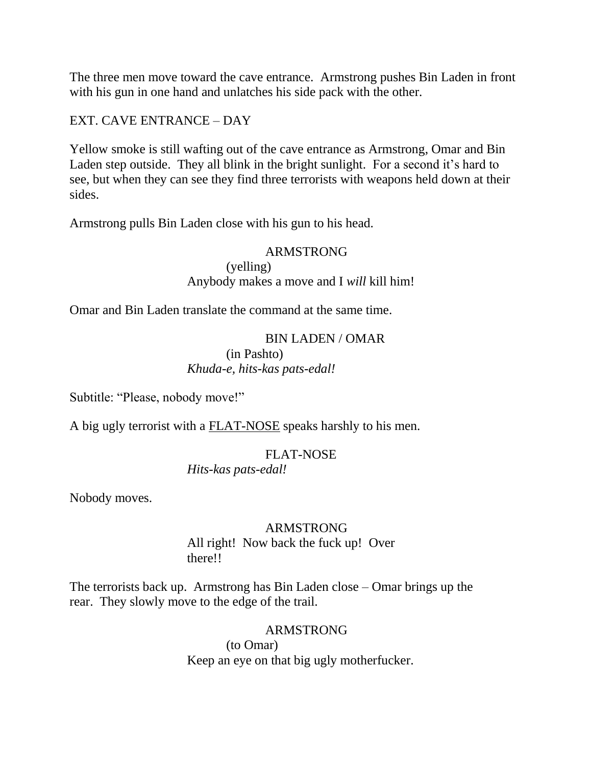The three men move toward the cave entrance. Armstrong pushes Bin Laden in front with his gun in one hand and unlatches his side pack with the other.

EXT. CAVE ENTRANCE – DAY

Yellow smoke is still wafting out of the cave entrance as Armstrong, Omar and Bin Laden step outside. They all blink in the bright sunlight. For a second it's hard to see, but when they can see they find three terrorists with weapons held down at their sides.

Armstrong pulls Bin Laden close with his gun to his head.

ARMSTRONG
(yelling)
Anybody makes a move and I *will* kill him!

Omar and Bin Laden translate the command at the same time.

BIN LADEN / OMAR
(in Pashto)
*Khuda-e, hits-kas pats-edal!*

Subtitle: "Please, nobody move!"

A big ugly terrorist with a <u>FLAT-NOSE</u> speaks harshly to his men.

FLAT-NOSE
*Hits-kas pats-edal!*

Nobody moves.

ARMSTRONG
All right! Now back the fuck up! Over there!!

The terrorists back up. Armstrong has Bin Laden close – Omar brings up the rear. They slowly move to the edge of the trail.

ARMSTRONG
(to Omar)
Keep an eye on that big ugly motherfucker.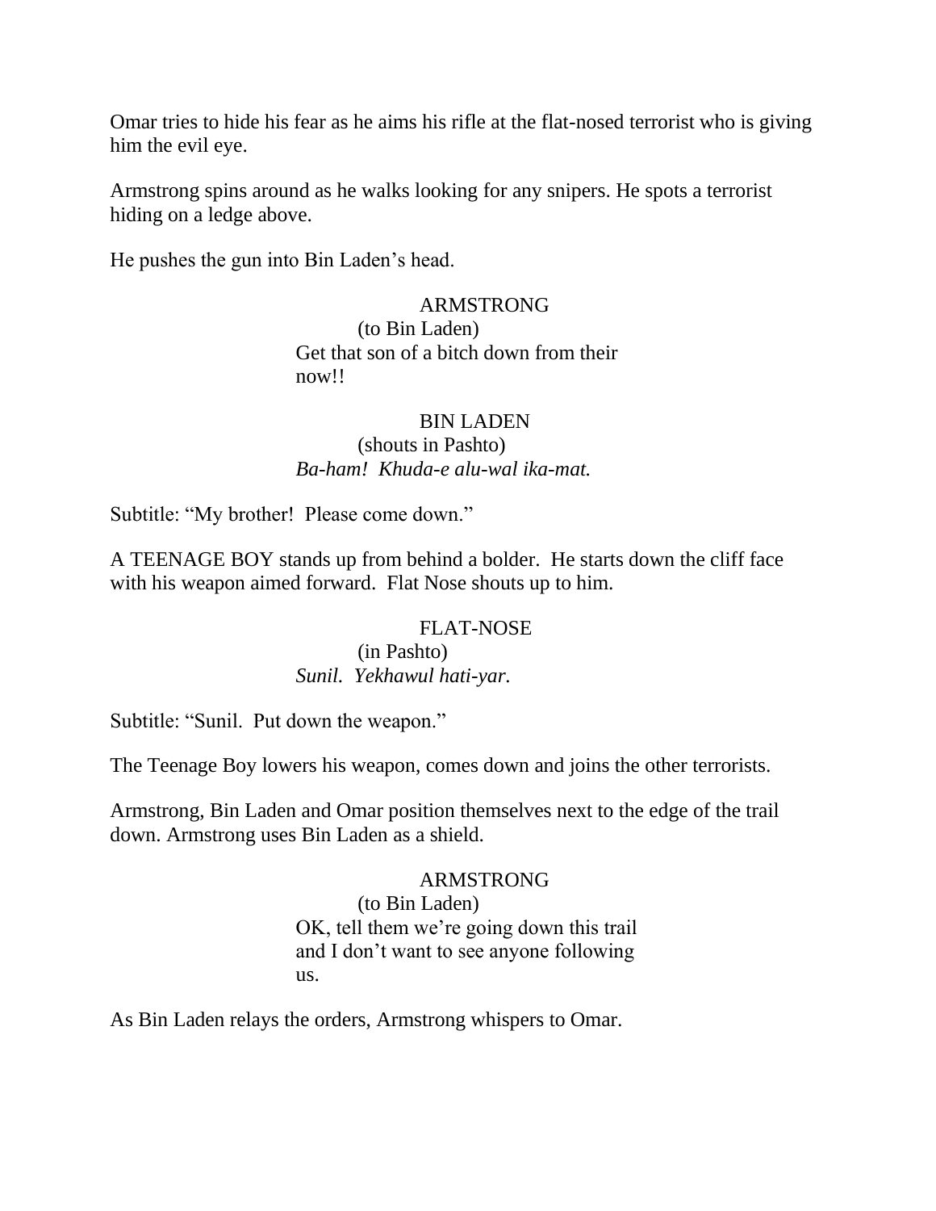Omar tries to hide his fear as he aims his rifle at the flat-nosed terrorist who is giving him the evil eye.

Armstrong spins around as he walks looking for any snipers. He spots a terrorist hiding on a ledge above.

He pushes the gun into Bin Laden's head.

ARMSTRONG
(to Bin Laden)
Get that son of a bitch down from their now!!

BIN LADEN
(shouts in Pashto)
*Ba-ham! Khuda-e alu-wal ika-mat.*

Subtitle: "My brother! Please come down."

A TEENAGE BOY stands up from behind a bolder. He starts down the cliff face with his weapon aimed forward. Flat Nose shouts up to him.

FLAT-NOSE
(in Pashto)
*Sunil. Yekhawul hati-yar.*

Subtitle: "Sunil. Put down the weapon."

The Teenage Boy lowers his weapon, comes down and joins the other terrorists.

Armstrong, Bin Laden and Omar position themselves next to the edge of the trail down. Armstrong uses Bin Laden as a shield.

ARMSTRONG
(to Bin Laden)
OK, tell them we're going down this trail and I don't want to see anyone following us.

As Bin Laden relays the orders, Armstrong whispers to Omar.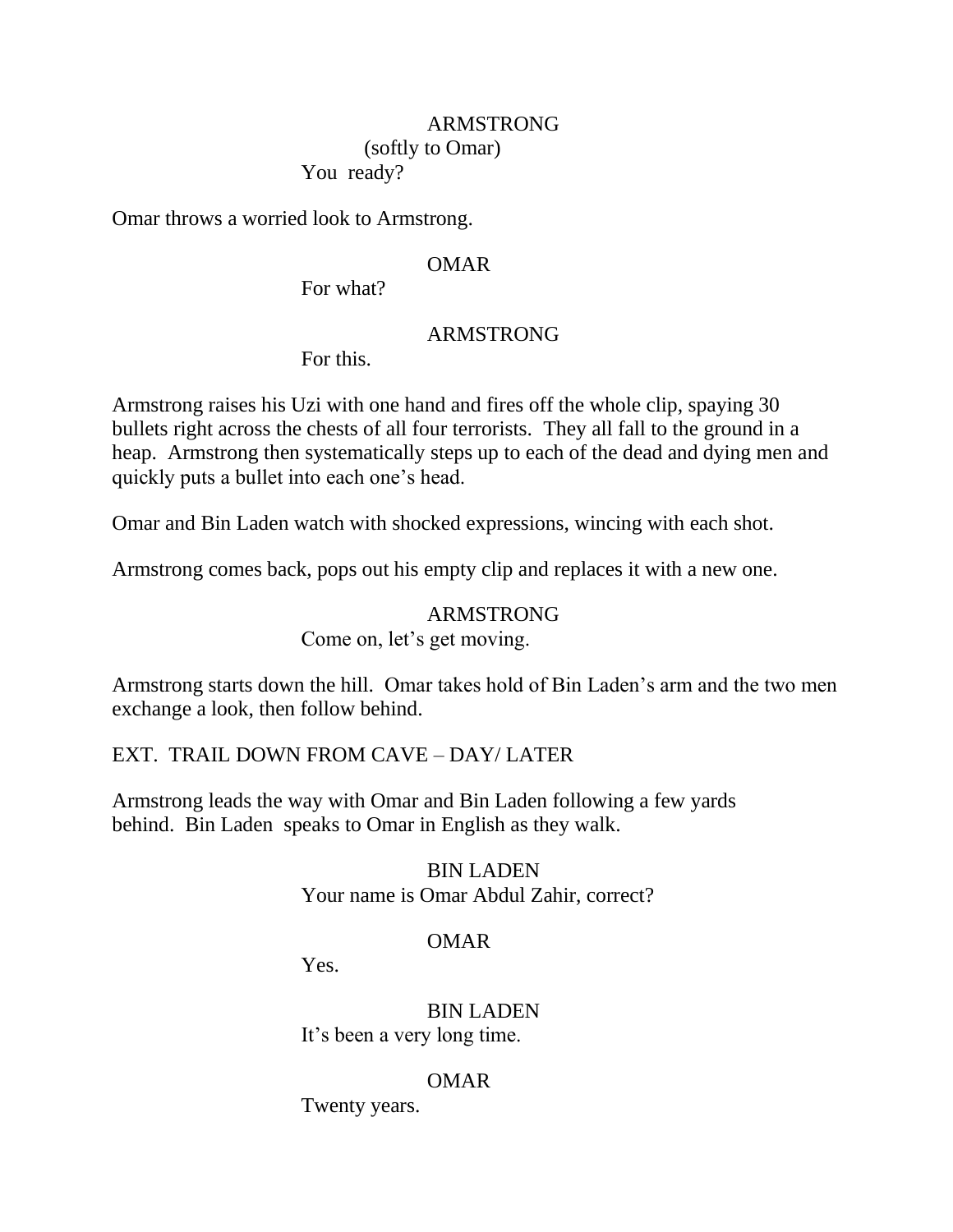ARMSTRONG
(softly to Omar)
You  ready?

Omar throws a worried look to Armstrong.

OMAR
For what?

ARMSTRONG
For this.

Armstrong raises his Uzi with one hand and fires off the whole clip, spaying 30 bullets right across the chests of all four terrorists.  They all fall to the ground in a heap.  Armstrong then systematically steps up to each of the dead and dying men and quickly puts a bullet into each one's head.

Omar and Bin Laden watch with shocked expressions, wincing with each shot.

Armstrong comes back, pops out his empty clip and replaces it with a new one.

ARMSTRONG
Come on, let's get moving.

Armstrong starts down the hill.  Omar takes hold of Bin Laden's arm and the two men exchange a look, then follow behind.

EXT.  TRAIL DOWN FROM CAVE – DAY/ LATER

Armstrong leads the way with Omar and Bin Laden following a few yards behind.  Bin Laden  speaks to Omar in English as they walk.

BIN LADEN
Your name is Omar Abdul Zahir, correct?

OMAR
Yes.

BIN LADEN
It's been a very long time.

OMAR
Twenty years.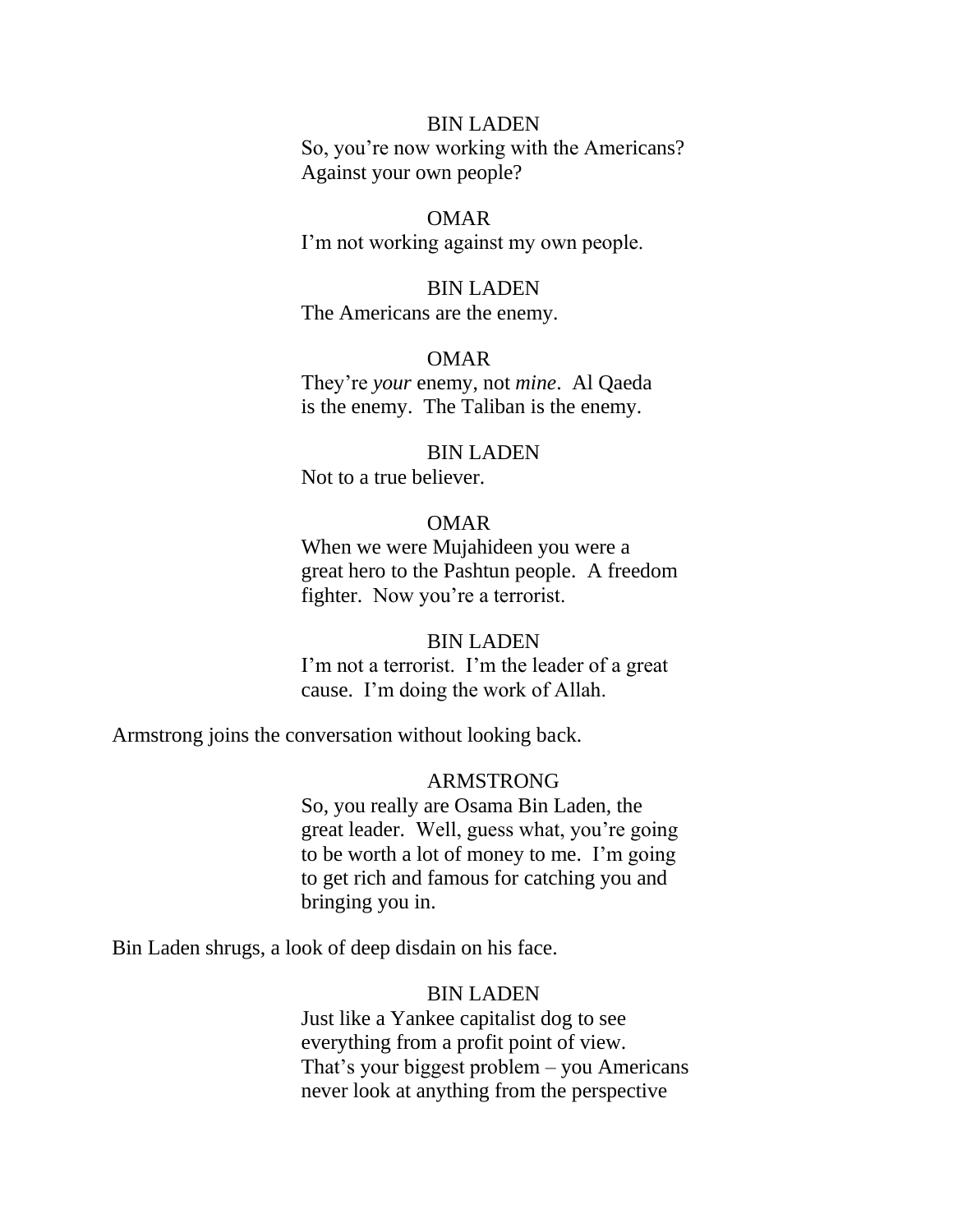BIN LADEN

So, you're now working with the Americans? Against your own people?

OMAR

I'm not working against my own people.

BIN LADEN

The Americans are the enemy.

OMAR

They're *your* enemy, not *mine*. Al Qaeda is the enemy. The Taliban is the enemy.

BIN LADEN

Not to a true believer.

OMAR

When we were Mujahideen you were a great hero to the Pashtun people. A freedom fighter. Now you're a terrorist.

BIN LADEN

I'm not a terrorist. I'm the leader of a great cause. I'm doing the work of Allah.

Armstrong joins the conversation without looking back.

ARMSTRONG

So, you really are Osama Bin Laden, the great leader. Well, guess what, you're going to be worth a lot of money to me. I'm going to get rich and famous for catching you and bringing you in.

Bin Laden shrugs, a look of deep disdain on his face.

BIN LADEN

Just like a Yankee capitalist dog to see everything from a profit point of view. That's your biggest problem – you Americans never look at anything from the perspective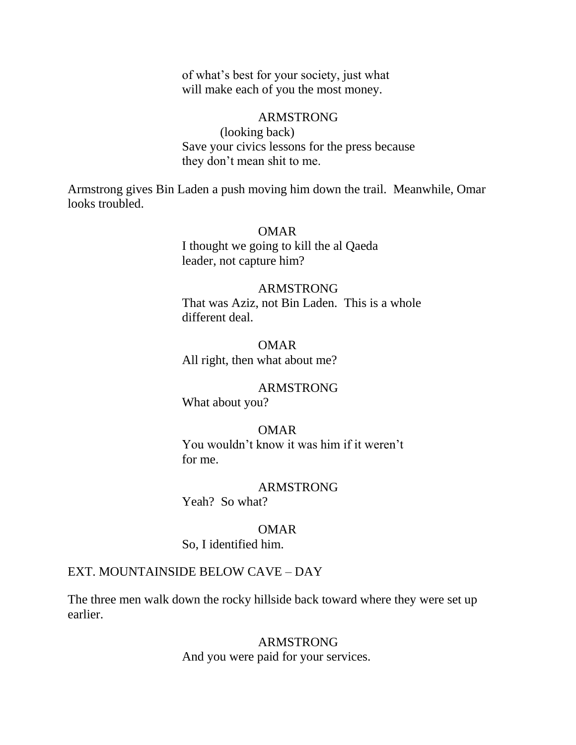of what's best for your society, just what will make each of you the most money.

ARMSTRONG
(looking back)
Save your civics lessons for the press because they don't mean shit to me.

Armstrong gives Bin Laden a push moving him down the trail. Meanwhile, Omar looks troubled.

OMAR
I thought we going to kill the al Qaeda leader, not capture him?

ARMSTRONG
That was Aziz, not Bin Laden. This is a whole different deal.

OMAR
All right, then what about me?

ARMSTRONG
What about you?

OMAR
You wouldn't know it was him if it weren't for me.

ARMSTRONG
Yeah? So what?

OMAR
So, I identified him.

EXT. MOUNTAINSIDE BELOW CAVE – DAY

The three men walk down the rocky hillside back toward where they were set up earlier.

ARMSTRONG
And you were paid for your services.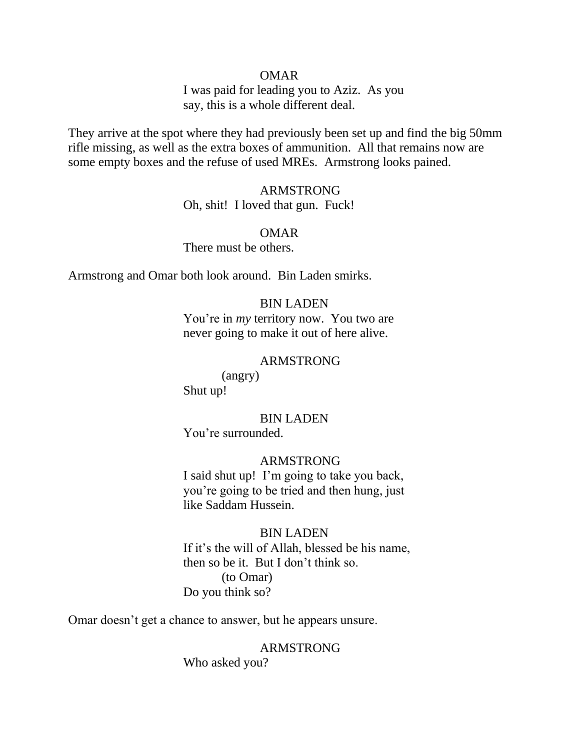OMAR

I was paid for leading you to Aziz. As you say, this is a whole different deal.

They arrive at the spot where they had previously been set up and find the big 50mm rifle missing, as well as the extra boxes of ammunition. All that remains now are some empty boxes and the refuse of used MREs. Armstrong looks pained.

ARMSTRONG

Oh, shit! I loved that gun. Fuck!

OMAR

There must be others.

Armstrong and Omar both look around. Bin Laden smirks.

BIN LADEN

You're in *my* territory now. You two are never going to make it out of here alive.

ARMSTRONG

(angry)

Shut up!

BIN LADEN

You're surrounded.

ARMSTRONG

I said shut up! I'm going to take you back, you're going to be tried and then hung, just like Saddam Hussein.

BIN LADEN

If it's the will of Allah, blessed be his name, then so be it. But I don't think so.

(to Omar)

Do you think so?

Omar doesn't get a chance to answer, but he appears unsure.

ARMSTRONG

Who asked you?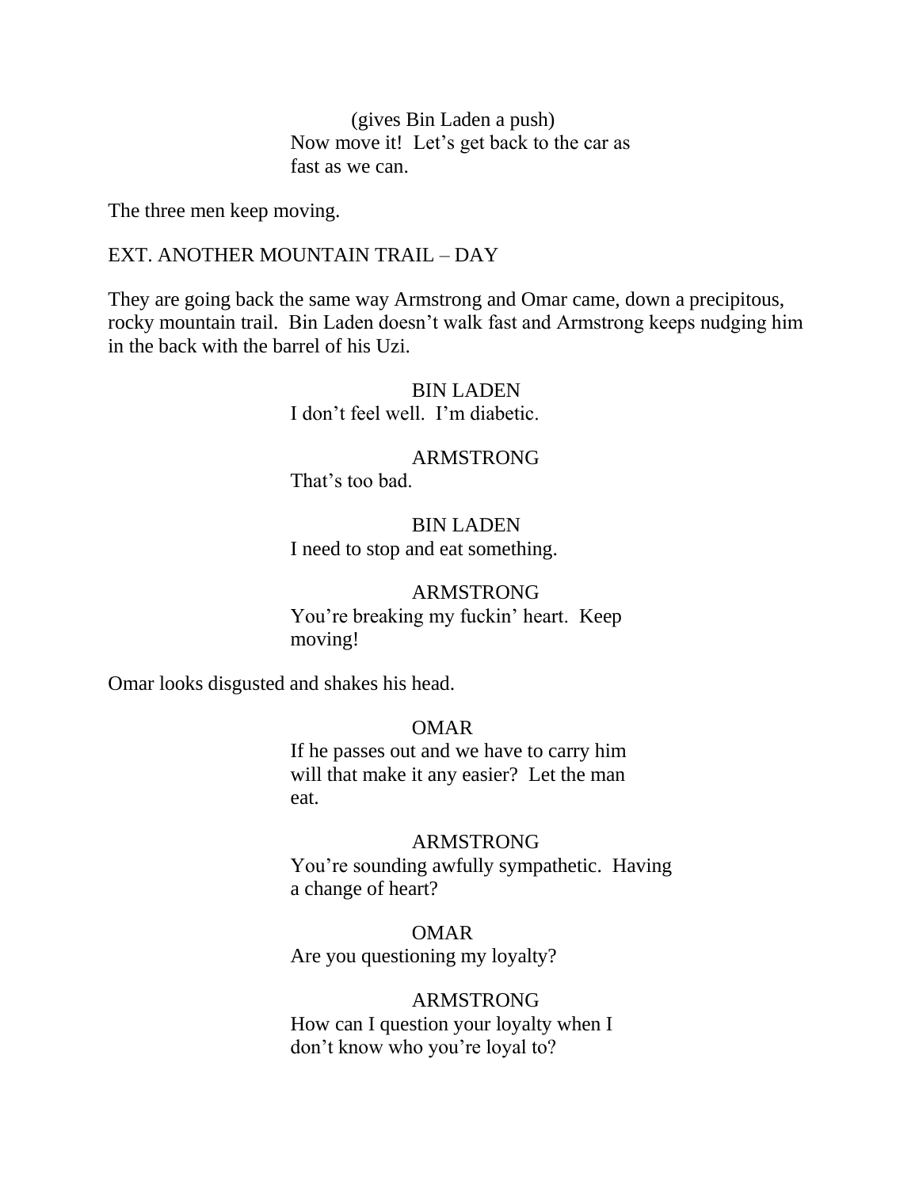(gives Bin Laden a push)
Now move it!  Let's get back to the car as fast as we can.

The three men keep moving.

EXT. ANOTHER MOUNTAIN TRAIL – DAY

They are going back the same way Armstrong and Omar came, down a precipitous, rocky mountain trail.  Bin Laden doesn't walk fast and Armstrong keeps nudging him in the back with the barrel of his Uzi.

BIN LADEN
I don't feel well.  I'm diabetic.

ARMSTRONG
That's too bad.

BIN LADEN
I need to stop and eat something.

ARMSTRONG
You're breaking my fuckin' heart.  Keep moving!

Omar looks disgusted and shakes his head.

OMAR
If he passes out and we have to carry him will that make it any easier?  Let the man eat.

ARMSTRONG
You're sounding awfully sympathetic.  Having a change of heart?

OMAR
Are you questioning my loyalty?

ARMSTRONG
How can I question your loyalty when I don't know who you're loyal to?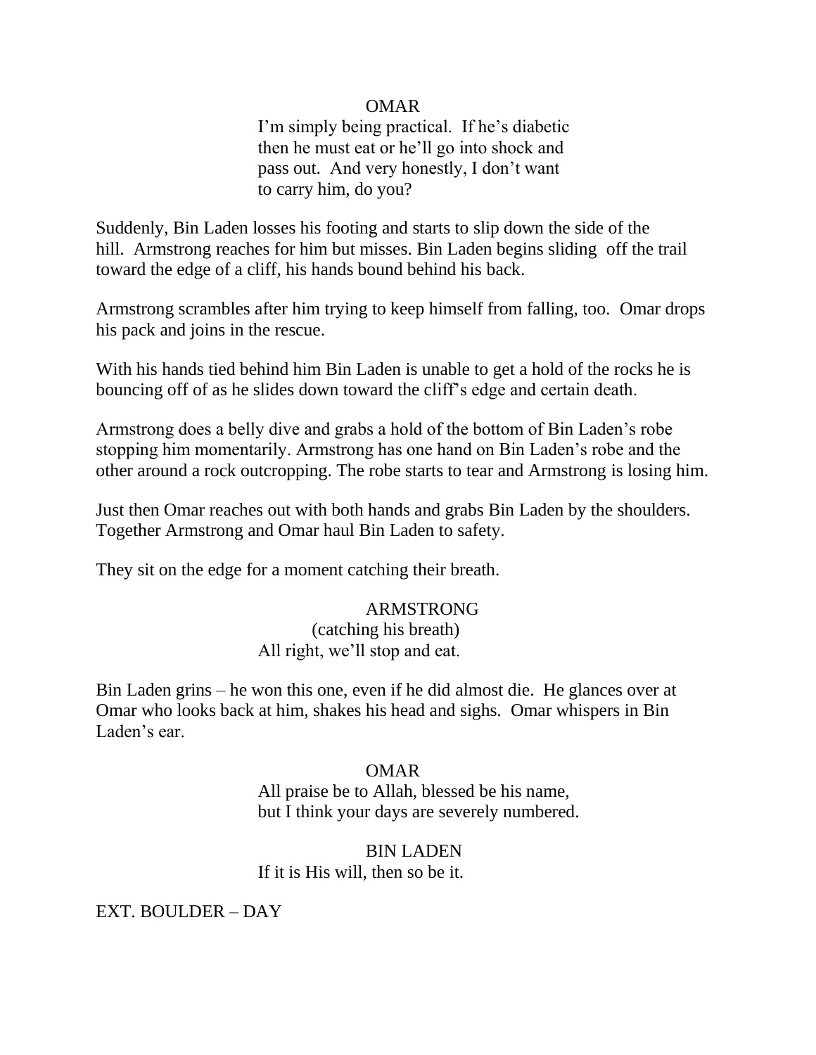OMAR

I'm simply being practical.  If he's diabetic then he must eat or he'll go into shock and pass out.  And very honestly, I don't want to carry him, do you?

Suddenly, Bin Laden losses his footing and starts to slip down the side of the hill.  Armstrong reaches for him but misses. Bin Laden begins sliding  off the trail toward the edge of a cliff, his hands bound behind his back.

Armstrong scrambles after him trying to keep himself from falling, too.  Omar drops his pack and joins in the rescue.

With his hands tied behind him Bin Laden is unable to get a hold of the rocks he is bouncing off of as he slides down toward the cliff's edge and certain death.

Armstrong does a belly dive and grabs a hold of the bottom of Bin Laden's robe stopping him momentarily. Armstrong has one hand on Bin Laden's robe and the other around a rock outcropping. The robe starts to tear and Armstrong is losing him.

Just then Omar reaches out with both hands and grabs Bin Laden by the shoulders. Together Armstrong and Omar haul Bin Laden to safety.

They sit on the edge for a moment catching their breath.

ARMSTRONG

(catching his breath)

All right, we'll stop and eat.

Bin Laden grins – he won this one, even if he did almost die.  He glances over at Omar who looks back at him, shakes his head and sighs.  Omar whispers in Bin Laden's ear.

OMAR

All praise be to Allah, blessed be his name, but I think your days are severely numbered.

BIN LADEN

If it is His will, then so be it.

EXT. BOULDER – DAY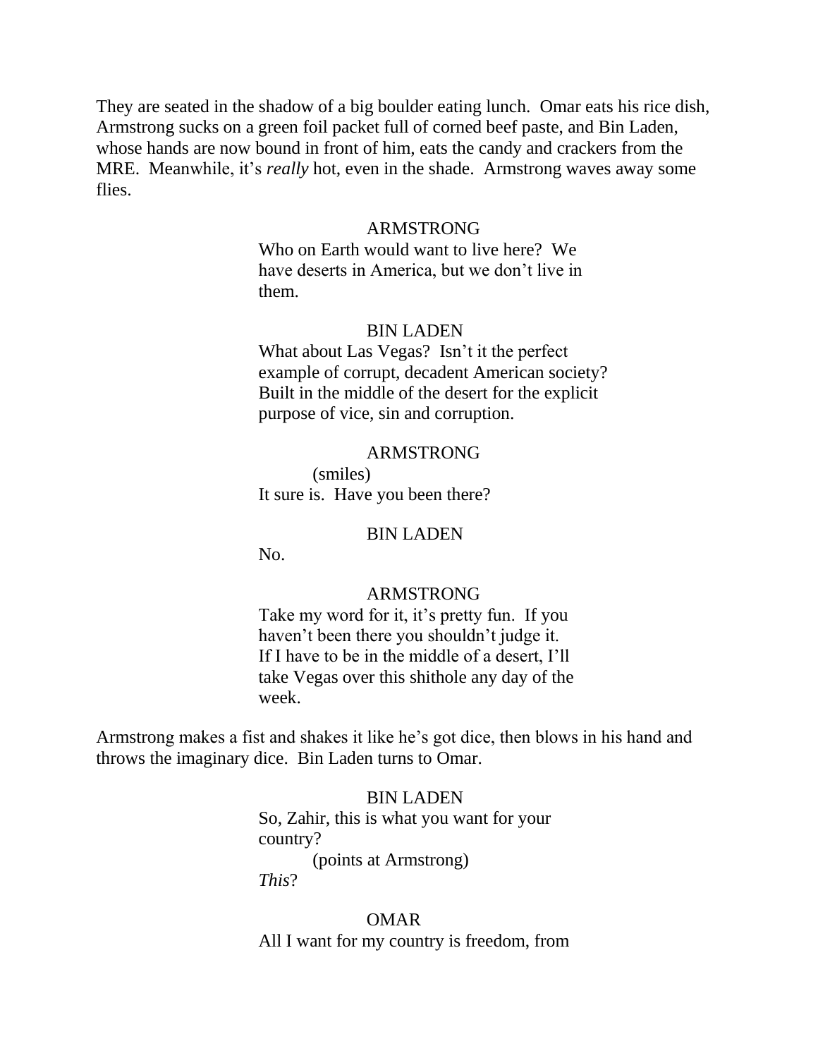They are seated in the shadow of a big boulder eating lunch. Omar eats his rice dish, Armstrong sucks on a green foil packet full of corned beef paste, and Bin Laden, whose hands are now bound in front of him, eats the candy and crackers from the MRE. Meanwhile, it's *really* hot, even in the shade. Armstrong waves away some flies.

ARMSTRONG

Who on Earth would want to live here? We have deserts in America, but we don't live in them.

BIN LADEN

What about Las Vegas? Isn't it the perfect example of corrupt, decadent American society? Built in the middle of the desert for the explicit purpose of vice, sin and corruption.

ARMSTRONG

(smiles)

It sure is. Have you been there?

BIN LADEN

No.

ARMSTRONG

Take my word for it, it's pretty fun. If you haven't been there you shouldn't judge it. If I have to be in the middle of a desert, I'll take Vegas over this shithole any day of the week.

Armstrong makes a fist and shakes it like he's got dice, then blows in his hand and throws the imaginary dice. Bin Laden turns to Omar.

BIN LADEN

So, Zahir, this is what you want for your country?

(points at Armstrong)

*This*?

OMAR

All I want for my country is freedom, from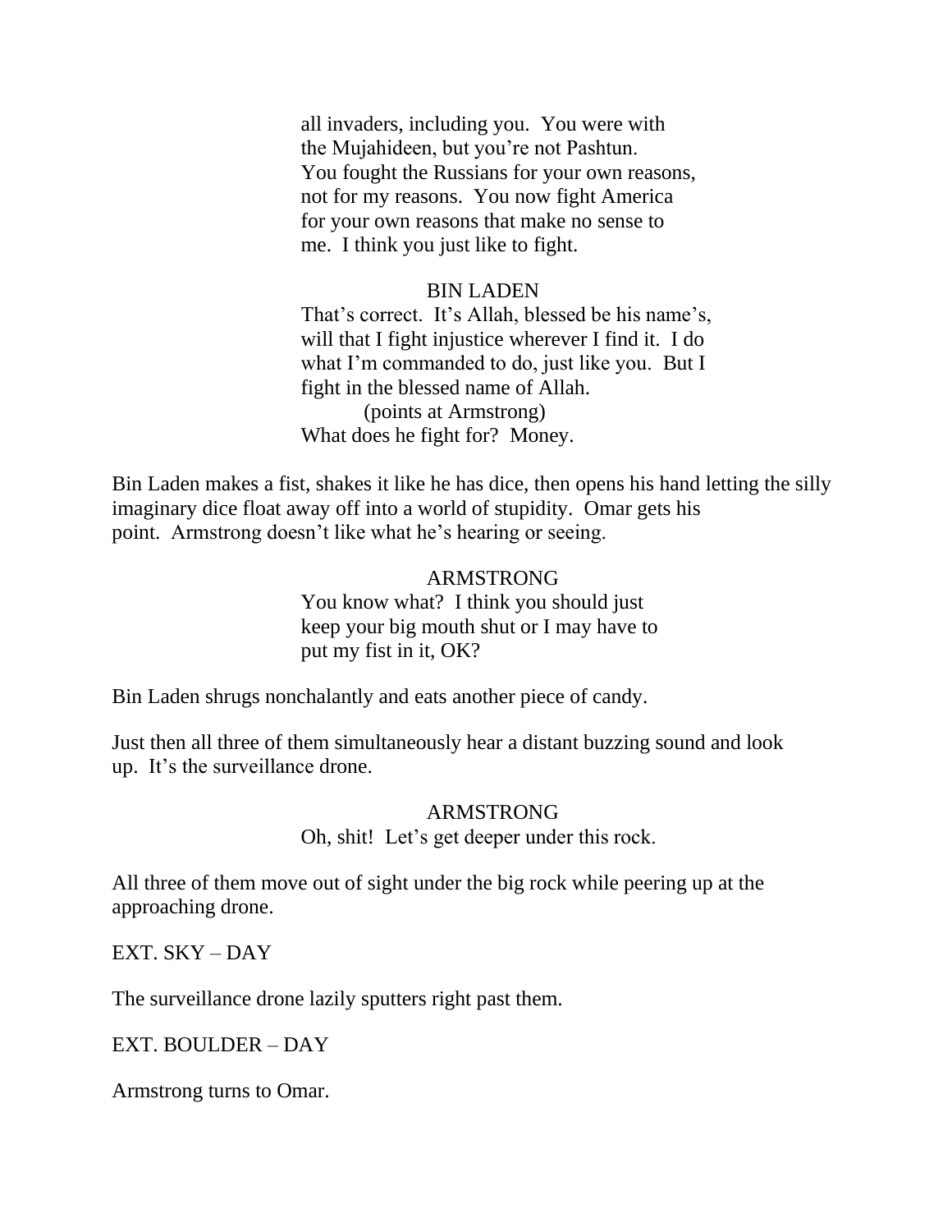all invaders, including you. You were with the Mujahideen, but you're not Pashtun. You fought the Russians for your own reasons, not for my reasons. You now fight America for your own reasons that make no sense to me. I think you just like to fight.

BIN LADEN
That's correct. It's Allah, blessed be his name's, will that I fight injustice wherever I find it. I do what I'm commanded to do, just like you. But I fight in the blessed name of Allah.
(points at Armstrong)
What does he fight for? Money.

Bin Laden makes a fist, shakes it like he has dice, then opens his hand letting the silly imaginary dice float away off into a world of stupidity. Omar gets his point. Armstrong doesn't like what he's hearing or seeing.

ARMSTRONG
You know what? I think you should just keep your big mouth shut or I may have to put my fist in it, OK?

Bin Laden shrugs nonchalantly and eats another piece of candy.

Just then all three of them simultaneously hear a distant buzzing sound and look up. It's the surveillance drone.

ARMSTRONG
Oh, shit! Let's get deeper under this rock.

All three of them move out of sight under the big rock while peering up at the approaching drone.

EXT. SKY – DAY

The surveillance drone lazily sputters right past them.

EXT. BOULDER – DAY

Armstrong turns to Omar.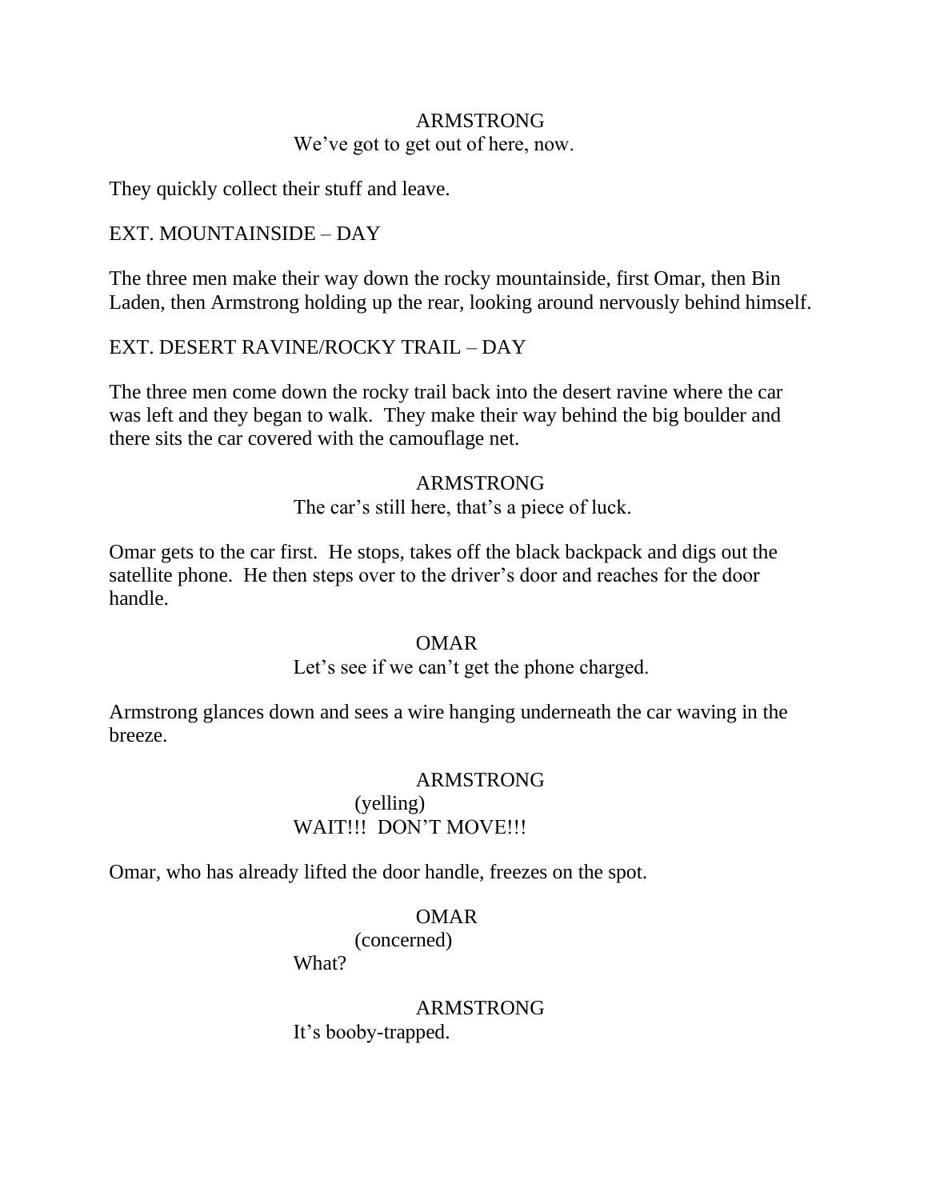ARMSTRONG
We've got to get out of here, now.

They quickly collect their stuff and leave.

EXT. MOUNTAINSIDE – DAY

The three men make their way down the rocky mountainside, first Omar, then Bin Laden, then Armstrong holding up the rear, looking around nervously behind himself.

EXT. DESERT RAVINE/ROCKY TRAIL – DAY

The three men come down the rocky trail back into the desert ravine where the car was left and they began to walk. They make their way behind the big boulder and there sits the car covered with the camouflage net.

ARMSTRONG
The car's still here, that's a piece of luck.

Omar gets to the car first. He stops, takes off the black backpack and digs out the satellite phone. He then steps over to the driver's door and reaches for the door handle.

OMAR
Let's see if we can't get the phone charged.

Armstrong glances down and sees a wire hanging underneath the car waving in the breeze.

ARMSTRONG
(yelling)
WAIT!!! DON'T MOVE!!!

Omar, who has already lifted the door handle, freezes on the spot.

OMAR
(concerned)
What?

ARMSTRONG
It's booby-trapped.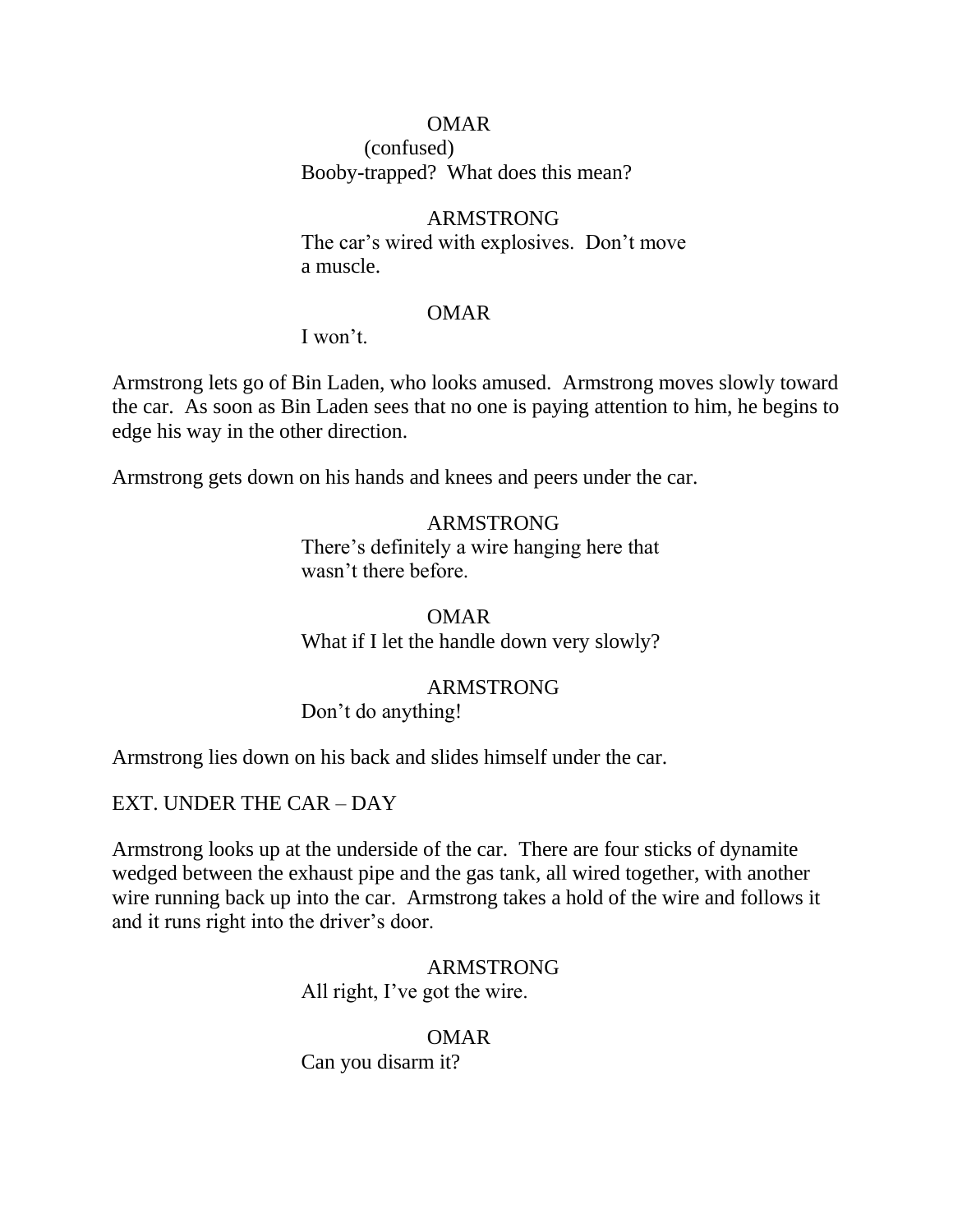OMAR
(confused)
Booby-trapped? What does this mean?

ARMSTRONG
The car's wired with explosives. Don't move a muscle.

OMAR
I won't.

Armstrong lets go of Bin Laden, who looks amused. Armstrong moves slowly toward the car. As soon as Bin Laden sees that no one is paying attention to him, he begins to edge his way in the other direction.

Armstrong gets down on his hands and knees and peers under the car.

ARMSTRONG
There's definitely a wire hanging here that wasn't there before.

OMAR
What if I let the handle down very slowly?

ARMSTRONG
Don't do anything!

Armstrong lies down on his back and slides himself under the car.

EXT. UNDER THE CAR – DAY

Armstrong looks up at the underside of the car. There are four sticks of dynamite wedged between the exhaust pipe and the gas tank, all wired together, with another wire running back up into the car. Armstrong takes a hold of the wire and follows it and it runs right into the driver's door.

ARMSTRONG
All right, I've got the wire.

OMAR
Can you disarm it?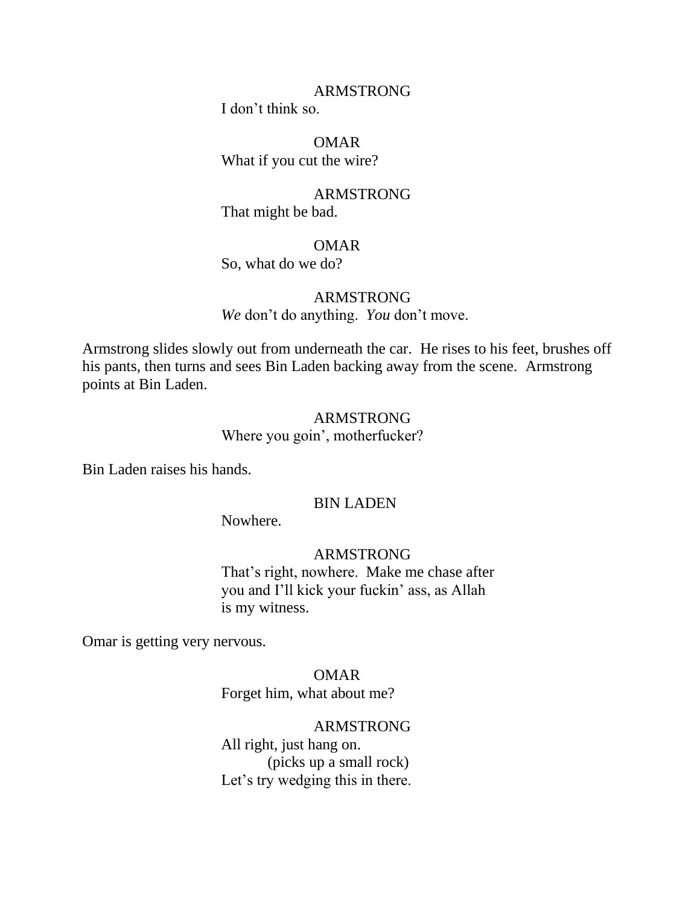ARMSTRONG
I don't think so.

OMAR
What if you cut the wire?

ARMSTRONG
That might be bad.

OMAR
So, what do we do?

ARMSTRONG
*We* don't do anything. *You* don't move.

Armstrong slides slowly out from underneath the car. He rises to his feet, brushes off his pants, then turns and sees Bin Laden backing away from the scene. Armstrong points at Bin Laden.

ARMSTRONG
Where you goin', motherfucker?

Bin Laden raises his hands.

BIN LADEN
Nowhere.

ARMSTRONG
That's right, nowhere. Make me chase after you and I'll kick your fuckin' ass, as Allah is my witness.

Omar is getting very nervous.

OMAR
Forget him, what about me?

ARMSTRONG
All right, just hang on.
(picks up a small rock)
Let's try wedging this in there.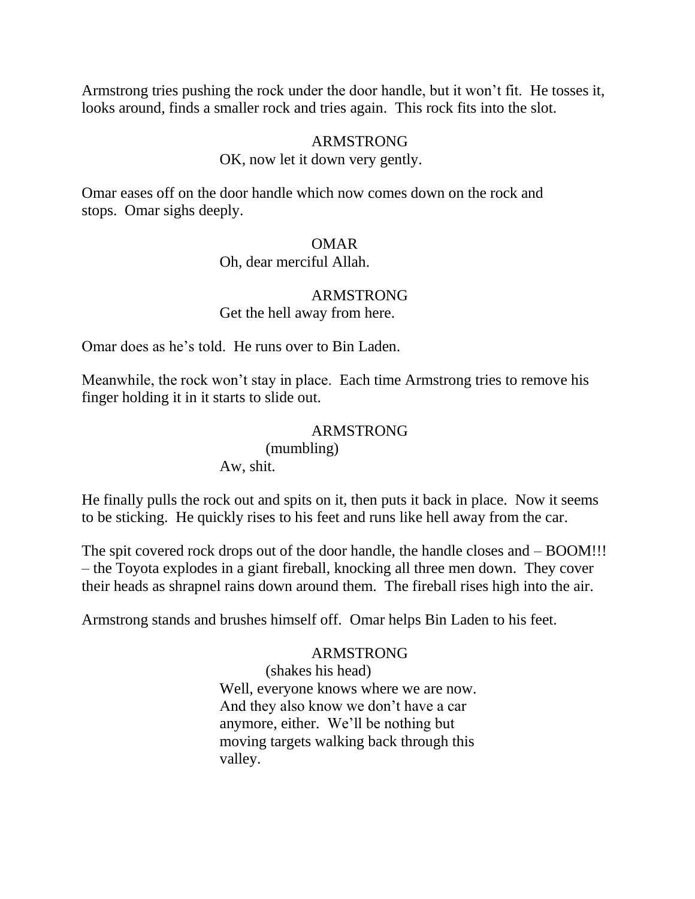Armstrong tries pushing the rock under the door handle, but it won't fit. He tosses it, looks around, finds a smaller rock and tries again. This rock fits into the slot.

ARMSTRONG
OK, now let it down very gently.

Omar eases off on the door handle which now comes down on the rock and stops. Omar sighs deeply.

OMAR
Oh, dear merciful Allah.

ARMSTRONG
Get the hell away from here.

Omar does as he's told. He runs over to Bin Laden.

Meanwhile, the rock won't stay in place. Each time Armstrong tries to remove his finger holding it in it starts to slide out.

ARMSTRONG
(mumbling)
Aw, shit.

He finally pulls the rock out and spits on it, then puts it back in place. Now it seems to be sticking. He quickly rises to his feet and runs like hell away from the car.

The spit covered rock drops out of the door handle, the handle closes and – BOOM!!! – the Toyota explodes in a giant fireball, knocking all three men down. They cover their heads as shrapnel rains down around them. The fireball rises high into the air.

Armstrong stands and brushes himself off. Omar helps Bin Laden to his feet.

ARMSTRONG
(shakes his head)
Well, everyone knows where we are now. And they also know we don't have a car anymore, either. We'll be nothing but moving targets walking back through this valley.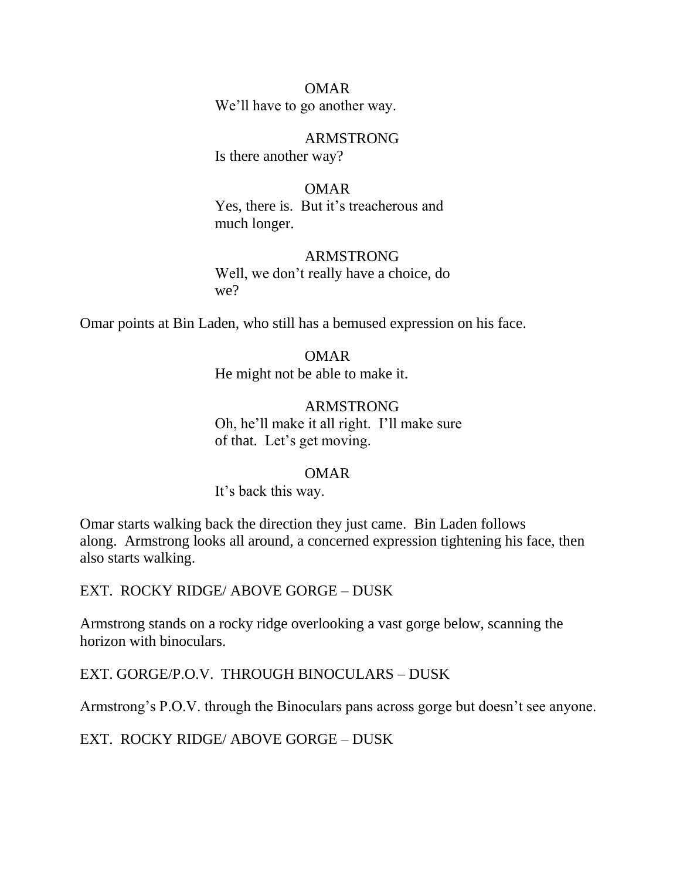OMAR
We'll have to go another way.

ARMSTRONG
Is there another way?

OMAR
Yes, there is. But it's treacherous and much longer.

ARMSTRONG
Well, we don't really have a choice, do we?

Omar points at Bin Laden, who still has a bemused expression on his face.

OMAR
He might not be able to make it.

ARMSTRONG
Oh, he'll make it all right. I'll make sure of that. Let's get moving.

OMAR
It's back this way.

Omar starts walking back the direction they just came. Bin Laden follows along. Armstrong looks all around, a concerned expression tightening his face, then also starts walking.

EXT. ROCKY RIDGE/ ABOVE GORGE – DUSK

Armstrong stands on a rocky ridge overlooking a vast gorge below, scanning the horizon with binoculars.

EXT. GORGE/P.O.V. THROUGH BINOCULARS – DUSK

Armstrong's P.O.V. through the Binoculars pans across gorge but doesn't see anyone.

EXT. ROCKY RIDGE/ ABOVE GORGE – DUSK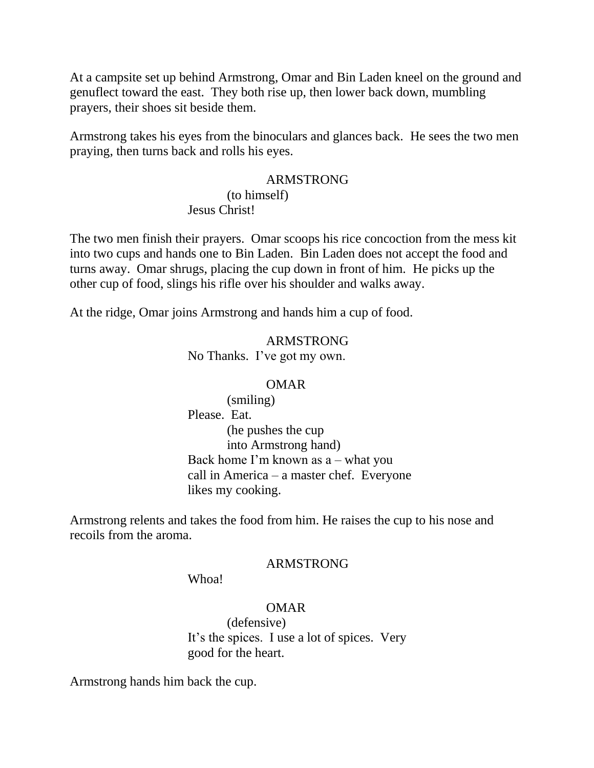At a campsite set up behind Armstrong, Omar and Bin Laden kneel on the ground and genuflect toward the east. They both rise up, then lower back down, mumbling prayers, their shoes sit beside them.

Armstrong takes his eyes from the binoculars and glances back. He sees the two men praying, then turns back and rolls his eyes.

ARMSTRONG
(to himself)
Jesus Christ!

The two men finish their prayers. Omar scoops his rice concoction from the mess kit into two cups and hands one to Bin Laden. Bin Laden does not accept the food and turns away. Omar shrugs, placing the cup down in front of him. He picks up the other cup of food, slings his rifle over his shoulder and walks away.

At the ridge, Omar joins Armstrong and hands him a cup of food.

ARMSTRONG
No Thanks. I've got my own.

OMAR
(smiling)
Please. Eat.
(he pushes the cup
into Armstrong hand)
Back home I'm known as a – what you call in America – a master chef. Everyone likes my cooking.

Armstrong relents and takes the food from him. He raises the cup to his nose and recoils from the aroma.

ARMSTRONG
Whoa!

OMAR
(defensive)
It's the spices. I use a lot of spices. Very good for the heart.

Armstrong hands him back the cup.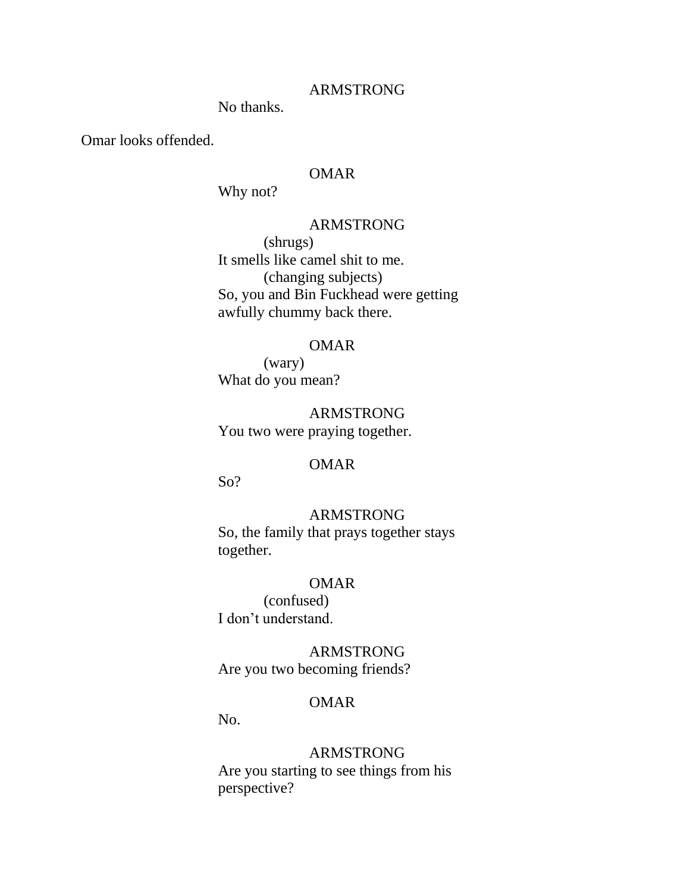ARMSTRONG
No thanks.

Omar looks offended.

OMAR
Why not?

ARMSTRONG
(shrugs)
It smells like camel shit to me.
(changing subjects)
So, you and Bin Fuckhead were getting awfully chummy back there.

OMAR
(wary)
What do you mean?

ARMSTRONG
You two were praying together.

OMAR
So?

ARMSTRONG
So, the family that prays together stays together.

OMAR
(confused)
I don't understand.

ARMSTRONG
Are you two becoming friends?

OMAR
No.

ARMSTRONG
Are you starting to see things from his perspective?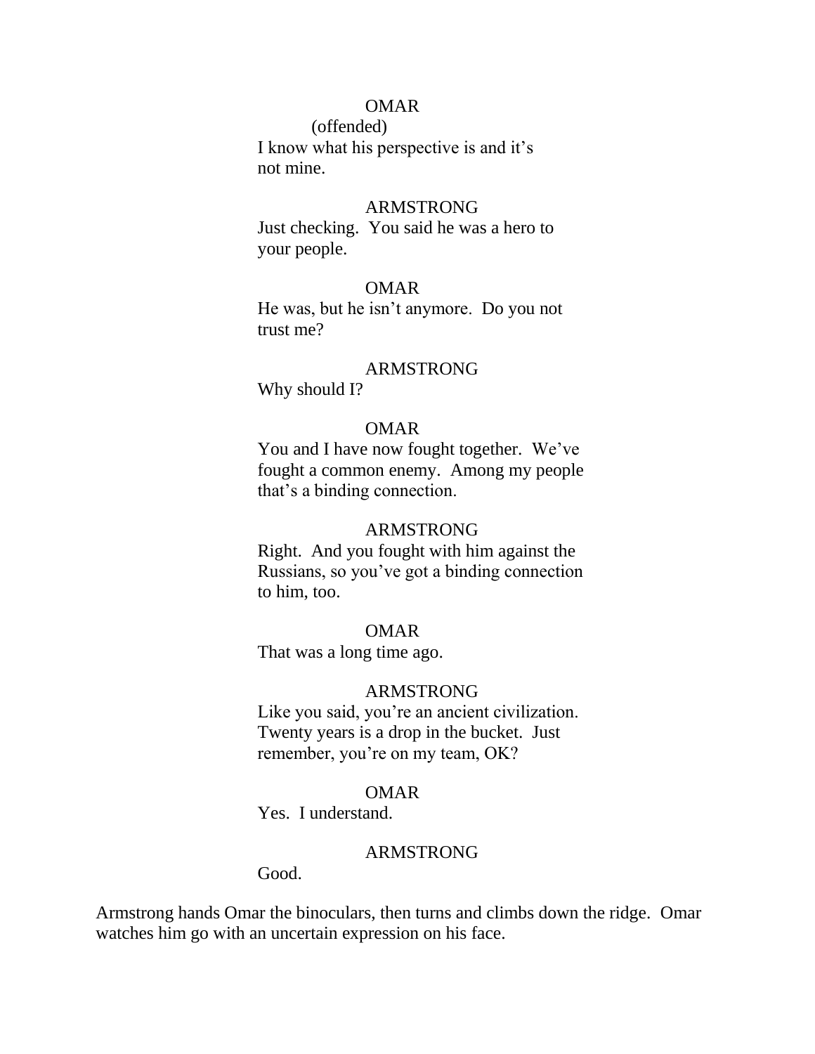OMAR

(offended)

I know what his perspective is and it's not mine.

ARMSTRONG

Just checking. You said he was a hero to your people.

OMAR

He was, but he isn't anymore. Do you not trust me?

ARMSTRONG

Why should I?

OMAR

You and I have now fought together. We've fought a common enemy. Among my people that's a binding connection.

ARMSTRONG

Right. And you fought with him against the Russians, so you've got a binding connection to him, too.

OMAR

That was a long time ago.

ARMSTRONG

Like you said, you're an ancient civilization. Twenty years is a drop in the bucket. Just remember, you're on my team, OK?

OMAR

Yes. I understand.

ARMSTRONG

Good.

Armstrong hands Omar the binoculars, then turns and climbs down the ridge. Omar watches him go with an uncertain expression on his face.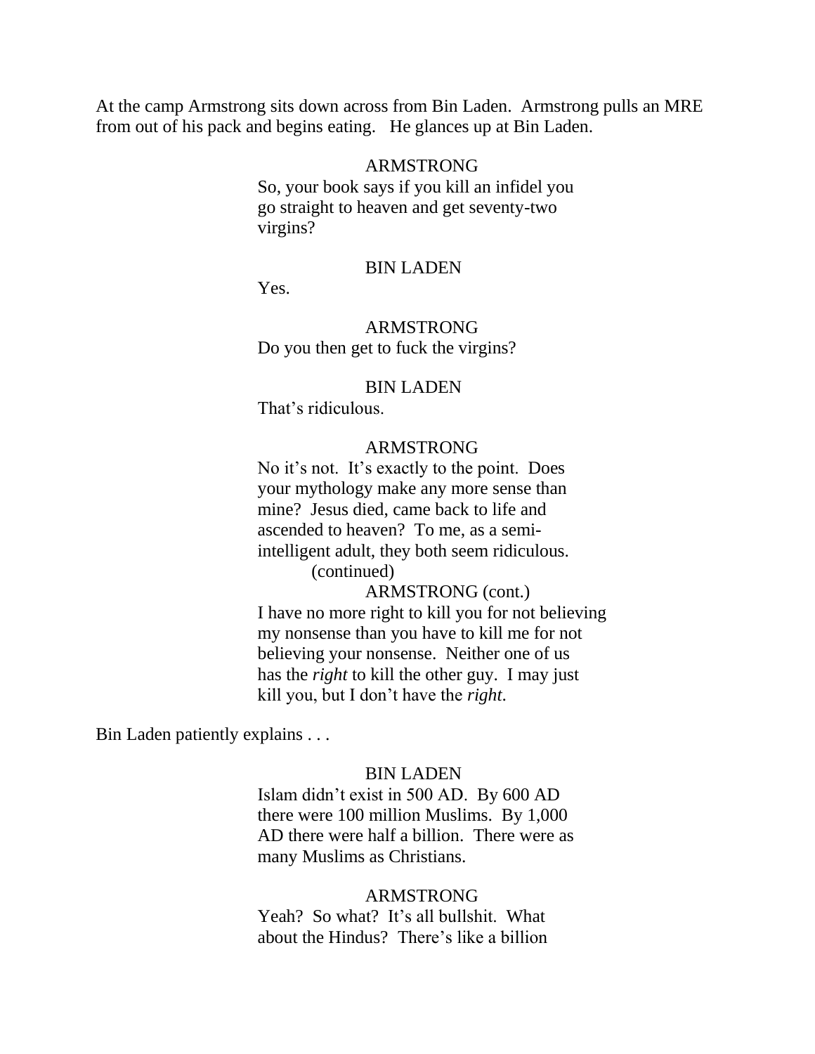At the camp Armstrong sits down across from Bin Laden. Armstrong pulls an MRE from out of his pack and begins eating. He glances up at Bin Laden.

ARMSTRONG
So, your book says if you kill an infidel you go straight to heaven and get seventy-two virgins?

BIN LADEN
Yes.

ARMSTRONG
Do you then get to fuck the virgins?

BIN LADEN
That's ridiculous.

ARMSTRONG
No it's not. It's exactly to the point. Does your mythology make any more sense than mine? Jesus died, came back to life and ascended to heaven? To me, as a semi-intelligent adult, they both seem ridiculous.
(continued)

ARMSTRONG (cont.)
I have no more right to kill you for not believing my nonsense than you have to kill me for not believing your nonsense. Neither one of us has the *right* to kill the other guy. I may just kill you, but I don't have the *right*.

Bin Laden patiently explains . . .

BIN LADEN
Islam didn't exist in 500 AD. By 600 AD there were 100 million Muslims. By 1,000 AD there were half a billion. There were as many Muslims as Christians.

ARMSTRONG
Yeah? So what? It's all bullshit. What about the Hindus? There's like a billion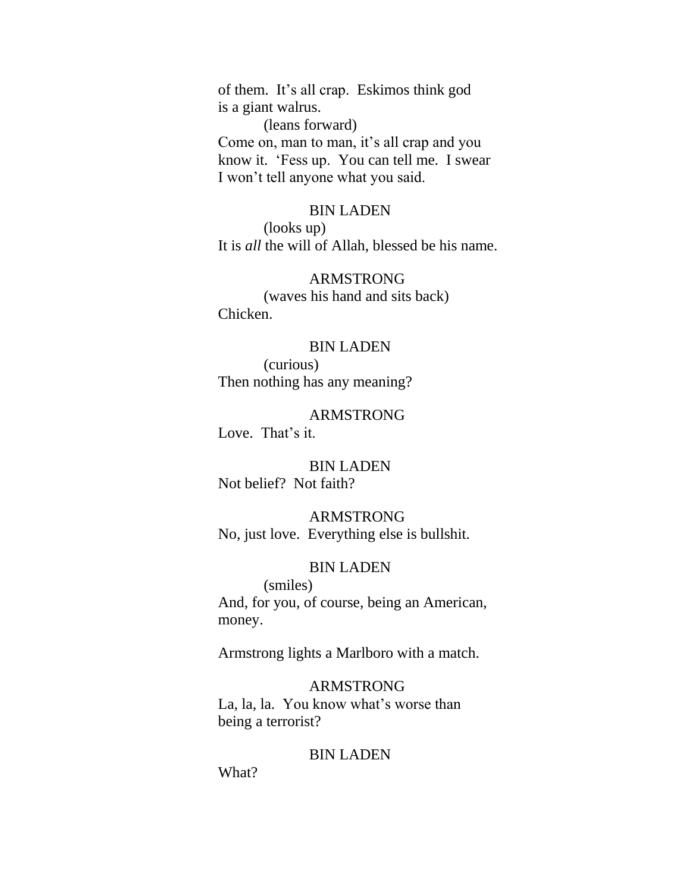of them. It's all crap. Eskimos think god is a giant walrus.

(leans forward)

Come on, man to man, it's all crap and you know it. 'Fess up. You can tell me. I swear I won't tell anyone what you said.

BIN LADEN

(looks up)

It is *all* the will of Allah, blessed be his name.

ARMSTRONG

(waves his hand and sits back)

Chicken.

BIN LADEN

(curious)

Then nothing has any meaning?

ARMSTRONG

Love. That's it.

BIN LADEN

Not belief? Not faith?

ARMSTRONG

No, just love. Everything else is bullshit.

BIN LADEN

(smiles)

And, for you, of course, being an American, money.

Armstrong lights a Marlboro with a match.

ARMSTRONG

La, la, la. You know what's worse than being a terrorist?

BIN LADEN

What?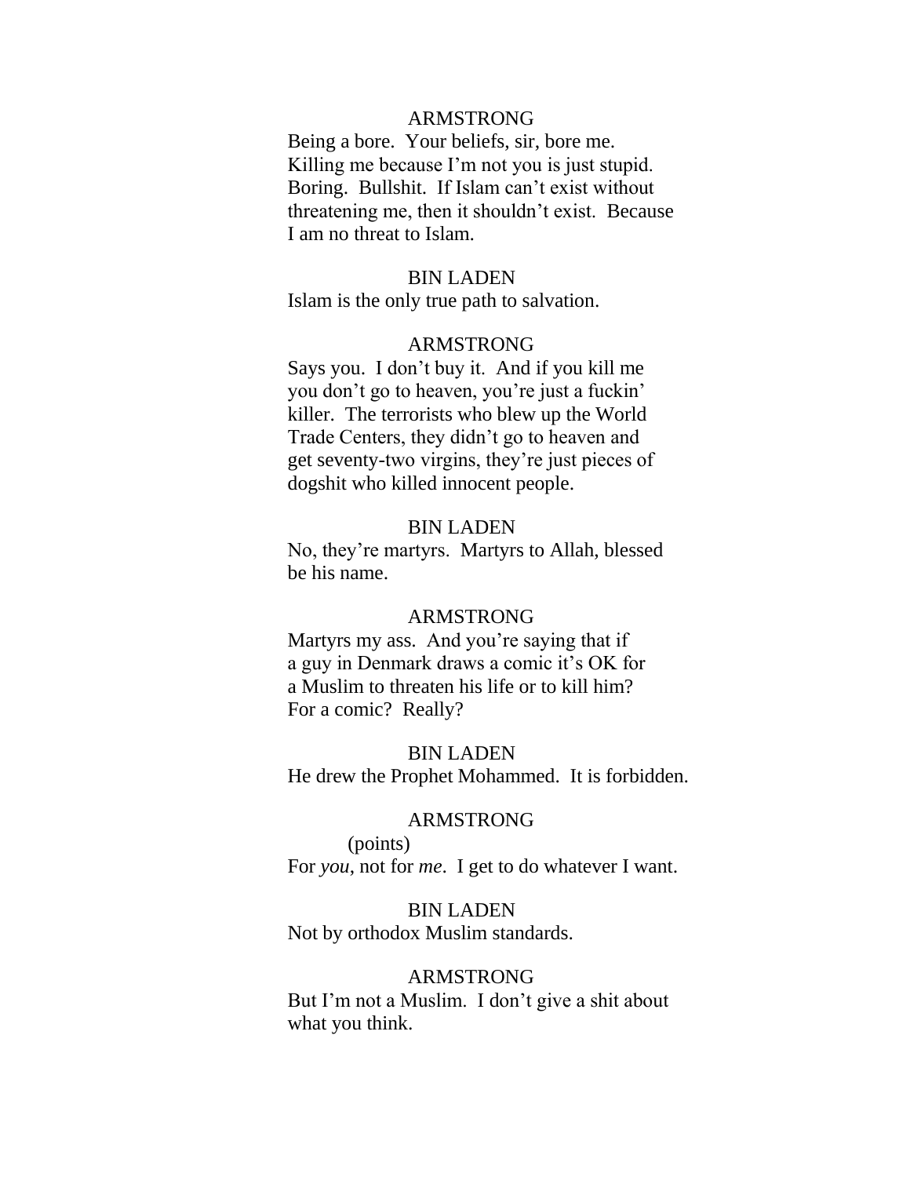ARMSTRONG

Being a bore. Your beliefs, sir, bore me. Killing me because I'm not you is just stupid. Boring. Bullshit. If Islam can't exist without threatening me, then it shouldn't exist. Because I am no threat to Islam.

BIN LADEN

Islam is the only true path to salvation.

ARMSTRONG

Says you. I don't buy it. And if you kill me you don't go to heaven, you're just a fuckin' killer. The terrorists who blew up the World Trade Centers, they didn't go to heaven and get seventy-two virgins, they're just pieces of dogshit who killed innocent people.

BIN LADEN

No, they're martyrs. Martyrs to Allah, blessed be his name.

ARMSTRONG

Martyrs my ass. And you're saying that if a guy in Denmark draws a comic it's OK for a Muslim to threaten his life or to kill him? For a comic? Really?

BIN LADEN

He drew the Prophet Mohammed. It is forbidden.

ARMSTRONG

(points)

For *you*, not for *me*. I get to do whatever I want.

BIN LADEN

Not by orthodox Muslim standards.

ARMSTRONG

But I'm not a Muslim. I don't give a shit about what you think.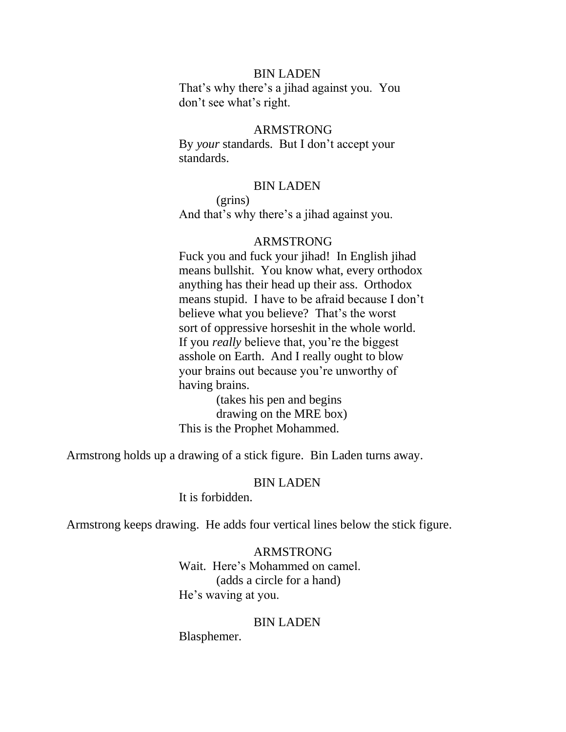BIN LADEN

That's why there's a jihad against you. You don't see what's right.

ARMSTRONG

By *your* standards. But I don't accept your standards.

BIN LADEN

(grins)

And that's why there's a jihad against you.

ARMSTRONG

Fuck you and fuck your jihad! In English jihad means bullshit. You know what, every orthodox anything has their head up their ass. Orthodox means stupid. I have to be afraid because I don't believe what you believe? That's the worst sort of oppressive horseshit in the whole world. If you *really* believe that, you're the biggest asshole on Earth. And I really ought to blow your brains out because you're unworthy of having brains.

(takes his pen and begins drawing on the MRE box)

This is the Prophet Mohammed.

Armstrong holds up a drawing of a stick figure. Bin Laden turns away.

BIN LADEN

It is forbidden.

Armstrong keeps drawing. He adds four vertical lines below the stick figure.

ARMSTRONG

Wait. Here's Mohammed on camel.

(adds a circle for a hand)

He's waving at you.

BIN LADEN

Blasphemer.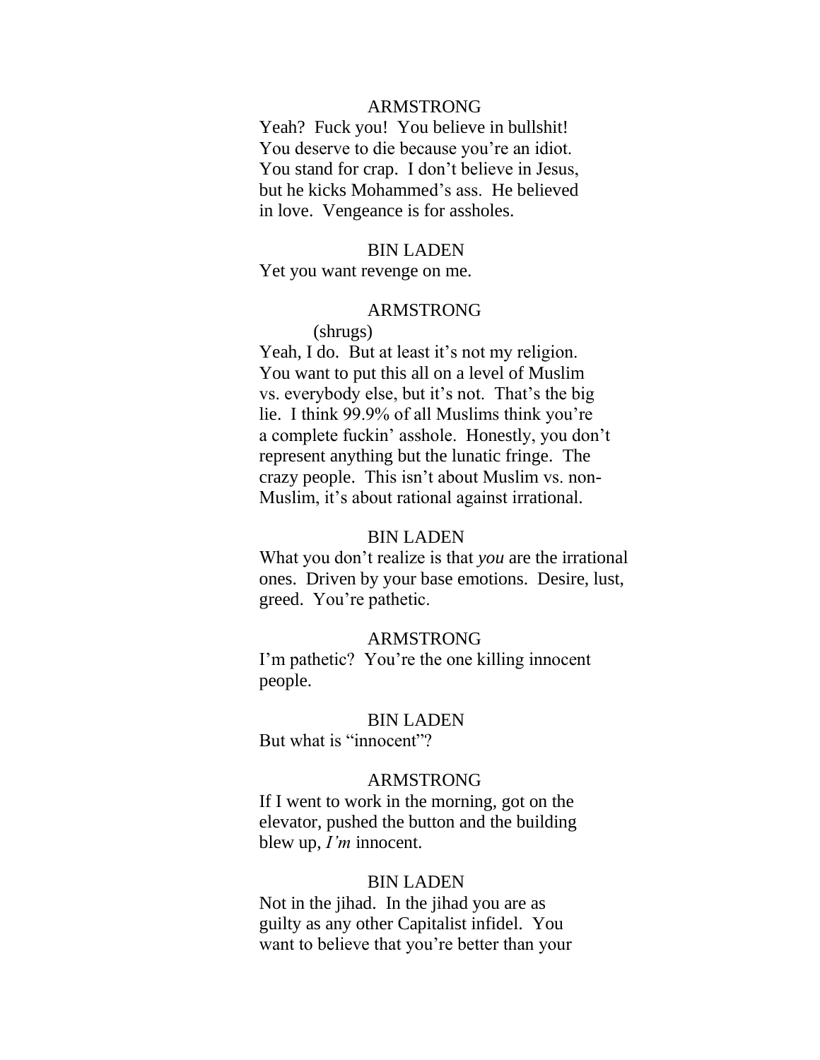ARMSTRONG

Yeah? Fuck you! You believe in bullshit! You deserve to die because you're an idiot. You stand for crap. I don't believe in Jesus, but he kicks Mohammed's ass. He believed in love. Vengeance is for assholes.

BIN LADEN

Yet you want revenge on me.

ARMSTRONG

(shrugs)

Yeah, I do. But at least it's not my religion. You want to put this all on a level of Muslim vs. everybody else, but it's not. That's the big lie. I think 99.9% of all Muslims think you're a complete fuckin' asshole. Honestly, you don't represent anything but the lunatic fringe. The crazy people. This isn't about Muslim vs. non-Muslim, it's about rational against irrational.

BIN LADEN

What you don't realize is that *you* are the irrational ones. Driven by your base emotions. Desire, lust, greed. You're pathetic.

ARMSTRONG

I'm pathetic? You're the one killing innocent people.

BIN LADEN

But what is "innocent"?

ARMSTRONG

If I went to work in the morning, got on the elevator, pushed the button and the building blew up, *I'm* innocent.

BIN LADEN

Not in the jihad. In the jihad you are as guilty as any other Capitalist infidel. You want to believe that you're better than your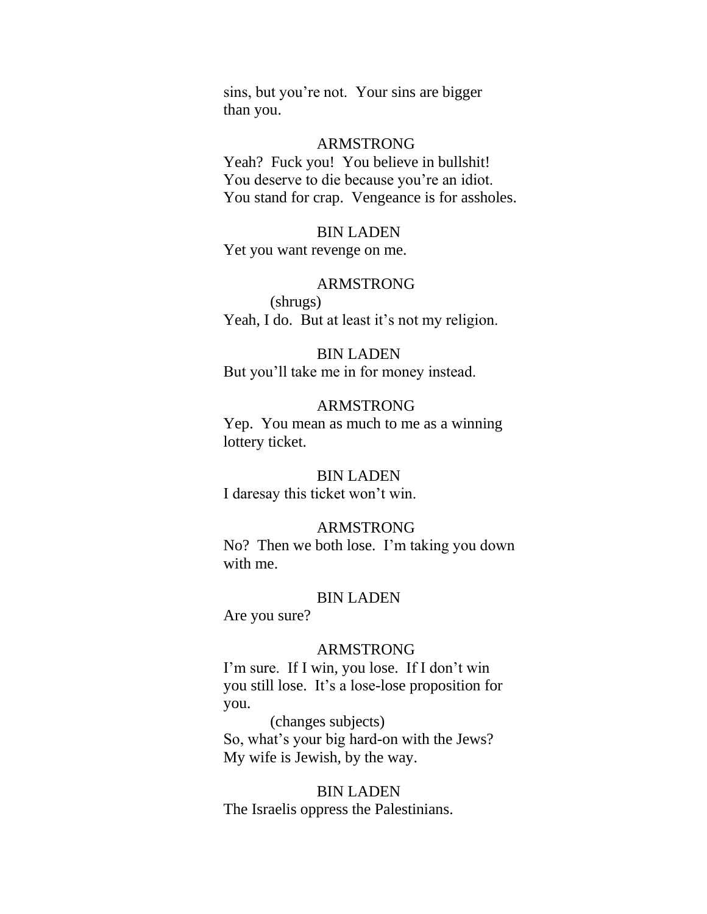sins, but you're not. Your sins are bigger than you.

ARMSTRONG

Yeah? Fuck you! You believe in bullshit! You deserve to die because you're an idiot. You stand for crap. Vengeance is for assholes.

BIN LADEN

Yet you want revenge on me.

ARMSTRONG

(shrugs)

Yeah, I do. But at least it's not my religion.

BIN LADEN

But you'll take me in for money instead.

ARMSTRONG

Yep. You mean as much to me as a winning lottery ticket.

BIN LADEN

I daresay this ticket won't win.

ARMSTRONG

No? Then we both lose. I'm taking you down with me.

BIN LADEN

Are you sure?

ARMSTRONG

I'm sure. If I win, you lose. If I don't win you still lose. It's a lose-lose proposition for you.

(changes subjects)

So, what's your big hard-on with the Jews? My wife is Jewish, by the way.

BIN LADEN

The Israelis oppress the Palestinians.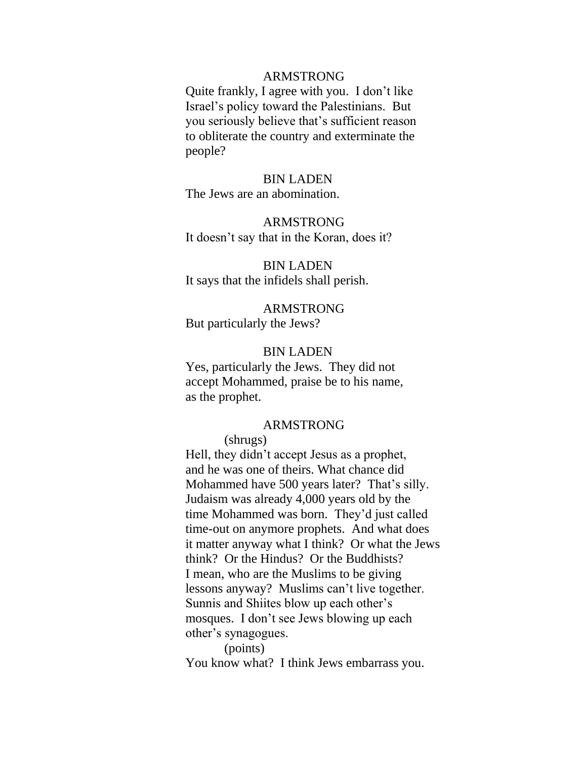ARMSTRONG

Quite frankly, I agree with you. I don't like Israel's policy toward the Palestinians. But you seriously believe that's sufficient reason to obliterate the country and exterminate the people?

BIN LADEN

The Jews are an abomination.

ARMSTRONG

It doesn't say that in the Koran, does it?

BIN LADEN

It says that the infidels shall perish.

ARMSTRONG

But particularly the Jews?

BIN LADEN

Yes, particularly the Jews. They did not accept Mohammed, praise be to his name, as the prophet.

ARMSTRONG

(shrugs)

Hell, they didn't accept Jesus as a prophet, and he was one of theirs. What chance did Mohammed have 500 years later? That's silly. Judaism was already 4,000 years old by the time Mohammed was born. They'd just called time-out on anymore prophets. And what does it matter anyway what I think? Or what the Jews think? Or the Hindus? Or the Buddhists? I mean, who are the Muslims to be giving lessons anyway? Muslims can't live together. Sunnis and Shiites blow up each other's mosques. I don't see Jews blowing up each other's synagogues.

(points)

You know what? I think Jews embarrass you.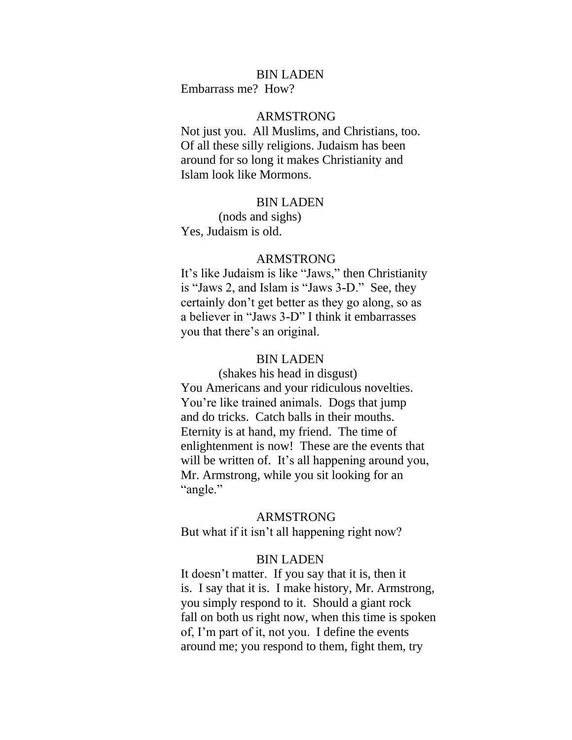BIN LADEN

Embarrass me? How?

ARMSTRONG

Not just you. All Muslims, and Christians, too. Of all these silly religions. Judaism has been around for so long it makes Christianity and Islam look like Mormons.

BIN LADEN

(nods and sighs)

Yes, Judaism is old.

ARMSTRONG

It's like Judaism is like "Jaws," then Christianity is "Jaws 2, and Islam is "Jaws 3-D." See, they certainly don't get better as they go along, so as a believer in "Jaws 3-D" I think it embarrasses you that there's an original.

BIN LADEN

(shakes his head in disgust)

You Americans and your ridiculous novelties. You're like trained animals. Dogs that jump and do tricks. Catch balls in their mouths. Eternity is at hand, my friend. The time of enlightenment is now! These are the events that will be written of. It's all happening around you, Mr. Armstrong, while you sit looking for an "angle."

ARMSTRONG

But what if it isn't all happening right now?

BIN LADEN

It doesn't matter. If you say that it is, then it is. I say that it is. I make history, Mr. Armstrong, you simply respond to it. Should a giant rock fall on both us right now, when this time is spoken of, I'm part of it, not you. I define the events around me; you respond to them, fight them, try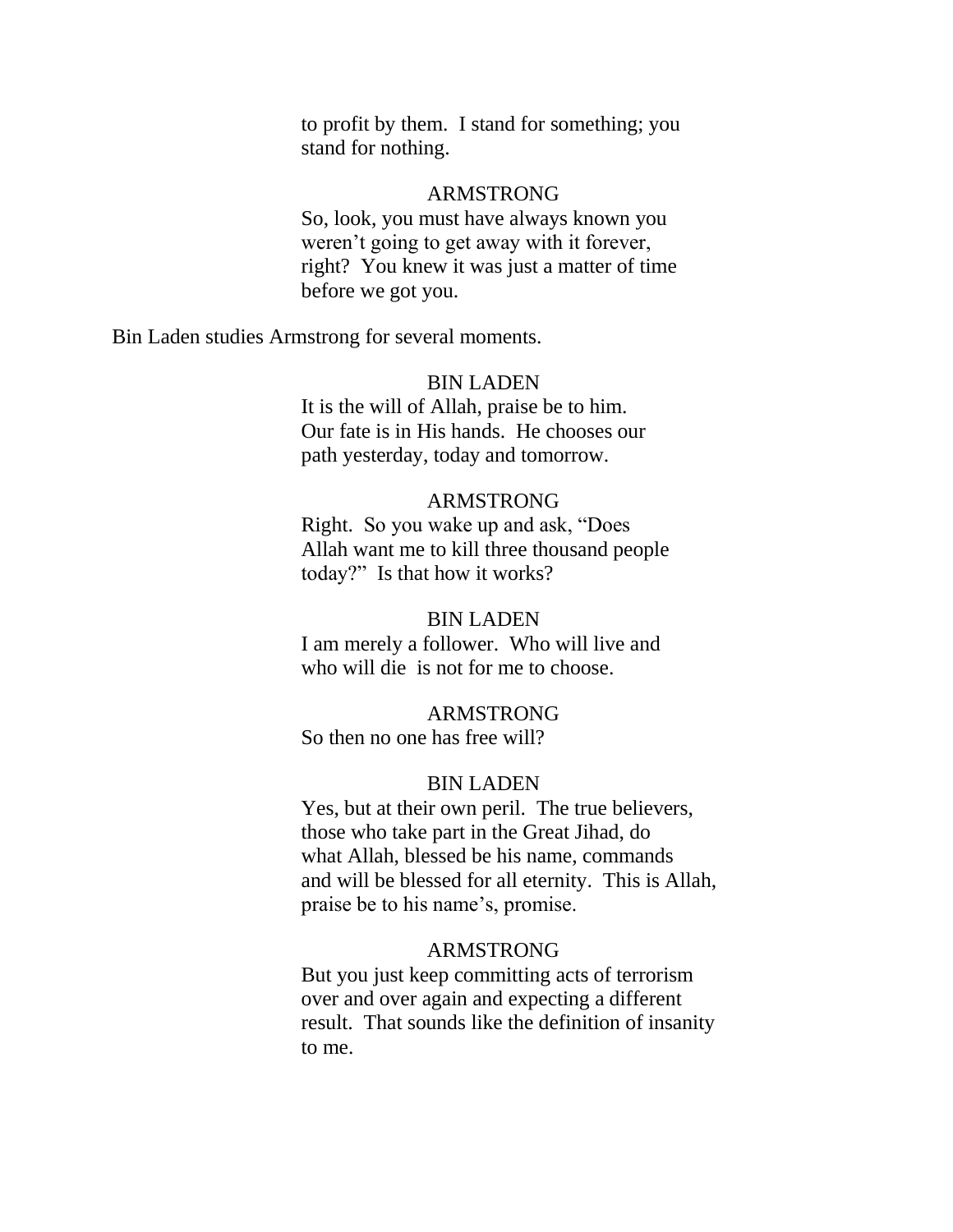to profit by them.  I stand for something; you stand for nothing.

ARMSTRONG
So, look, you must have always known you weren't going to get away with it forever, right?  You knew it was just a matter of time before we got you.

Bin Laden studies Armstrong for several moments.

BIN LADEN
It is the will of Allah, praise be to him.  Our fate is in His hands.  He chooses our path yesterday, today and tomorrow.

ARMSTRONG
Right.  So you wake up and ask, "Does Allah want me to kill three thousand people today?"  Is that how it works?

BIN LADEN
I am merely a follower.  Who will live and who will die  is not for me to choose.

ARMSTRONG
So then no one has free will?

BIN LADEN
Yes, but at their own peril.  The true believers, those who take part in the Great Jihad, do what Allah, blessed be his name, commands and will be blessed for all eternity.  This is Allah, praise be to his name's, promise.

ARMSTRONG
But you just keep committing acts of terrorism over and over again and expecting a different result.  That sounds like the definition of insanity to me.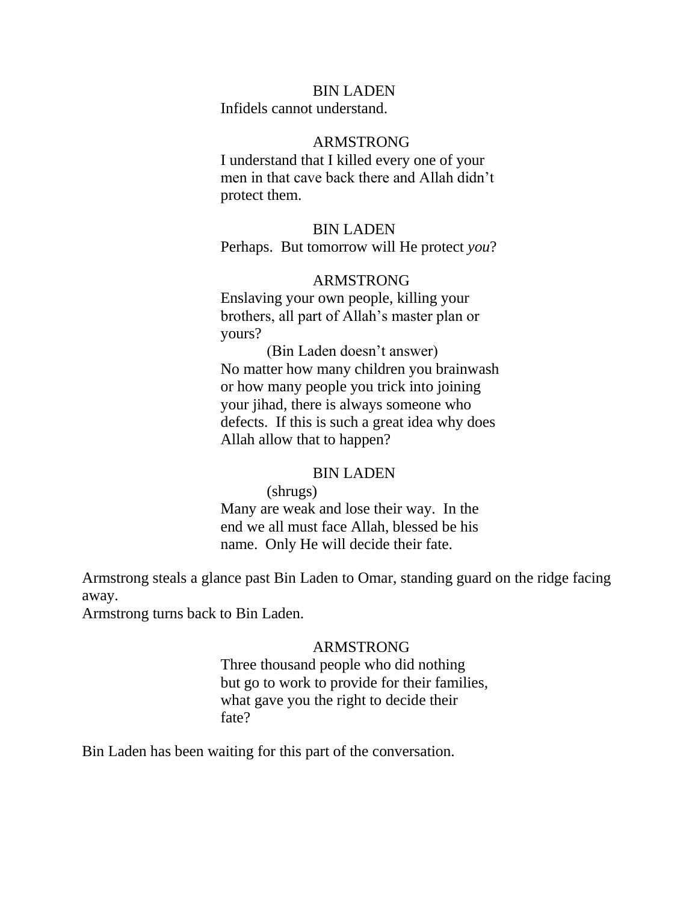BIN LADEN

Infidels cannot understand.

ARMSTRONG

I understand that I killed every one of your men in that cave back there and Allah didn't protect them.

BIN LADEN

Perhaps. But tomorrow will He protect *you*?

ARMSTRONG

Enslaving your own people, killing your brothers, all part of Allah's master plan or yours?

(Bin Laden doesn't answer)

No matter how many children you brainwash or how many people you trick into joining your jihad, there is always someone who defects. If this is such a great idea why does Allah allow that to happen?

BIN LADEN

(shrugs)

Many are weak and lose their way. In the end we all must face Allah, blessed be his name. Only He will decide their fate.

Armstrong steals a glance past Bin Laden to Omar, standing guard on the ridge facing away.

Armstrong turns back to Bin Laden.

ARMSTRONG

Three thousand people who did nothing but go to work to provide for their families, what gave you the right to decide their fate?

Bin Laden has been waiting for this part of the conversation.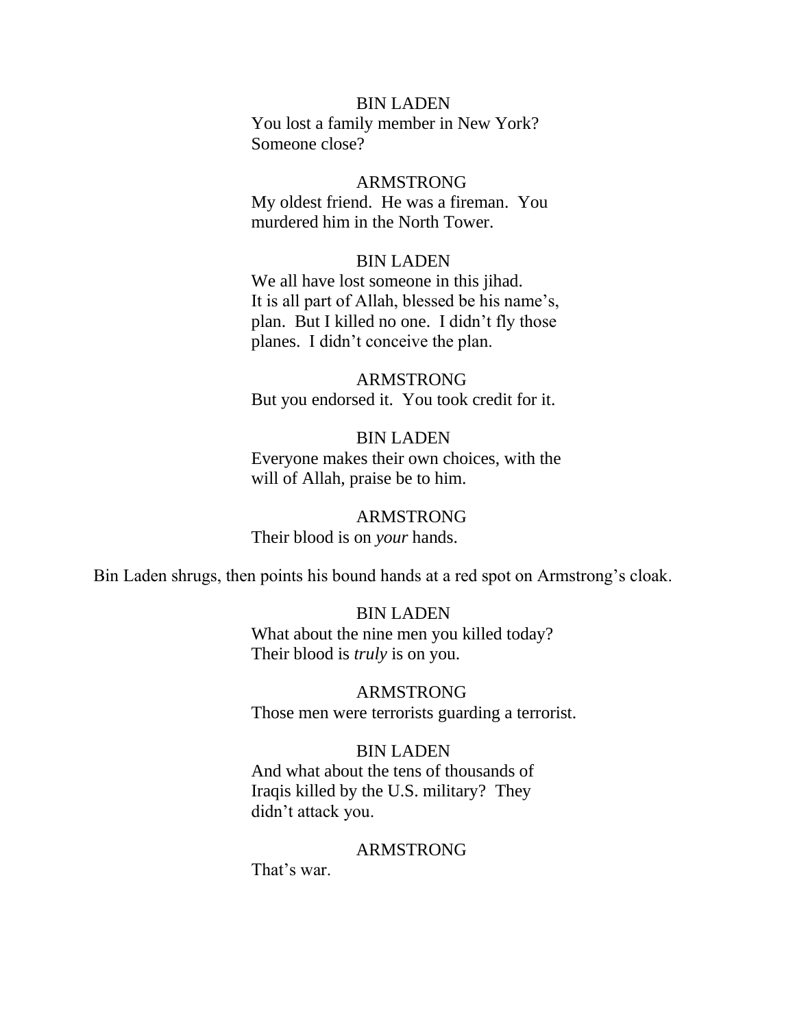BIN LADEN

You lost a family member in New York? Someone close?

ARMSTRONG

My oldest friend. He was a fireman. You murdered him in the North Tower.

BIN LADEN

We all have lost someone in this jihad. It is all part of Allah, blessed be his name's, plan. But I killed no one. I didn't fly those planes. I didn't conceive the plan.

ARMSTRONG

But you endorsed it. You took credit for it.

BIN LADEN

Everyone makes their own choices, with the will of Allah, praise be to him.

ARMSTRONG

Their blood is on *your* hands.

Bin Laden shrugs, then points his bound hands at a red spot on Armstrong's cloak.

BIN LADEN

What about the nine men you killed today? Their blood is *truly* is on you.

ARMSTRONG

Those men were terrorists guarding a terrorist.

BIN LADEN

And what about the tens of thousands of Iraqis killed by the U.S. military? They didn't attack you.

ARMSTRONG

That's war.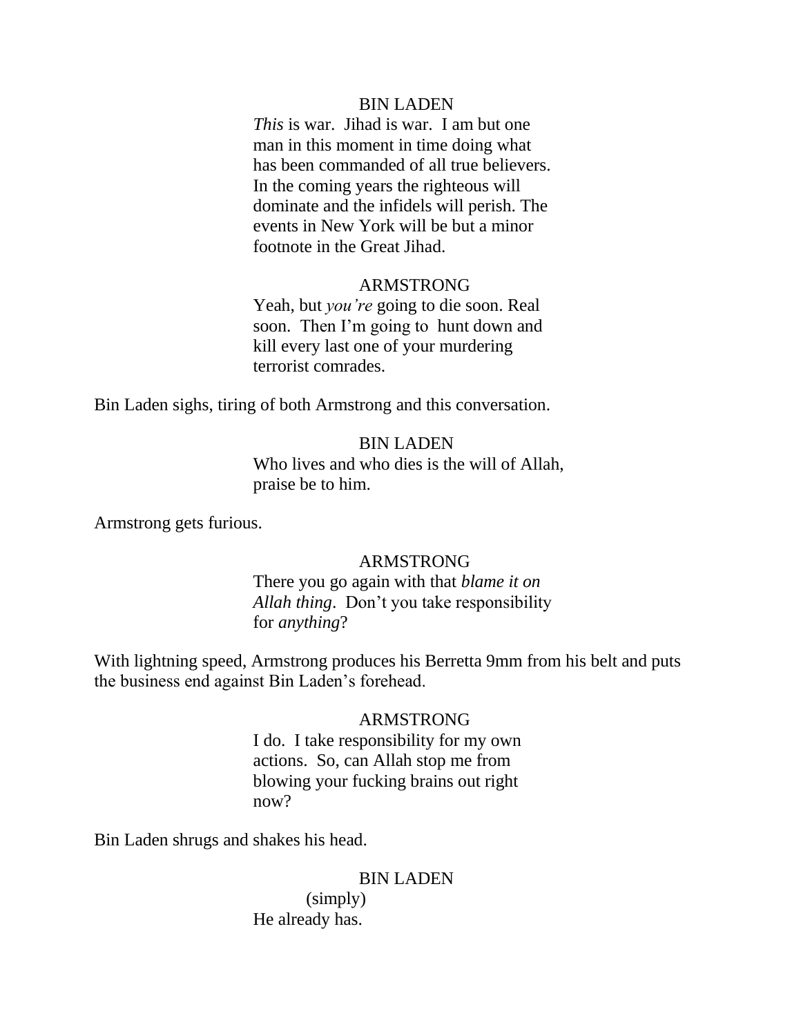BIN LADEN

*This* is war. Jihad is war. I am but one man in this moment in time doing what has been commanded of all true believers. In the coming years the righteous will dominate and the infidels will perish. The events in New York will be but a minor footnote in the Great Jihad.

ARMSTRONG

Yeah, but *you're* going to die soon. Real soon. Then I'm going to hunt down and kill every last one of your murdering terrorist comrades.

Bin Laden sighs, tiring of both Armstrong and this conversation.

BIN LADEN

Who lives and who dies is the will of Allah, praise be to him.

Armstrong gets furious.

ARMSTRONG

There you go again with that *blame it on Allah thing*. Don't you take responsibility for *anything*?

With lightning speed, Armstrong produces his Berretta 9mm from his belt and puts the business end against Bin Laden's forehead.

ARMSTRONG

I do. I take responsibility for my own actions. So, can Allah stop me from blowing your fucking brains out right now?

Bin Laden shrugs and shakes his head.

BIN LADEN

(simply)

He already has.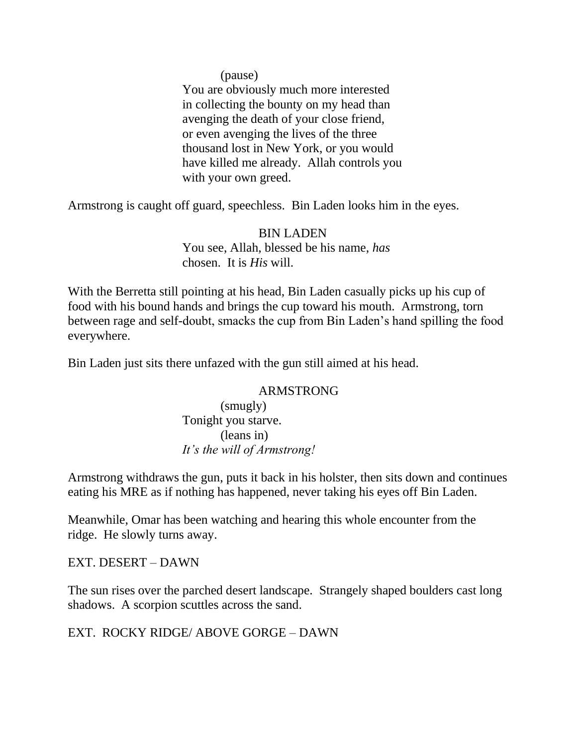(pause)
You are obviously much more interested in collecting the bounty on my head than avenging the death of your close friend, or even avenging the lives of the three thousand lost in New York, or you would have killed me already. Allah controls you with your own greed.

Armstrong is caught off guard, speechless. Bin Laden looks him in the eyes.

BIN LADEN
You see, Allah, blessed be his name, *has* chosen. It is *His* will.

With the Berretta still pointing at his head, Bin Laden casually picks up his cup of food with his bound hands and brings the cup toward his mouth. Armstrong, torn between rage and self-doubt, smacks the cup from Bin Laden's hand spilling the food everywhere.

Bin Laden just sits there unfazed with the gun still aimed at his head.

ARMSTRONG
(smugly)
Tonight you starve.
(leans in)
*It's the will of Armstrong!*

Armstrong withdraws the gun, puts it back in his holster, then sits down and continues eating his MRE as if nothing has happened, never taking his eyes off Bin Laden.

Meanwhile, Omar has been watching and hearing this whole encounter from the ridge. He slowly turns away.

EXT. DESERT – DAWN

The sun rises over the parched desert landscape. Strangely shaped boulders cast long shadows. A scorpion scuttles across the sand.

EXT. ROCKY RIDGE/ ABOVE GORGE – DAWN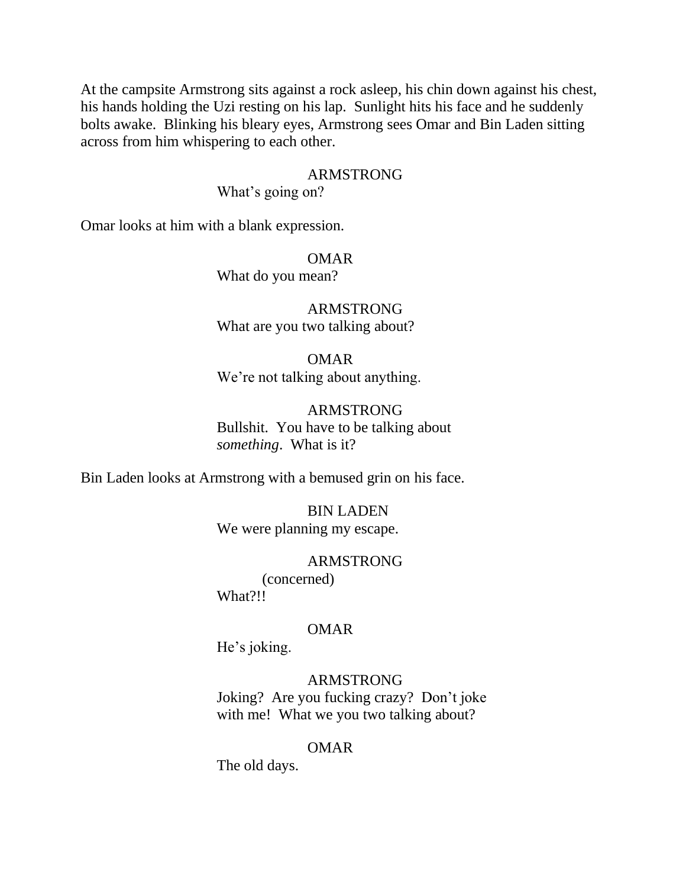At the campsite Armstrong sits against a rock asleep, his chin down against his chest, his hands holding the Uzi resting on his lap. Sunlight hits his face and he suddenly bolts awake. Blinking his bleary eyes, Armstrong sees Omar and Bin Laden sitting across from him whispering to each other.

ARMSTRONG
What's going on?

Omar looks at him with a blank expression.

OMAR
What do you mean?

ARMSTRONG
What are you two talking about?

OMAR
We're not talking about anything.

ARMSTRONG
Bullshit. You have to be talking about *something*. What is it?

Bin Laden looks at Armstrong with a bemused grin on his face.

BIN LADEN
We were planning my escape.

ARMSTRONG
(concerned)
What?!!

OMAR
He's joking.

ARMSTRONG
Joking? Are you fucking crazy? Don't joke with me! What we you two talking about?

OMAR
The old days.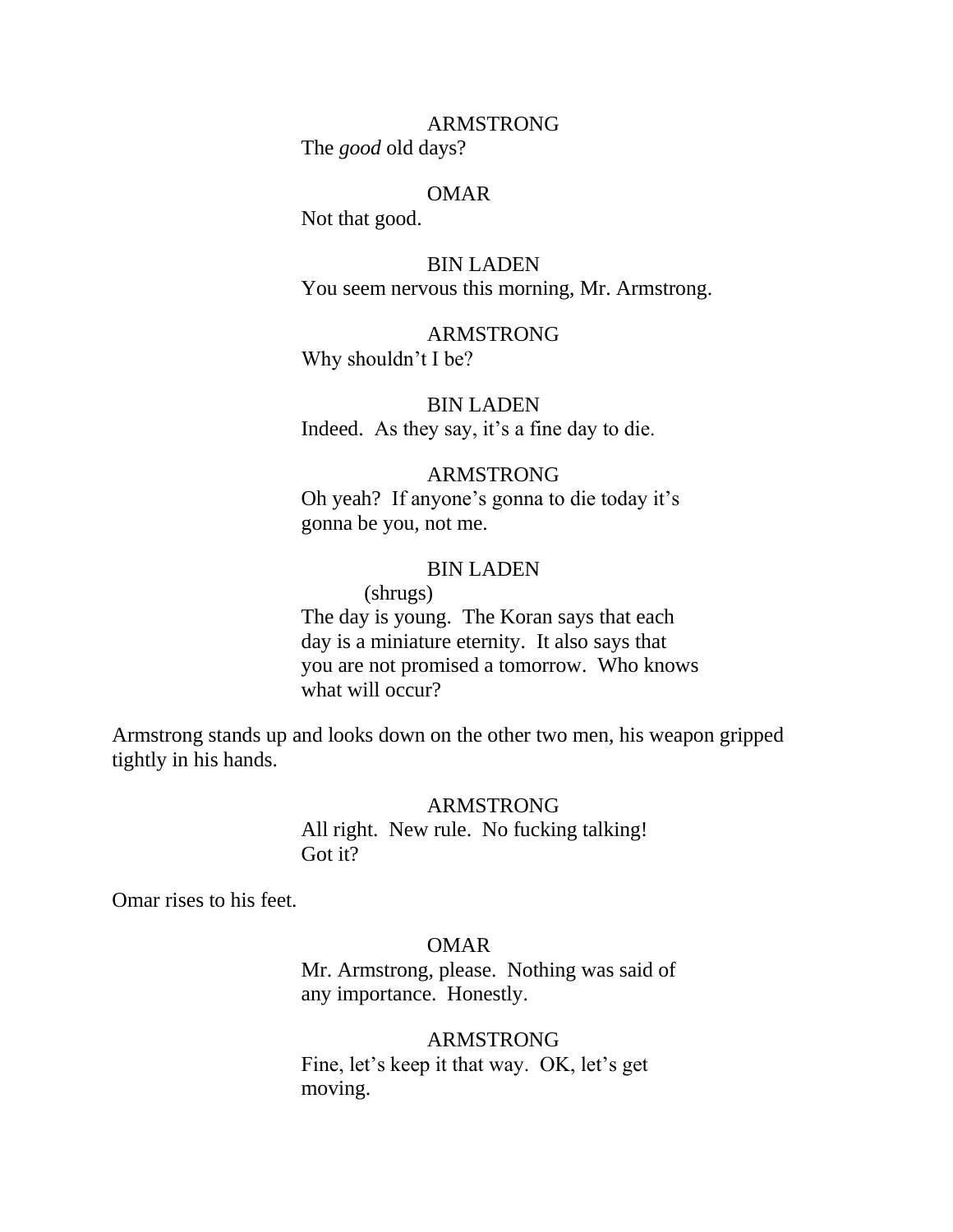ARMSTRONG
The *good* old days?

OMAR
Not that good.

BIN LADEN
You seem nervous this morning, Mr. Armstrong.

ARMSTRONG
Why shouldn't I be?

BIN LADEN
Indeed. As they say, it's a fine day to die.

ARMSTRONG
Oh yeah? If anyone's gonna to die today it's gonna be you, not me.

BIN LADEN
(shrugs)
The day is young. The Koran says that each day is a miniature eternity. It also says that you are not promised a tomorrow. Who knows what will occur?

Armstrong stands up and looks down on the other two men, his weapon gripped tightly in his hands.

ARMSTRONG
All right. New rule. No fucking talking! Got it?

Omar rises to his feet.

OMAR
Mr. Armstrong, please. Nothing was said of any importance. Honestly.

ARMSTRONG
Fine, let's keep it that way. OK, let's get moving.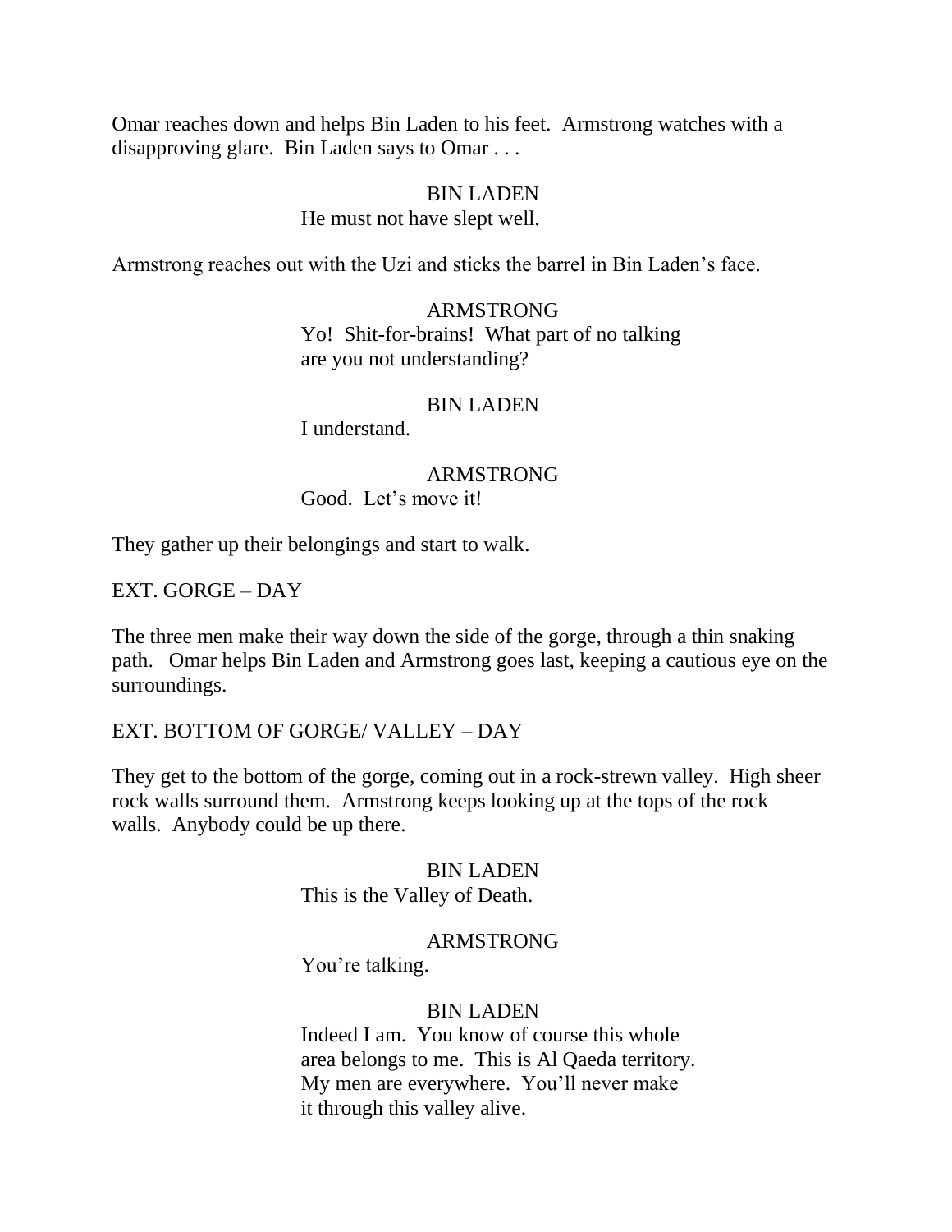Omar reaches down and helps Bin Laden to his feet. Armstrong watches with a disapproving glare. Bin Laden says to Omar . . .

BIN LADEN
He must not have slept well.

Armstrong reaches out with the Uzi and sticks the barrel in Bin Laden's face.

ARMSTRONG
Yo! Shit-for-brains! What part of no talking are you not understanding?

BIN LADEN
I understand.

ARMSTRONG
Good. Let's move it!

They gather up their belongings and start to walk.

EXT. GORGE – DAY

The three men make their way down the side of the gorge, through a thin snaking path. Omar helps Bin Laden and Armstrong goes last, keeping a cautious eye on the surroundings.

EXT. BOTTOM OF GORGE/ VALLEY – DAY

They get to the bottom of the gorge, coming out in a rock-strewn valley. High sheer rock walls surround them. Armstrong keeps looking up at the tops of the rock walls. Anybody could be up there.

BIN LADEN
This is the Valley of Death.

ARMSTRONG
You're talking.

BIN LADEN
Indeed I am. You know of course this whole area belongs to me. This is Al Qaeda territory. My men are everywhere. You'll never make it through this valley alive.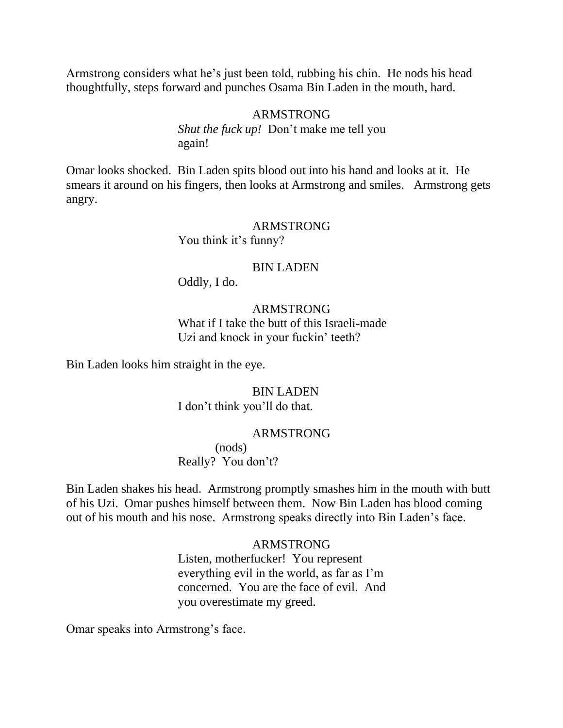Armstrong considers what he's just been told, rubbing his chin. He nods his head thoughtfully, steps forward and punches Osama Bin Laden in the mouth, hard.

ARMSTRONG
*Shut the fuck up!* Don't make me tell you again!

Omar looks shocked. Bin Laden spits blood out into his hand and looks at it. He smears it around on his fingers, then looks at Armstrong and smiles. Armstrong gets angry.

ARMSTRONG
You think it's funny?

BIN LADEN
Oddly, I do.

ARMSTRONG
What if I take the butt of this Israeli-made Uzi and knock in your fuckin' teeth?

Bin Laden looks him straight in the eye.

BIN LADEN
I don't think you'll do that.

ARMSTRONG
(nods)
Really? You don't?

Bin Laden shakes his head. Armstrong promptly smashes him in the mouth with butt of his Uzi. Omar pushes himself between them. Now Bin Laden has blood coming out of his mouth and his nose. Armstrong speaks directly into Bin Laden's face.

ARMSTRONG
Listen, motherfucker! You represent everything evil in the world, as far as I'm concerned. You are the face of evil. And you overestimate my greed.

Omar speaks into Armstrong's face.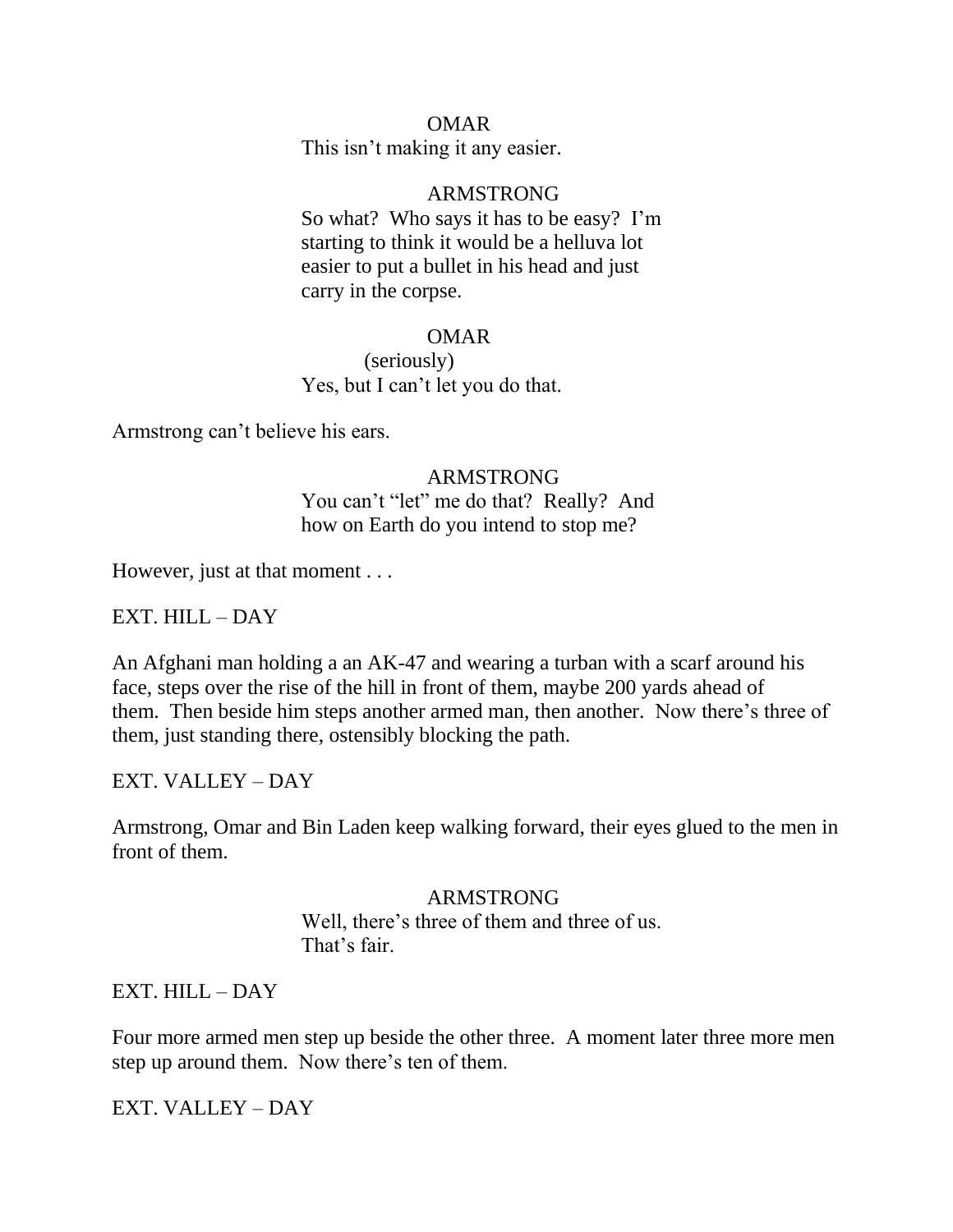OMAR

This isn't making it any easier.

ARMSTRONG

So what? Who says it has to be easy? I'm starting to think it would be a helluva lot easier to put a bullet in his head and just carry in the corpse.

OMAR

(seriously)

Yes, but I can't let you do that.

Armstrong can't believe his ears.

ARMSTRONG

You can't "let" me do that? Really? And how on Earth do you intend to stop me?

However, just at that moment . . .

EXT. HILL – DAY

An Afghani man holding a an AK-47 and wearing a turban with a scarf around his face, steps over the rise of the hill in front of them, maybe 200 yards ahead of them. Then beside him steps another armed man, then another. Now there's three of them, just standing there, ostensibly blocking the path.

EXT. VALLEY – DAY

Armstrong, Omar and Bin Laden keep walking forward, their eyes glued to the men in front of them.

ARMSTRONG

Well, there's three of them and three of us. That's fair.

EXT. HILL – DAY

Four more armed men step up beside the other three. A moment later three more men step up around them. Now there's ten of them.

EXT. VALLEY – DAY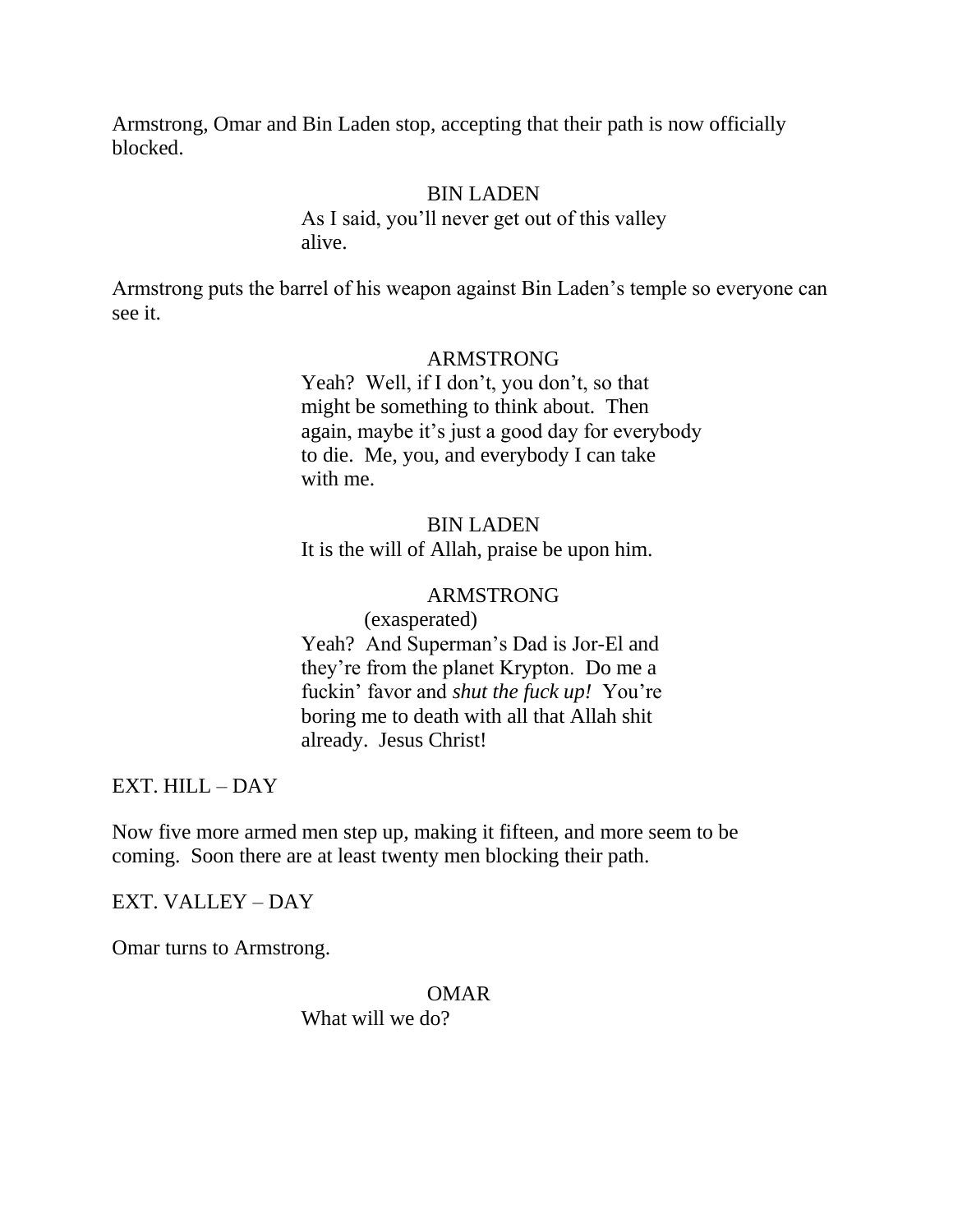Armstrong, Omar and Bin Laden stop, accepting that their path is now officially blocked.

BIN LADEN
As I said, you'll never get out of this valley alive.

Armstrong puts the barrel of his weapon against Bin Laden's temple so everyone can see it.

ARMSTRONG
Yeah? Well, if I don't, you don't, so that might be something to think about. Then again, maybe it's just a good day for everybody to die. Me, you, and everybody I can take with me.

BIN LADEN
It is the will of Allah, praise be upon him.

ARMSTRONG
(exasperated)
Yeah? And Superman's Dad is Jor-El and they're from the planet Krypton. Do me a fuckin' favor and *shut the fuck up!* You're boring me to death with all that Allah shit already. Jesus Christ!

EXT. HILL – DAY

Now five more armed men step up, making it fifteen, and more seem to be coming. Soon there are at least twenty men blocking their path.

EXT. VALLEY – DAY

Omar turns to Armstrong.

OMAR
What will we do?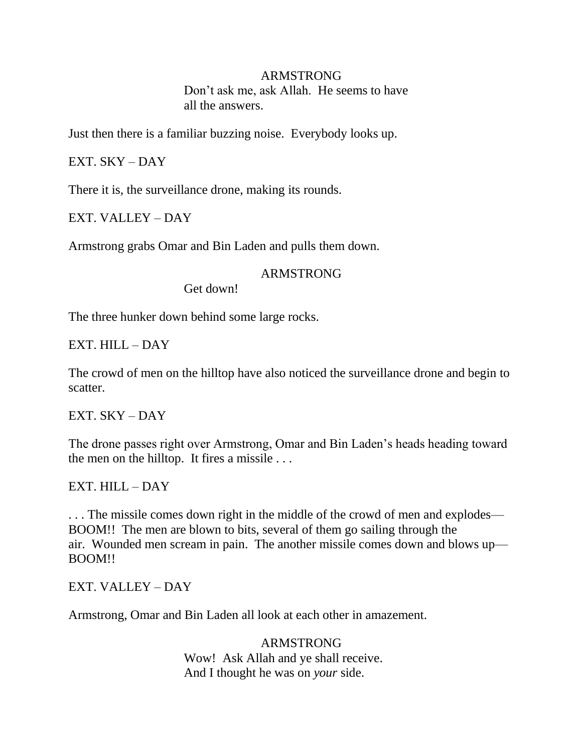ARMSTRONG
Don't ask me, ask Allah.  He seems to have all the answers.

Just then there is a familiar buzzing noise.  Everybody looks up.

EXT. SKY – DAY

There it is, the surveillance drone, making its rounds.

EXT. VALLEY – DAY

Armstrong grabs Omar and Bin Laden and pulls them down.

ARMSTRONG
Get down!

The three hunker down behind some large rocks.

EXT. HILL – DAY

The crowd of men on the hilltop have also noticed the surveillance drone and begin to scatter.

EXT. SKY – DAY

The drone passes right over Armstrong, Omar and Bin Laden's heads heading toward the men on the hilltop.  It fires a missile . . .

EXT. HILL – DAY

. . . The missile comes down right in the middle of the crowd of men and explodes—BOOM!!  The men are blown to bits, several of them go sailing through the air.  Wounded men scream in pain.  The another missile comes down and blows up—BOOM!!

EXT. VALLEY – DAY

Armstrong, Omar and Bin Laden all look at each other in amazement.

ARMSTRONG
Wow!  Ask Allah and ye shall receive.  And I thought he was on *your* side.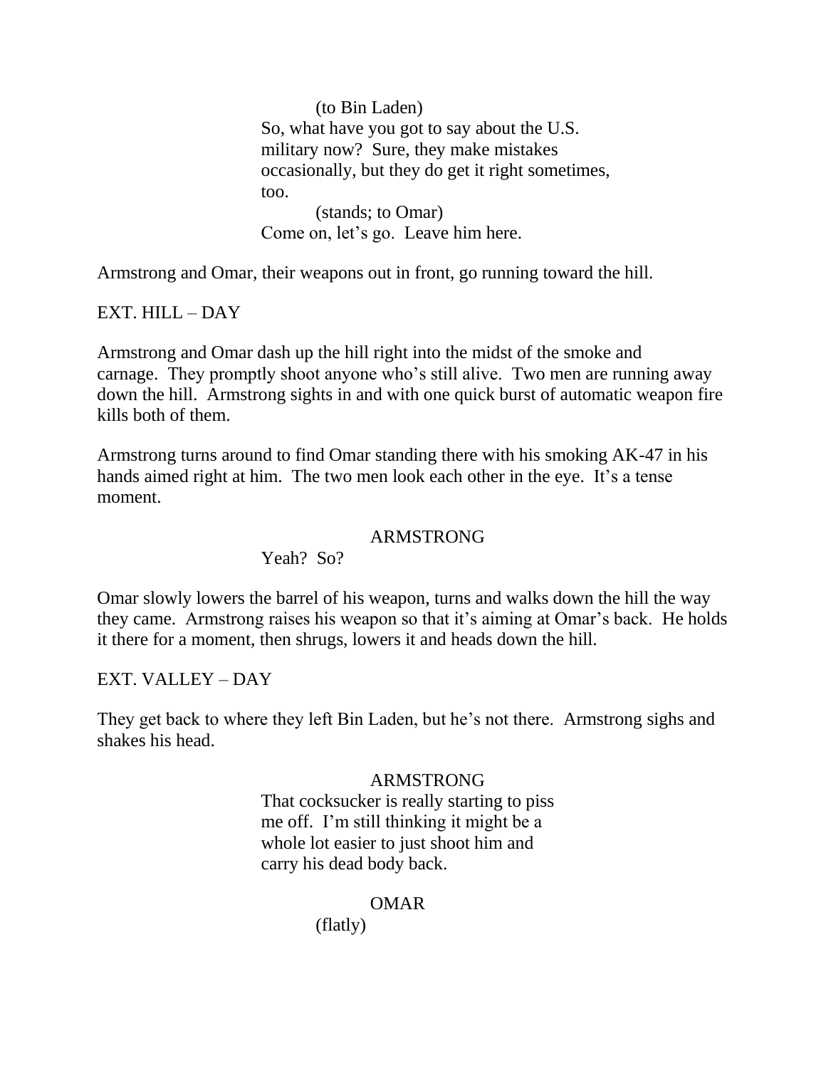(to Bin Laden)
So, what have you got to say about the U.S. military now?  Sure, they make mistakes occasionally, but they do get it right sometimes, too.
(stands; to Omar)
Come on, let's go.  Leave him here.

Armstrong and Omar, their weapons out in front, go running toward the hill.

EXT. HILL – DAY

Armstrong and Omar dash up the hill right into the midst of the smoke and carnage.  They promptly shoot anyone who's still alive.  Two men are running away down the hill.  Armstrong sights in and with one quick burst of automatic weapon fire kills both of them.

Armstrong turns around to find Omar standing there with his smoking AK-47 in his hands aimed right at him.  The two men look each other in the eye.  It's a tense moment.

ARMSTRONG
Yeah?  So?

Omar slowly lowers the barrel of his weapon, turns and walks down the hill the way they came.  Armstrong raises his weapon so that it's aiming at Omar's back.  He holds it there for a moment, then shrugs, lowers it and heads down the hill.

EXT. VALLEY – DAY

They get back to where they left Bin Laden, but he's not there.  Armstrong sighs and shakes his head.

ARMSTRONG
That cocksucker is really starting to piss me off.  I'm still thinking it might be a whole lot easier to just shoot him and carry his dead body back.

OMAR
(flatly)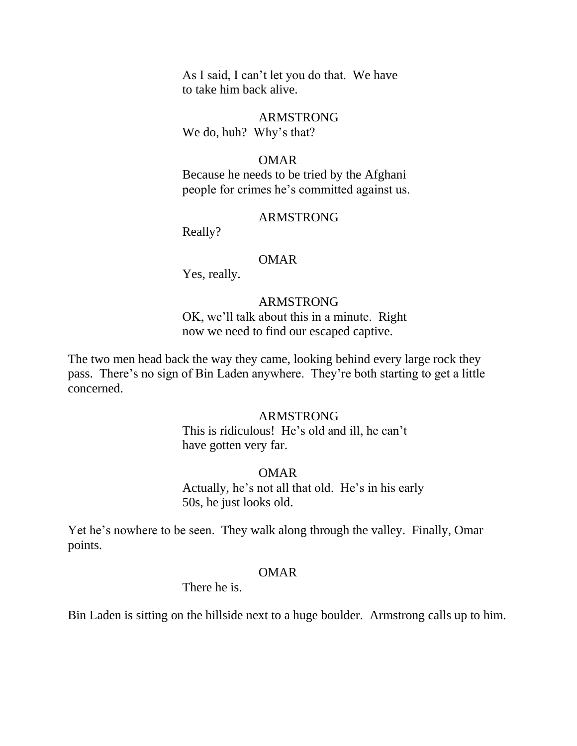As I said, I can't let you do that. We have to take him back alive.

ARMSTRONG

We do, huh? Why's that?

OMAR

Because he needs to be tried by the Afghani people for crimes he's committed against us.

ARMSTRONG

Really?

OMAR

Yes, really.

ARMSTRONG

OK, we'll talk about this in a minute. Right now we need to find our escaped captive.

The two men head back the way they came, looking behind every large rock they pass. There's no sign of Bin Laden anywhere. They're both starting to get a little concerned.

ARMSTRONG

This is ridiculous! He's old and ill, he can't have gotten very far.

OMAR

Actually, he's not all that old. He's in his early 50s, he just looks old.

Yet he's nowhere to be seen. They walk along through the valley. Finally, Omar points.

OMAR

There he is.

Bin Laden is sitting on the hillside next to a huge boulder. Armstrong calls up to him.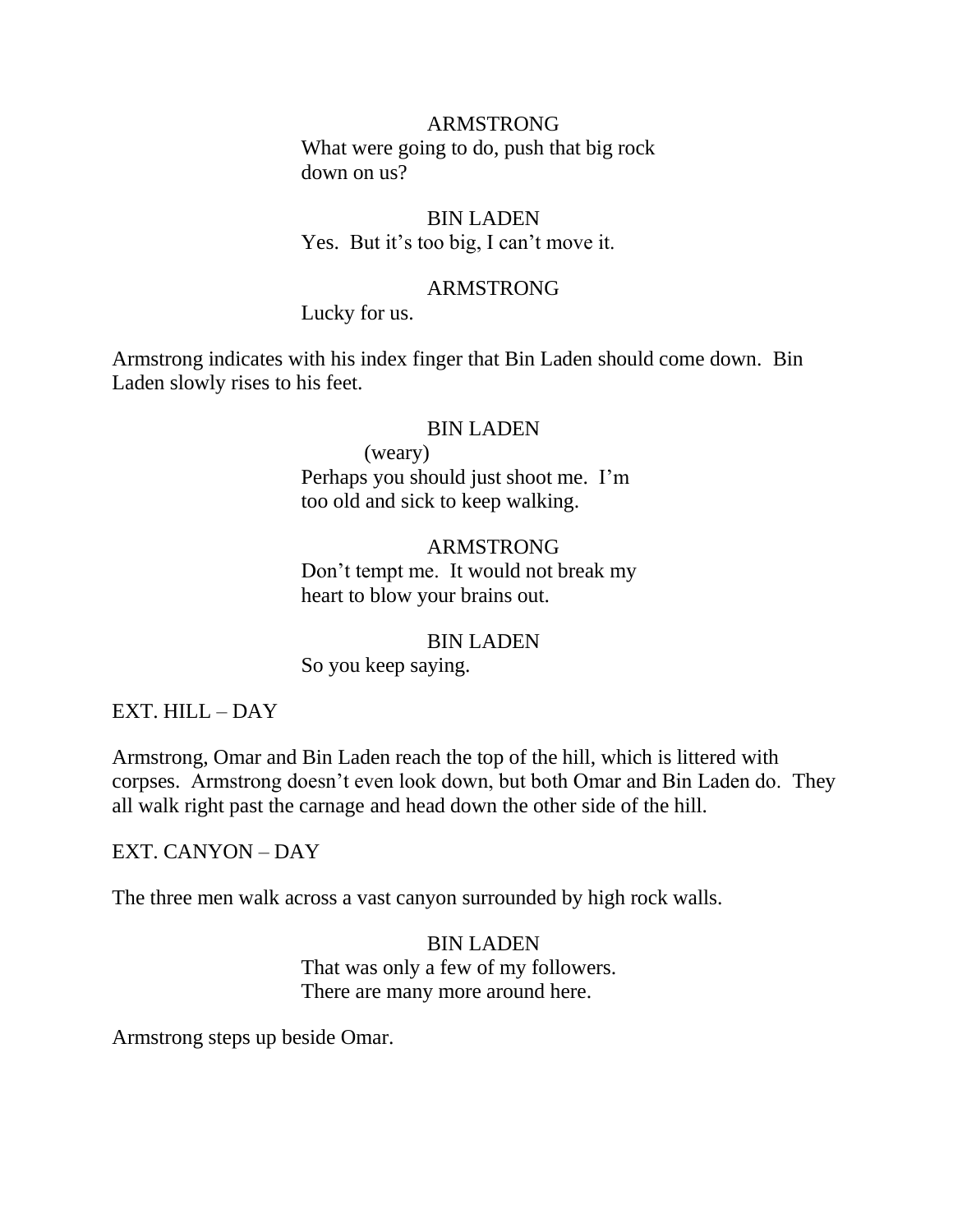ARMSTRONG

What were going to do, push that big rock down on us?

BIN LADEN

Yes. But it's too big, I can't move it.

ARMSTRONG

Lucky for us.

Armstrong indicates with his index finger that Bin Laden should come down. Bin Laden slowly rises to his feet.

BIN LADEN

(weary)

Perhaps you should just shoot me. I'm too old and sick to keep walking.

ARMSTRONG

Don't tempt me. It would not break my heart to blow your brains out.

BIN LADEN

So you keep saying.

EXT. HILL – DAY

Armstrong, Omar and Bin Laden reach the top of the hill, which is littered with corpses. Armstrong doesn't even look down, but both Omar and Bin Laden do. They all walk right past the carnage and head down the other side of the hill.

EXT. CANYON – DAY

The three men walk across a vast canyon surrounded by high rock walls.

BIN LADEN

That was only a few of my followers. There are many more around here.

Armstrong steps up beside Omar.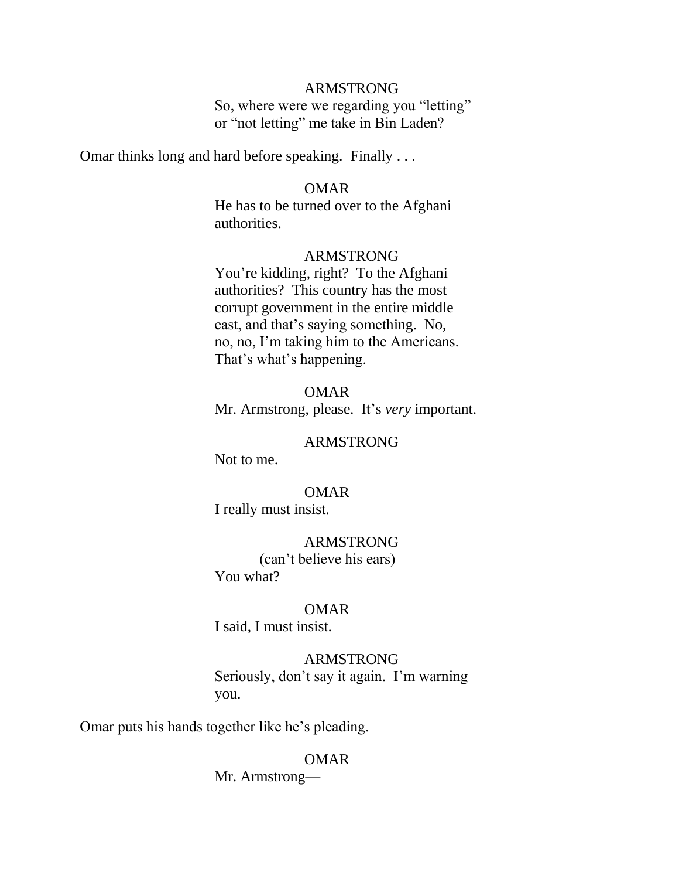ARMSTRONG

So, where were we regarding you “letting” or “not letting” me take in Bin Laden?

Omar thinks long and hard before speaking.  Finally . . .

OMAR

He has to be turned over to the Afghani authorities.

ARMSTRONG

You’re kidding, right?  To the Afghani authorities?  This country has the most corrupt government in the entire middle east, and that’s saying something.  No, no, no, I’m taking him to the Americans. That’s what’s happening.

OMAR

Mr. Armstrong, please.  It’s *very* important.

ARMSTRONG

Not to me.

OMAR

I really must insist.

ARMSTRONG

(can’t believe his ears)

You what?

OMAR

I said, I must insist.

ARMSTRONG

Seriously, don’t say it again.  I’m warning you.

Omar puts his hands together like he’s pleading.

OMAR

Mr. Armstrong—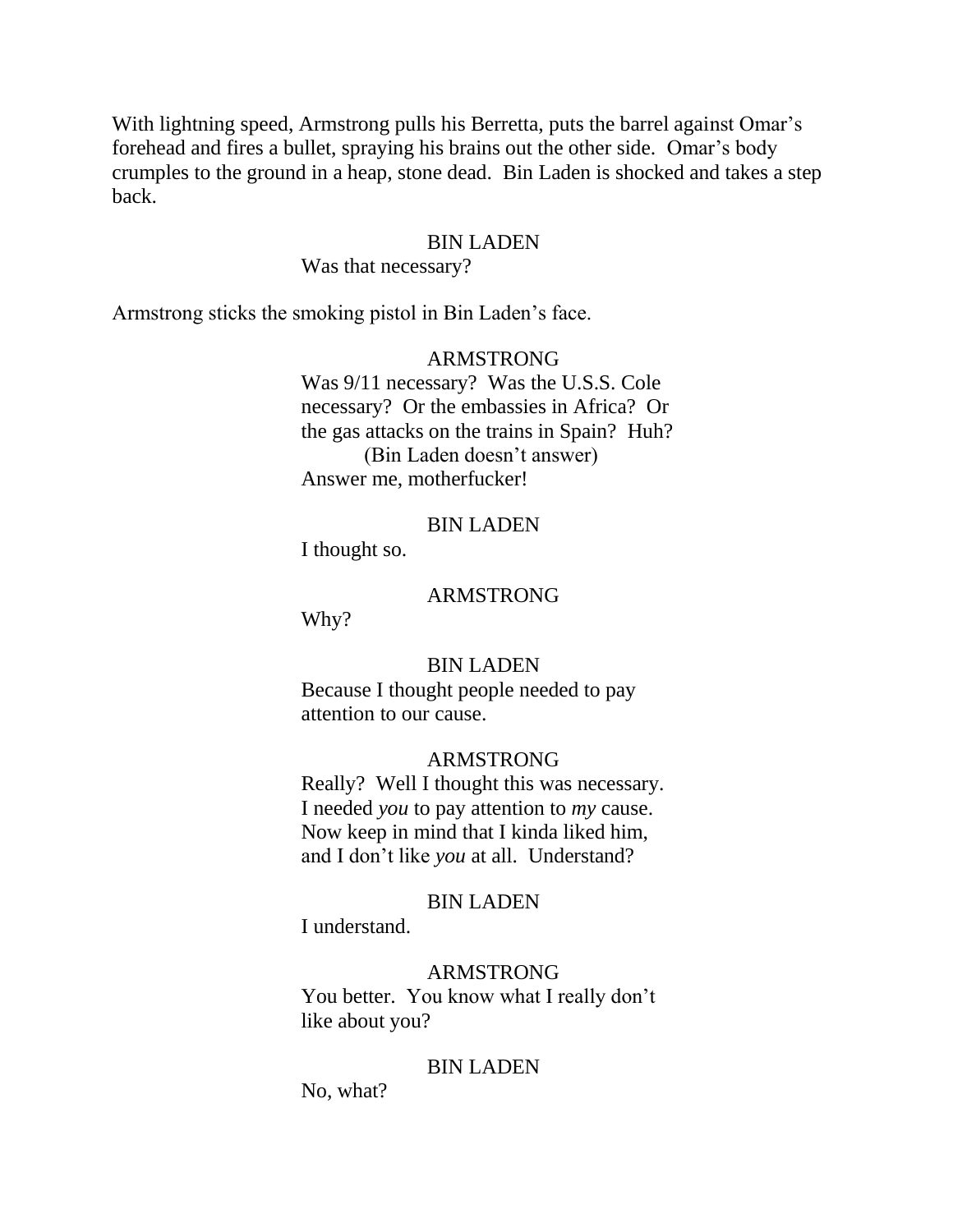With lightning speed, Armstrong pulls his Berretta, puts the barrel against Omar's forehead and fires a bullet, spraying his brains out the other side. Omar's body crumples to the ground in a heap, stone dead. Bin Laden is shocked and takes a step back.

BIN LADEN

Was that necessary?

Armstrong sticks the smoking pistol in Bin Laden's face.

ARMSTRONG

Was 9/11 necessary? Was the U.S.S. Cole necessary? Or the embassies in Africa? Or the gas attacks on the trains in Spain? Huh?

(Bin Laden doesn't answer)

Answer me, motherfucker!

BIN LADEN

I thought so.

ARMSTRONG

Why?

BIN LADEN

Because I thought people needed to pay attention to our cause.

ARMSTRONG

Really? Well I thought this was necessary. I needed *you* to pay attention to *my* cause. Now keep in mind that I kinda liked him, and I don't like *you* at all. Understand?

BIN LADEN

I understand.

ARMSTRONG

You better. You know what I really don't like about you?

BIN LADEN

No, what?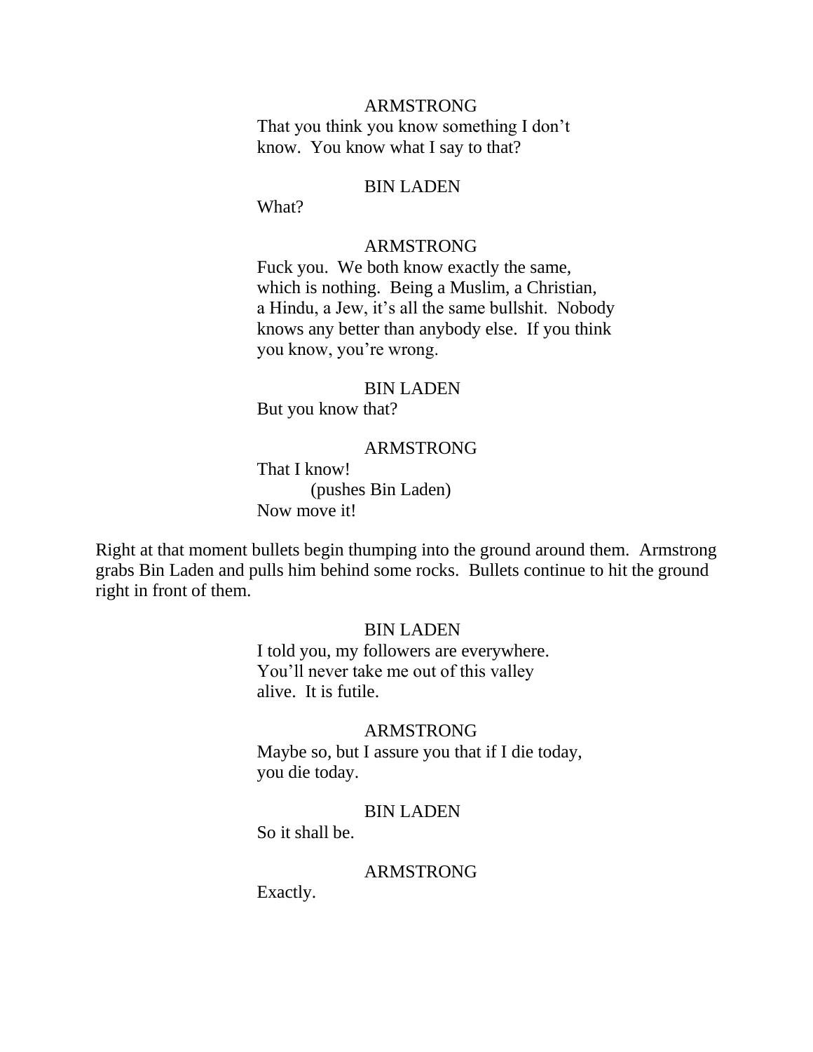ARMSTRONG

That you think you know something I don't know. You know what I say to that?

BIN LADEN

What?

ARMSTRONG

Fuck you. We both know exactly the same, which is nothing. Being a Muslim, a Christian, a Hindu, a Jew, it's all the same bullshit. Nobody knows any better than anybody else. If you think you know, you're wrong.

BIN LADEN

But you know that?

ARMSTRONG

That I know!

(pushes Bin Laden)

Now move it!

Right at that moment bullets begin thumping into the ground around them. Armstrong grabs Bin Laden and pulls him behind some rocks. Bullets continue to hit the ground right in front of them.

BIN LADEN

I told you, my followers are everywhere. You'll never take me out of this valley alive. It is futile.

ARMSTRONG

Maybe so, but I assure you that if I die today, you die today.

BIN LADEN

So it shall be.

ARMSTRONG

Exactly.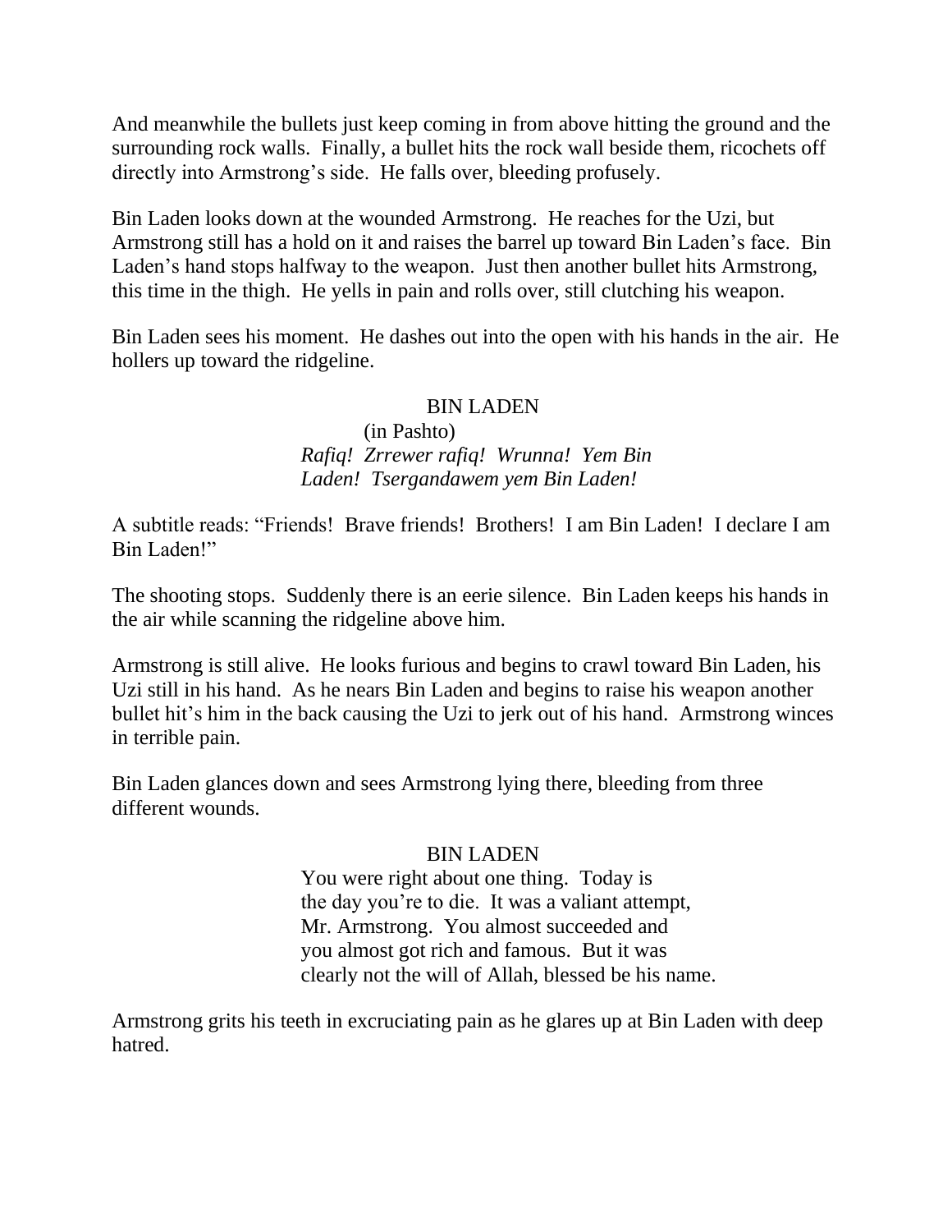And meanwhile the bullets just keep coming in from above hitting the ground and the surrounding rock walls. Finally, a bullet hits the rock wall beside them, ricochets off directly into Armstrong's side. He falls over, bleeding profusely.

Bin Laden looks down at the wounded Armstrong. He reaches for the Uzi, but Armstrong still has a hold on it and raises the barrel up toward Bin Laden's face. Bin Laden's hand stops halfway to the weapon. Just then another bullet hits Armstrong, this time in the thigh. He yells in pain and rolls over, still clutching his weapon.

Bin Laden sees his moment. He dashes out into the open with his hands in the air. He hollers up toward the ridgeline.

BIN LADEN
(in Pashto)
*Rafiq! Zrrewer rafiq! Wrunna! Yem Bin Laden! Tsergandawem yem Bin Laden!*

A subtitle reads: "Friends! Brave friends! Brothers! I am Bin Laden! I declare I am Bin Laden!"

The shooting stops. Suddenly there is an eerie silence. Bin Laden keeps his hands in the air while scanning the ridgeline above him.

Armstrong is still alive. He looks furious and begins to crawl toward Bin Laden, his Uzi still in his hand. As he nears Bin Laden and begins to raise his weapon another bullet hit's him in the back causing the Uzi to jerk out of his hand. Armstrong winces in terrible pain.

Bin Laden glances down and sees Armstrong lying there, bleeding from three different wounds.

BIN LADEN
You were right about one thing. Today is the day you're to die. It was a valiant attempt, Mr. Armstrong. You almost succeeded and you almost got rich and famous. But it was clearly not the will of Allah, blessed be his name.

Armstrong grits his teeth in excruciating pain as he glares up at Bin Laden with deep hatred.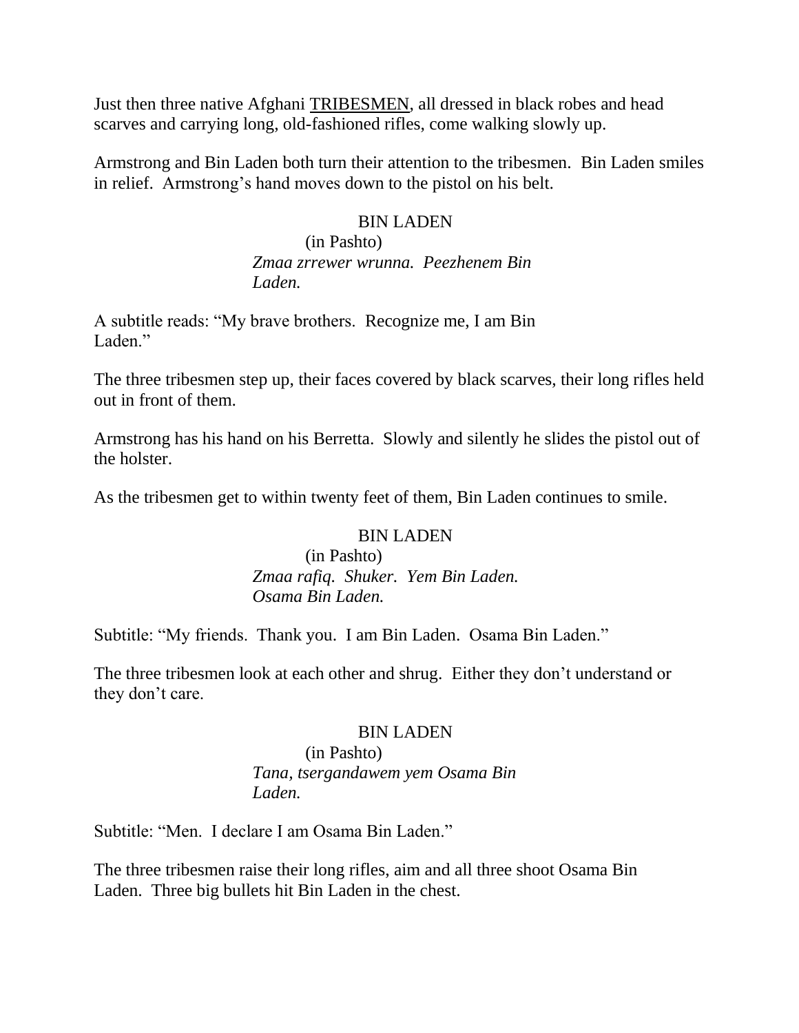Just then three native Afghani TRIBESMEN, all dressed in black robes and head scarves and carrying long, old-fashioned rifles, come walking slowly up.

Armstrong and Bin Laden both turn their attention to the tribesmen. Bin Laden smiles in relief. Armstrong's hand moves down to the pistol on his belt.

BIN LADEN
(in Pashto)
*Zmaa zrrewer wrunna. Peezhenem Bin Laden.*

A subtitle reads: "My brave brothers. Recognize me, I am Bin Laden."

The three tribesmen step up, their faces covered by black scarves, their long rifles held out in front of them.

Armstrong has his hand on his Berretta. Slowly and silently he slides the pistol out of the holster.

As the tribesmen get to within twenty feet of them, Bin Laden continues to smile.

BIN LADEN
(in Pashto)
*Zmaa rafiq. Shuker. Yem Bin Laden. Osama Bin Laden.*

Subtitle: "My friends. Thank you. I am Bin Laden. Osama Bin Laden."

The three tribesmen look at each other and shrug. Either they don't understand or they don't care.

BIN LADEN
(in Pashto)
*Tana, tsergandawem yem Osama Bin Laden.*

Subtitle: "Men. I declare I am Osama Bin Laden."

The three tribesmen raise their long rifles, aim and all three shoot Osama Bin Laden. Three big bullets hit Bin Laden in the chest.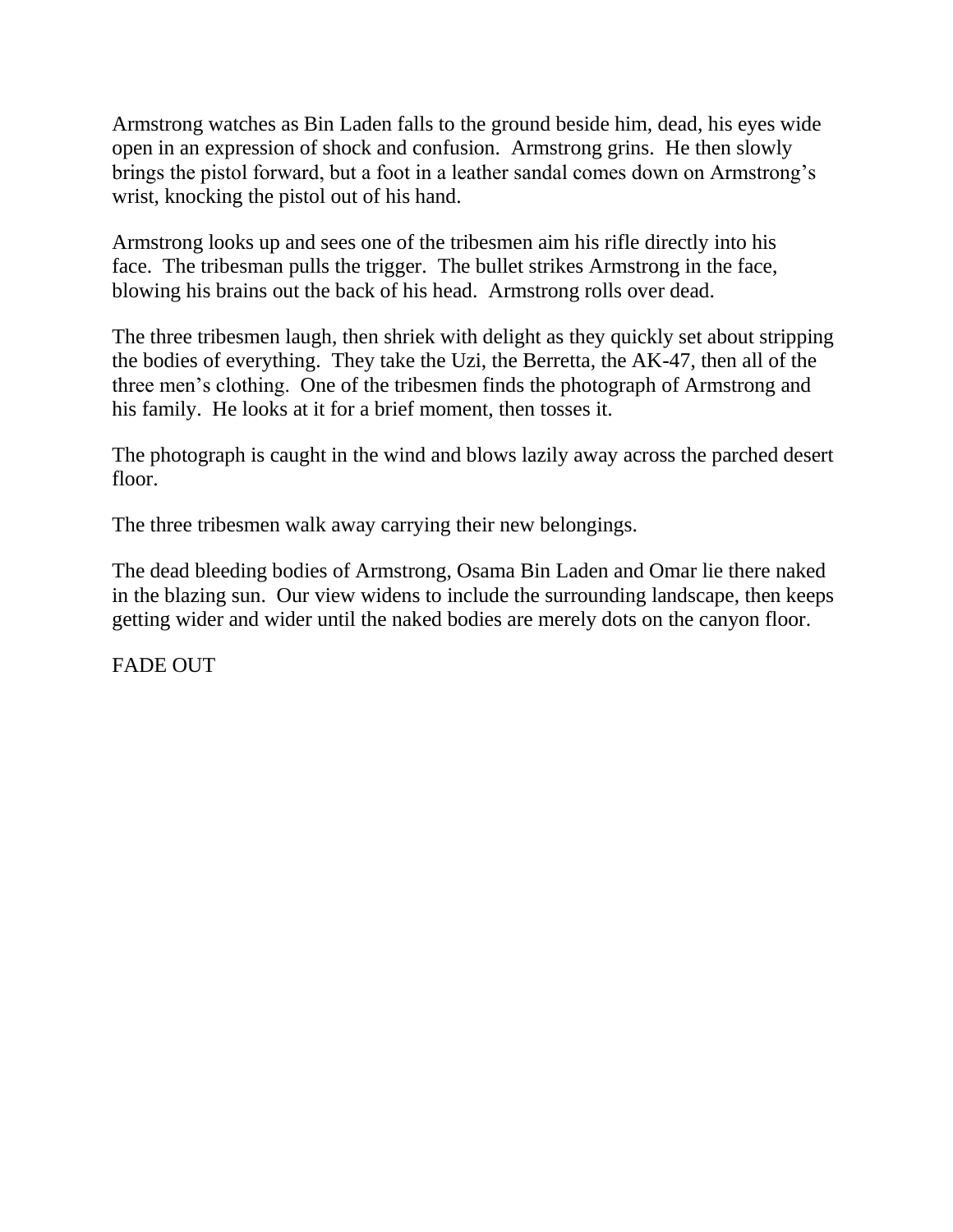Armstrong watches as Bin Laden falls to the ground beside him, dead, his eyes wide open in an expression of shock and confusion. Armstrong grins. He then slowly brings the pistol forward, but a foot in a leather sandal comes down on Armstrong's wrist, knocking the pistol out of his hand.

Armstrong looks up and sees one of the tribesmen aim his rifle directly into his face. The tribesman pulls the trigger. The bullet strikes Armstrong in the face, blowing his brains out the back of his head. Armstrong rolls over dead.

The three tribesmen laugh, then shriek with delight as they quickly set about stripping the bodies of everything. They take the Uzi, the Berretta, the AK-47, then all of the three men's clothing. One of the tribesmen finds the photograph of Armstrong and his family. He looks at it for a brief moment, then tosses it.

The photograph is caught in the wind and blows lazily away across the parched desert floor.

The three tribesmen walk away carrying their new belongings.

The dead bleeding bodies of Armstrong, Osama Bin Laden and Omar lie there naked in the blazing sun. Our view widens to include the surrounding landscape, then keeps getting wider and wider until the naked bodies are merely dots on the canyon floor.

FADE OUT